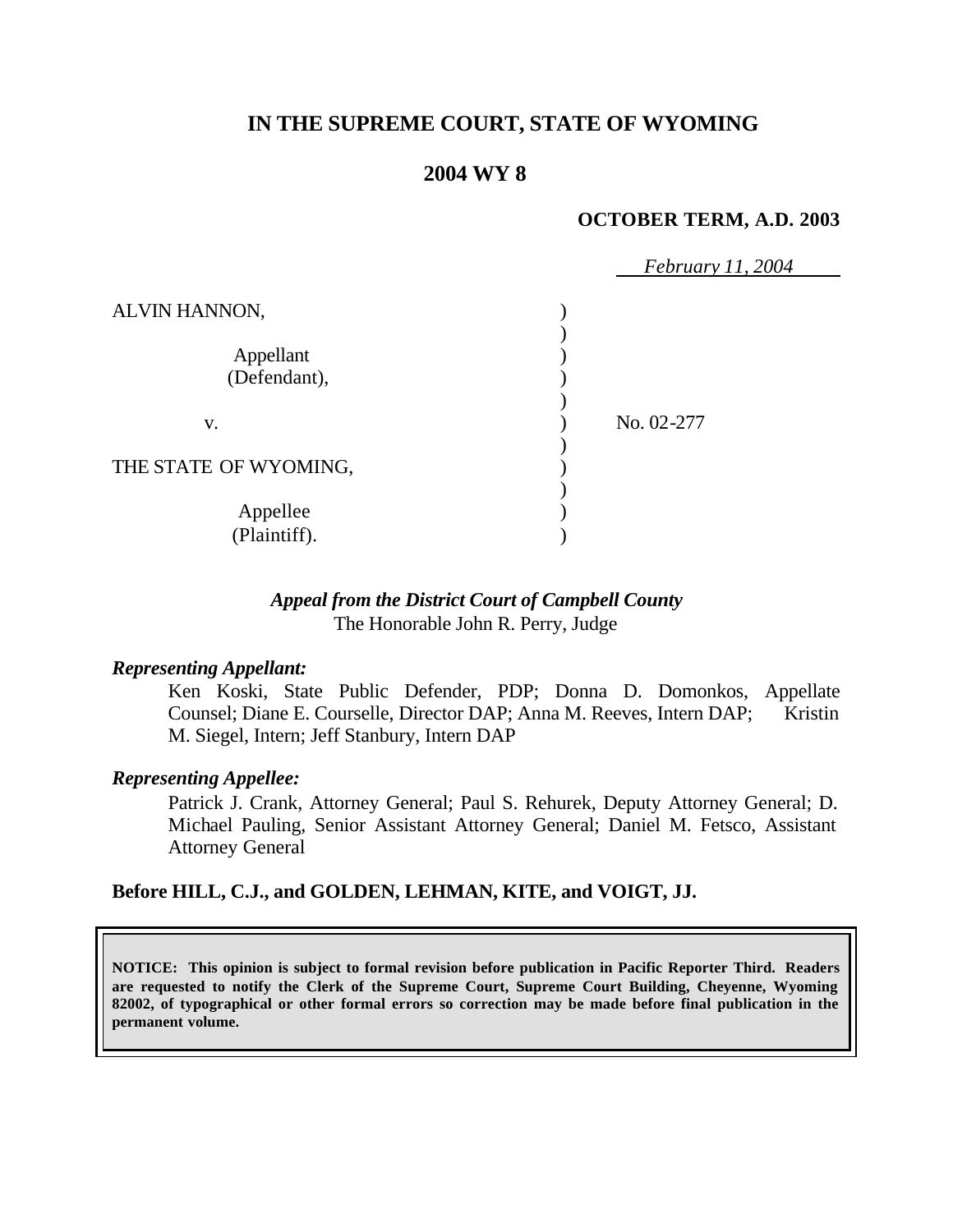# IN THE SUPREME COURT, STATE OF WYOMING

## 2004 WY 8

**OCTOBER TERM, A.D. 2003**

*February 11, 2004*

ALVIN HANNON,

Appellant
(Defendant),

v.

THE STATE OF WYOMING,

Appellee
(Plaintiff).

No. 02-277

***Appeal from the District Court of Campbell County***
The Honorable John R. Perry, Judge

***Representing Appellant:***
Ken Koski, State Public Defender, PDP; Donna D. Domonkos, Appellate Counsel; Diane E. Courselle, Director DAP; Anna M. Reeves, Intern DAP; Kristin M. Siegel, Intern; Jeff Stanbury, Intern DAP

***Representing Appellee:***
Patrick J. Crank, Attorney General; Paul S. Rehurek, Deputy Attorney General; D. Michael Pauling, Senior Assistant Attorney General; Daniel M. Fetsco, Assistant Attorney General

**Before HILL, C.J., and GOLDEN, LEHMAN, KITE, and VOIGT, JJ.**

**NOTICE: This opinion is subject to formal revision before publication in Pacific Reporter Third. Readers are requested to notify the Clerk of the Supreme Court, Supreme Court Building, Cheyenne, Wyoming 82002, of typographical or other formal errors so correction may be made before final publication in the permanent volume.**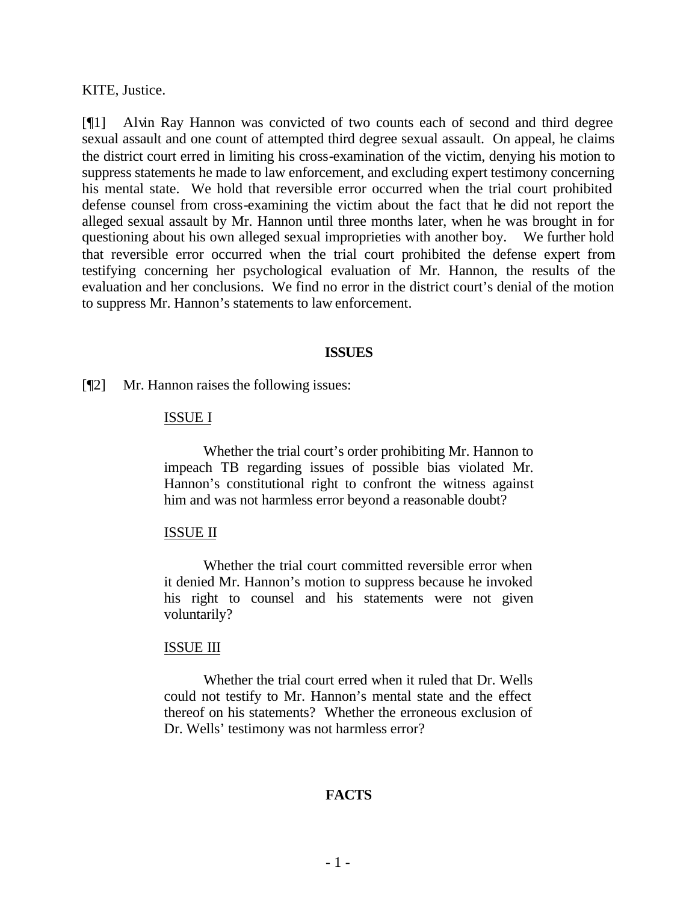KITE, Justice.

[¶1] Alvin Ray Hannon was convicted of two counts each of second and third degree sexual assault and one count of attempted third degree sexual assault. On appeal, he claims the district court erred in limiting his cross-examination of the victim, denying his motion to suppress statements he made to law enforcement, and excluding expert testimony concerning his mental state. We hold that reversible error occurred when the trial court prohibited defense counsel from cross-examining the victim about the fact that he did not report the alleged sexual assault by Mr. Hannon until three months later, when he was brought in for questioning about his own alleged sexual improprieties with another boy. We further hold that reversible error occurred when the trial court prohibited the defense expert from testifying concerning her psychological evaluation of Mr. Hannon, the results of the evaluation and her conclusions. We find no error in the district court's denial of the motion to suppress Mr. Hannon's statements to law enforcement.

## ISSUES

[¶2] Mr. Hannon raises the following issues:

> ISSUE I
>
> Whether the trial court's order prohibiting Mr. Hannon to impeach TB regarding issues of possible bias violated Mr. Hannon's constitutional right to confront the witness against him and was not harmless error beyond a reasonable doubt?
>
> ISSUE II
>
> Whether the trial court committed reversible error when it denied Mr. Hannon's motion to suppress because he invoked his right to counsel and his statements were not given voluntarily?
>
> ISSUE III
>
> Whether the trial court erred when it ruled that Dr. Wells could not testify to Mr. Hannon's mental state and the effect thereof on his statements? Whether the erroneous exclusion of Dr. Wells' testimony was not harmless error?

## FACTS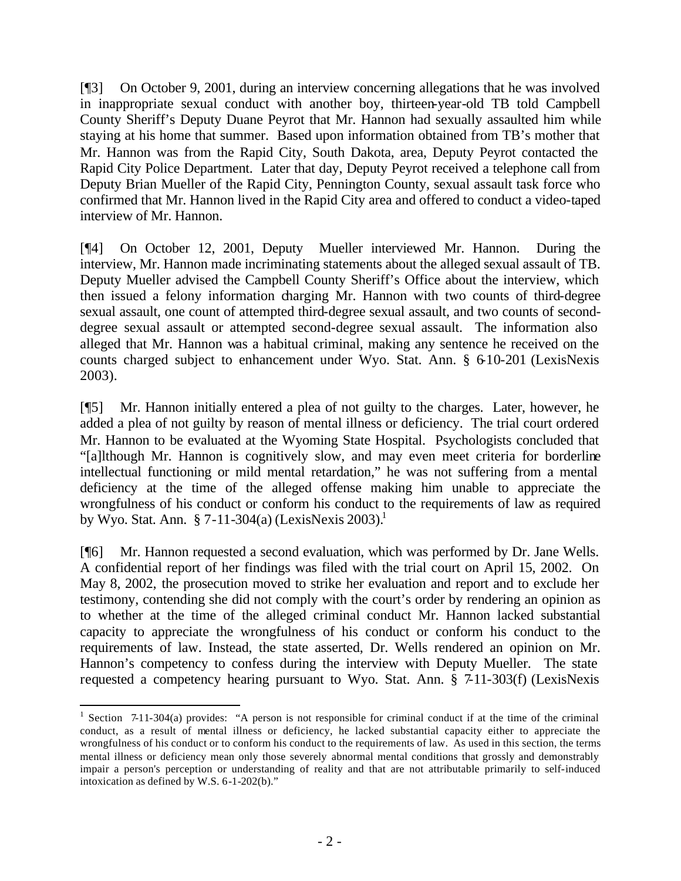[¶3] On October 9, 2001, during an interview concerning allegations that he was involved in inappropriate sexual conduct with another boy, thirteen-year-old TB told Campbell County Sheriff's Deputy Duane Peyrot that Mr. Hannon had sexually assaulted him while staying at his home that summer. Based upon information obtained from TB's mother that Mr. Hannon was from the Rapid City, South Dakota, area, Deputy Peyrot contacted the Rapid City Police Department. Later that day, Deputy Peyrot received a telephone call from Deputy Brian Mueller of the Rapid City, Pennington County, sexual assault task force who confirmed that Mr. Hannon lived in the Rapid City area and offered to conduct a video-taped interview of Mr. Hannon.

[¶4] On October 12, 2001, Deputy Mueller interviewed Mr. Hannon. During the interview, Mr. Hannon made incriminating statements about the alleged sexual assault of TB. Deputy Mueller advised the Campbell County Sheriff's Office about the interview, which then issued a felony information charging Mr. Hannon with two counts of third-degree sexual assault, one count of attempted third-degree sexual assault, and two counts of second-degree sexual assault or attempted second-degree sexual assault. The information also alleged that Mr. Hannon was a habitual criminal, making any sentence he received on the counts charged subject to enhancement under Wyo. Stat. Ann. § 6-10-201 (LexisNexis 2003).

[¶5] Mr. Hannon initially entered a plea of not guilty to the charges. Later, however, he added a plea of not guilty by reason of mental illness or deficiency. The trial court ordered Mr. Hannon to be evaluated at the Wyoming State Hospital. Psychologists concluded that "[a]lthough Mr. Hannon is cognitively slow, and may even meet criteria for borderline intellectual functioning or mild mental retardation," he was not suffering from a mental deficiency at the time of the alleged offense making him unable to appreciate the wrongfulness of his conduct or conform his conduct to the requirements of law as required by Wyo. Stat. Ann. § 7-11-304(a) (LexisNexis 2003).[1]

[¶6] Mr. Hannon requested a second evaluation, which was performed by Dr. Jane Wells. A confidential report of her findings was filed with the trial court on April 15, 2002. On May 8, 2002, the prosecution moved to strike her evaluation and report and to exclude her testimony, contending she did not comply with the court's order by rendering an opinion as to whether at the time of the alleged criminal conduct Mr. Hannon lacked substantial capacity to appreciate the wrongfulness of his conduct or conform his conduct to the requirements of law. Instead, the state asserted, Dr. Wells rendered an opinion on Mr. Hannon's competency to confess during the interview with Deputy Mueller. The state requested a competency hearing pursuant to Wyo. Stat. Ann. § 7-11-303(f) (LexisNexis

---

[1] Section 7-11-304(a) provides: "A person is not responsible for criminal conduct if at the time of the criminal conduct, as a result of mental illness or deficiency, he lacked substantial capacity either to appreciate the wrongfulness of his conduct or to conform his conduct to the requirements of law. As used in this section, the terms mental illness or deficiency mean only those severely abnormal mental conditions that grossly and demonstrably impair a person's perception or understanding of reality and that are not attributable primarily to self-induced intoxication as defined by W.S. 6-1-202(b)."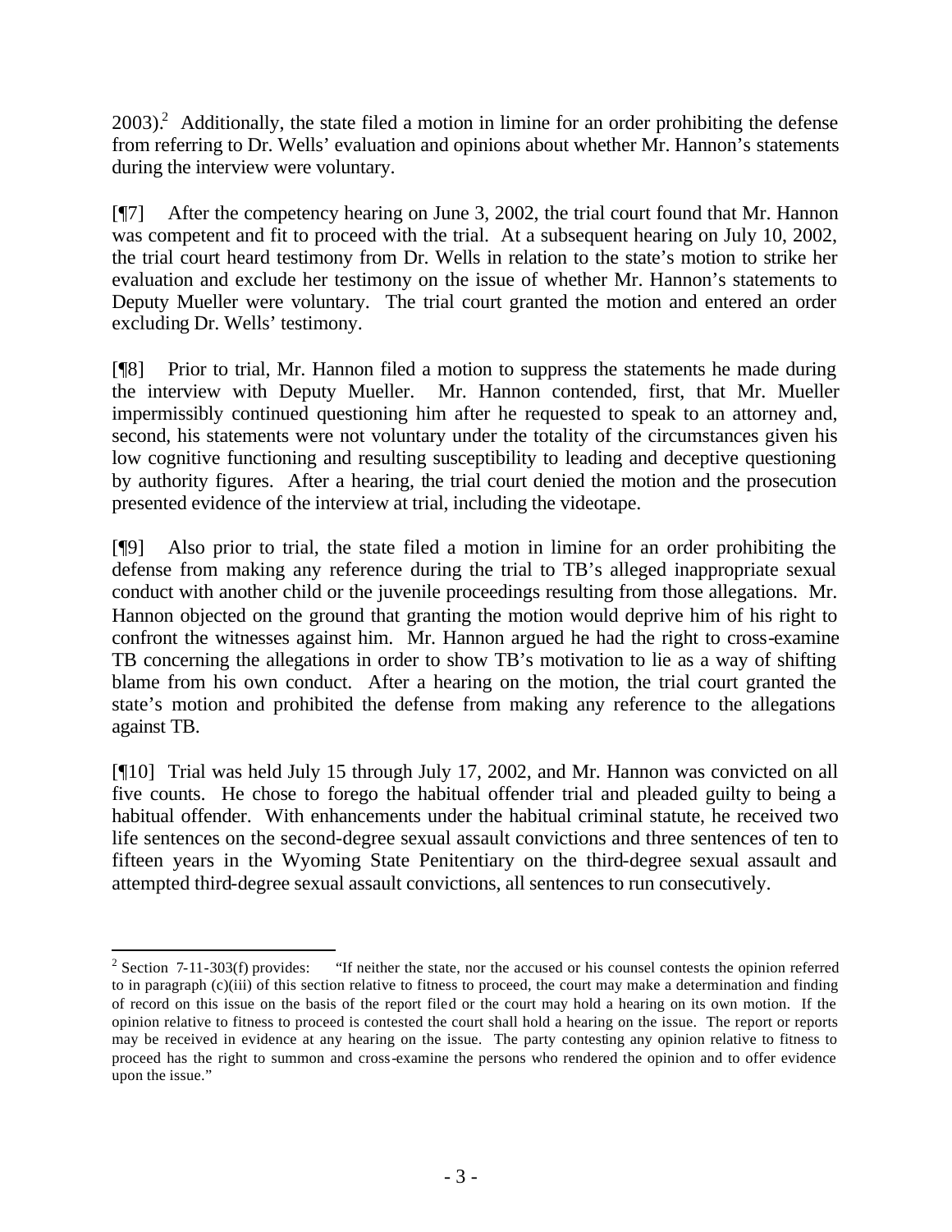2003).[2] Additionally, the state filed a motion in limine for an order prohibiting the defense from referring to Dr. Wells' evaluation and opinions about whether Mr. Hannon's statements during the interview were voluntary.

[¶7] After the competency hearing on June 3, 2002, the trial court found that Mr. Hannon was competent and fit to proceed with the trial. At a subsequent hearing on July 10, 2002, the trial court heard testimony from Dr. Wells in relation to the state's motion to strike her evaluation and exclude her testimony on the issue of whether Mr. Hannon's statements to Deputy Mueller were voluntary. The trial court granted the motion and entered an order excluding Dr. Wells' testimony.

[¶8] Prior to trial, Mr. Hannon filed a motion to suppress the statements he made during the interview with Deputy Mueller. Mr. Hannon contended, first, that Mr. Mueller impermissibly continued questioning him after he requested to speak to an attorney and, second, his statements were not voluntary under the totality of the circumstances given his low cognitive functioning and resulting susceptibility to leading and deceptive questioning by authority figures. After a hearing, the trial court denied the motion and the prosecution presented evidence of the interview at trial, including the videotape.

[¶9] Also prior to trial, the state filed a motion in limine for an order prohibiting the defense from making any reference during the trial to TB's alleged inappropriate sexual conduct with another child or the juvenile proceedings resulting from those allegations. Mr. Hannon objected on the ground that granting the motion would deprive him of his right to confront the witnesses against him. Mr. Hannon argued he had the right to cross-examine TB concerning the allegations in order to show TB's motivation to lie as a way of shifting blame from his own conduct. After a hearing on the motion, the trial court granted the state's motion and prohibited the defense from making any reference to the allegations against TB.

[¶10] Trial was held July 15 through July 17, 2002, and Mr. Hannon was convicted on all five counts. He chose to forego the habitual offender trial and pleaded guilty to being a habitual offender. With enhancements under the habitual criminal statute, he received two life sentences on the second-degree sexual assault convictions and three sentences of ten to fifteen years in the Wyoming State Penitentiary on the third-degree sexual assault and attempted third-degree sexual assault convictions, all sentences to run consecutively.

---

[2] Section 7-11-303(f) provides: "If neither the state, nor the accused or his counsel contests the opinion referred to in paragraph (c)(iii) of this section relative to fitness to proceed, the court may make a determination and finding of record on this issue on the basis of the report filed or the court may hold a hearing on its own motion. If the opinion relative to fitness to proceed is contested the court shall hold a hearing on the issue. The report or reports may be received in evidence at any hearing on the issue. The party contesting any opinion relative to fitness to proceed has the right to summon and cross-examine the persons who rendered the opinion and to offer evidence upon the issue."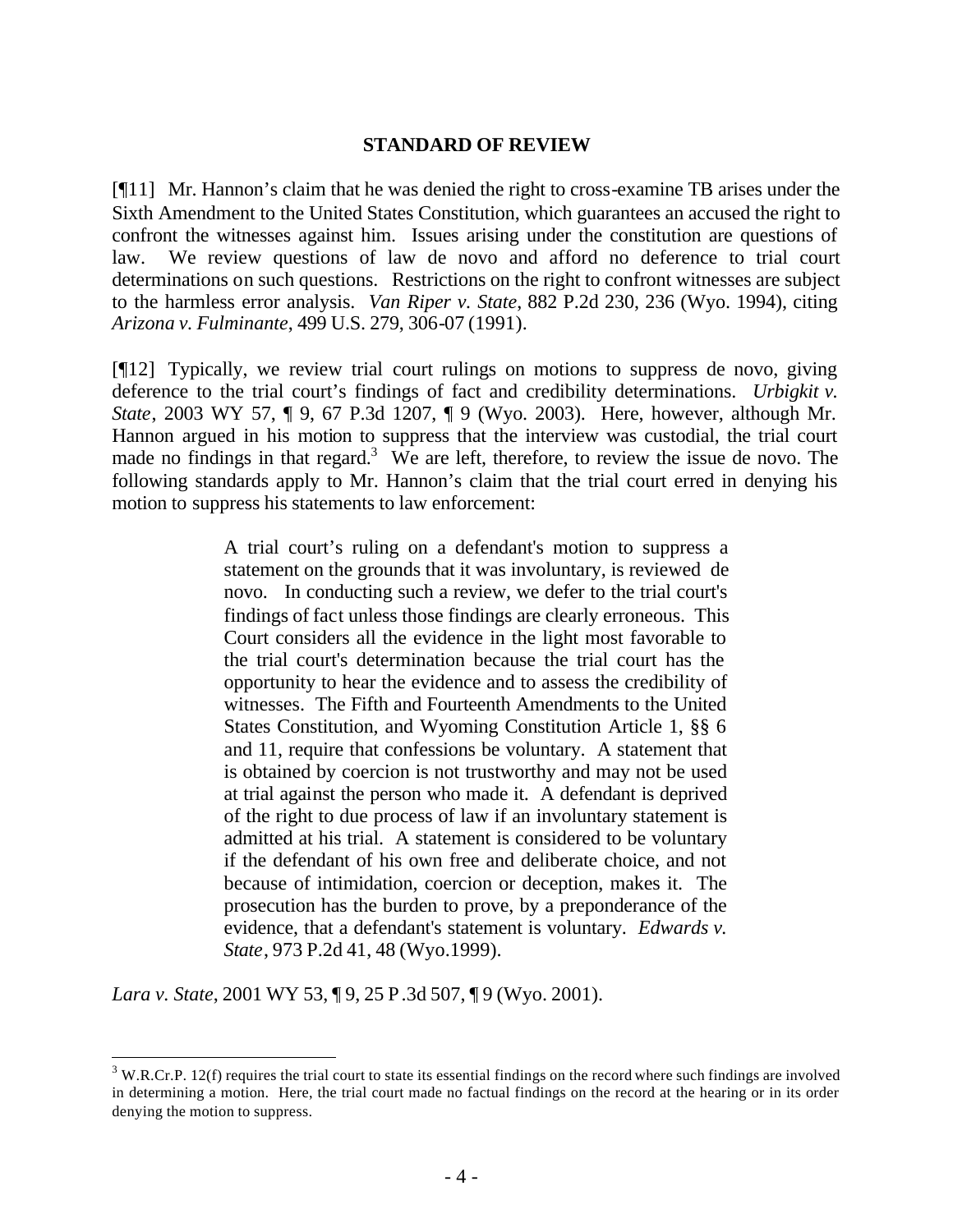## STANDARD OF REVIEW

[¶11] Mr. Hannon's claim that he was denied the right to cross-examine TB arises under the Sixth Amendment to the United States Constitution, which guarantees an accused the right to confront the witnesses against him. Issues arising under the constitution are questions of law. We review questions of law de novo and afford no deference to trial court determinations on such questions. Restrictions on the right to confront witnesses are subject to the harmless error analysis. *Van Riper v. State*, 882 P.2d 230, 236 (Wyo. 1994), citing *Arizona v. Fulminante*, 499 U.S. 279, 306-07 (1991).

[¶12] Typically, we review trial court rulings on motions to suppress de novo, giving deference to the trial court's findings of fact and credibility determinations. *Urbigkit v. State*, 2003 WY 57, ¶ 9, 67 P.3d 1207, ¶ 9 (Wyo. 2003). Here, however, although Mr. Hannon argued in his motion to suppress that the interview was custodial, the trial court made no findings in that regard.[3] We are left, therefore, to review the issue de novo. The following standards apply to Mr. Hannon's claim that the trial court erred in denying his motion to suppress his statements to law enforcement:

> A trial court's ruling on a defendant's motion to suppress a statement on the grounds that it was involuntary, is reviewed de novo. In conducting such a review, we defer to the trial court's findings of fact unless those findings are clearly erroneous. This Court considers all the evidence in the light most favorable to the trial court's determination because the trial court has the opportunity to hear the evidence and to assess the credibility of witnesses. The Fifth and Fourteenth Amendments to the United States Constitution, and Wyoming Constitution Article 1, §§ 6 and 11, require that confessions be voluntary. A statement that is obtained by coercion is not trustworthy and may not be used at trial against the person who made it. A defendant is deprived of the right to due process of law if an involuntary statement is admitted at his trial. A statement is considered to be voluntary if the defendant of his own free and deliberate choice, and not because of intimidation, coercion or deception, makes it. The prosecution has the burden to prove, by a preponderance of the evidence, that a defendant's statement is voluntary. *Edwards v. State*, 973 P.2d 41, 48 (Wyo.1999).

*Lara v. State*, 2001 WY 53, ¶ 9, 25 P.3d 507, ¶ 9 (Wyo. 2001).

---

[3] W.R.Cr.P. 12(f) requires the trial court to state its essential findings on the record where such findings are involved in determining a motion. Here, the trial court made no factual findings on the record at the hearing or in its order denying the motion to suppress.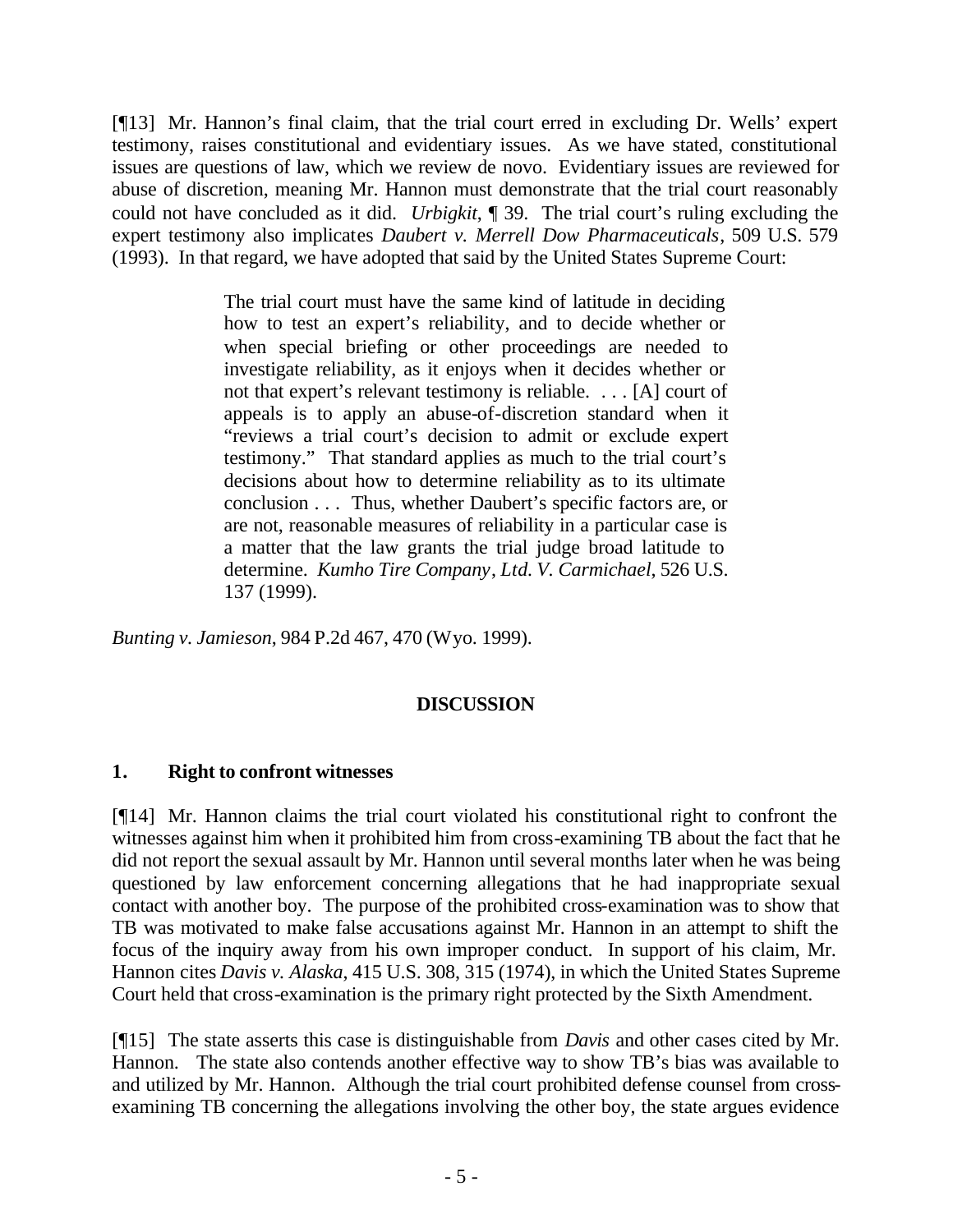[¶13] Mr. Hannon's final claim, that the trial court erred in excluding Dr. Wells' expert testimony, raises constitutional and evidentiary issues. As we have stated, constitutional issues are questions of law, which we review de novo. Evidentiary issues are reviewed for abuse of discretion, meaning Mr. Hannon must demonstrate that the trial court reasonably could not have concluded as it did. *Urbigkit*, ¶ 39. The trial court's ruling excluding the expert testimony also implicates *Daubert v. Merrell Dow Pharmaceuticals*, 509 U.S. 579 (1993). In that regard, we have adopted that said by the United States Supreme Court:

> The trial court must have the same kind of latitude in deciding how to test an expert's reliability, and to decide whether or when special briefing or other proceedings are needed to investigate reliability, as it enjoys when it decides whether or not that expert's relevant testimony is reliable. . . . [A] court of appeals is to apply an abuse-of-discretion standard when it "reviews a trial court's decision to admit or exclude expert testimony." That standard applies as much to the trial court's decisions about how to determine reliability as to its ultimate conclusion . . . Thus, whether Daubert's specific factors are, or are not, reasonable measures of reliability in a particular case is a matter that the law grants the trial judge broad latitude to determine. *Kumho Tire Company, Ltd. V. Carmichael*, 526 U.S. 137 (1999).

*Bunting v. Jamieson*, 984 P.2d 467, 470 (Wyo. 1999).

## DISCUSSION

### 1. Right to confront witnesses

[¶14] Mr. Hannon claims the trial court violated his constitutional right to confront the witnesses against him when it prohibited him from cross-examining TB about the fact that he did not report the sexual assault by Mr. Hannon until several months later when he was being questioned by law enforcement concerning allegations that he had inappropriate sexual contact with another boy. The purpose of the prohibited cross-examination was to show that TB was motivated to make false accusations against Mr. Hannon in an attempt to shift the focus of the inquiry away from his own improper conduct. In support of his claim, Mr. Hannon cites *Davis v. Alaska*, 415 U.S. 308, 315 (1974), in which the United States Supreme Court held that cross-examination is the primary right protected by the Sixth Amendment.

[¶15] The state asserts this case is distinguishable from *Davis* and other cases cited by Mr. Hannon. The state also contends another effective way to show TB's bias was available to and utilized by Mr. Hannon. Although the trial court prohibited defense counsel from cross-examining TB concerning the allegations involving the other boy, the state argues evidence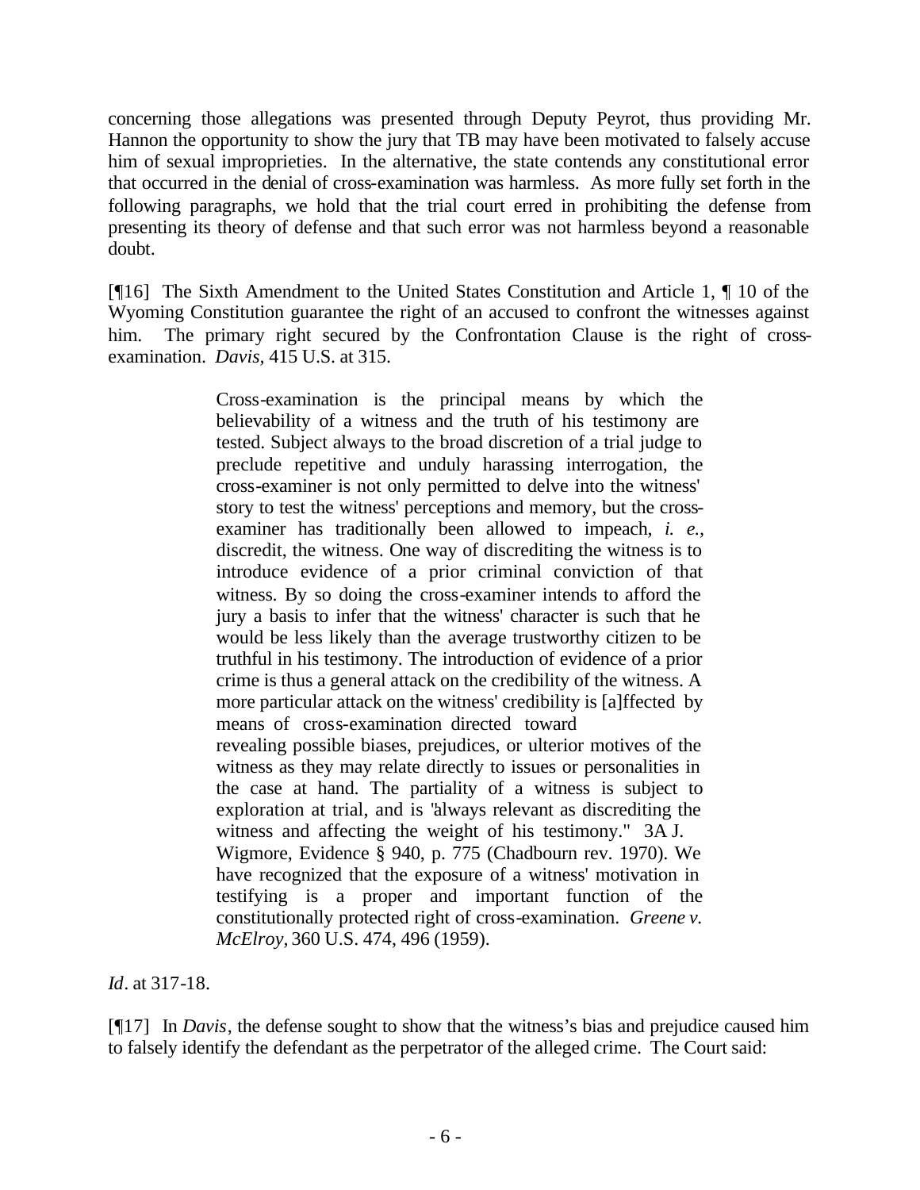concerning those allegations was presented through Deputy Peyrot, thus providing Mr. Hannon the opportunity to show the jury that TB may have been motivated to falsely accuse him of sexual improprieties. In the alternative, the state contends any constitutional error that occurred in the denial of cross-examination was harmless. As more fully set forth in the following paragraphs, we hold that the trial court erred in prohibiting the defense from presenting its theory of defense and that such error was not harmless beyond a reasonable doubt.

[¶16] The Sixth Amendment to the United States Constitution and Article 1, ¶ 10 of the Wyoming Constitution guarantee the right of an accused to confront the witnesses against him. The primary right secured by the Confrontation Clause is the right of cross-examination. *Davis*, 415 U.S. at 315.

> Cross-examination is the principal means by which the believability of a witness and the truth of his testimony are tested. Subject always to the broad discretion of a trial judge to preclude repetitive and unduly harassing interrogation, the cross-examiner is not only permitted to delve into the witness' story to test the witness' perceptions and memory, but the cross-examiner has traditionally been allowed to impeach, *i. e.*, discredit, the witness. One way of discrediting the witness is to introduce evidence of a prior criminal conviction of that witness. By so doing the cross-examiner intends to afford the jury a basis to infer that the witness' character is such that he would be less likely than the average trustworthy citizen to be truthful in his testimony. The introduction of evidence of a prior crime is thus a general attack on the credibility of the witness. A more particular attack on the witness' credibility is [a]ffected by means of cross-examination directed toward revealing possible biases, prejudices, or ulterior motives of the witness as they may relate directly to issues or personalities in the case at hand. The partiality of a witness is subject to exploration at trial, and is "always relevant as discrediting the witness and affecting the weight of his testimony." 3A J. Wigmore, Evidence § 940, p. 775 (Chadbourn rev. 1970). We have recognized that the exposure of a witness' motivation in testifying is a proper and important function of the constitutionally protected right of cross-examination. *Greene v. McElroy*, 360 U.S. 474, 496 (1959).

*Id*. at 317-18.

[¶17] In *Davis*, the defense sought to show that the witness's bias and prejudice caused him to falsely identify the defendant as the perpetrator of the alleged crime. The Court said: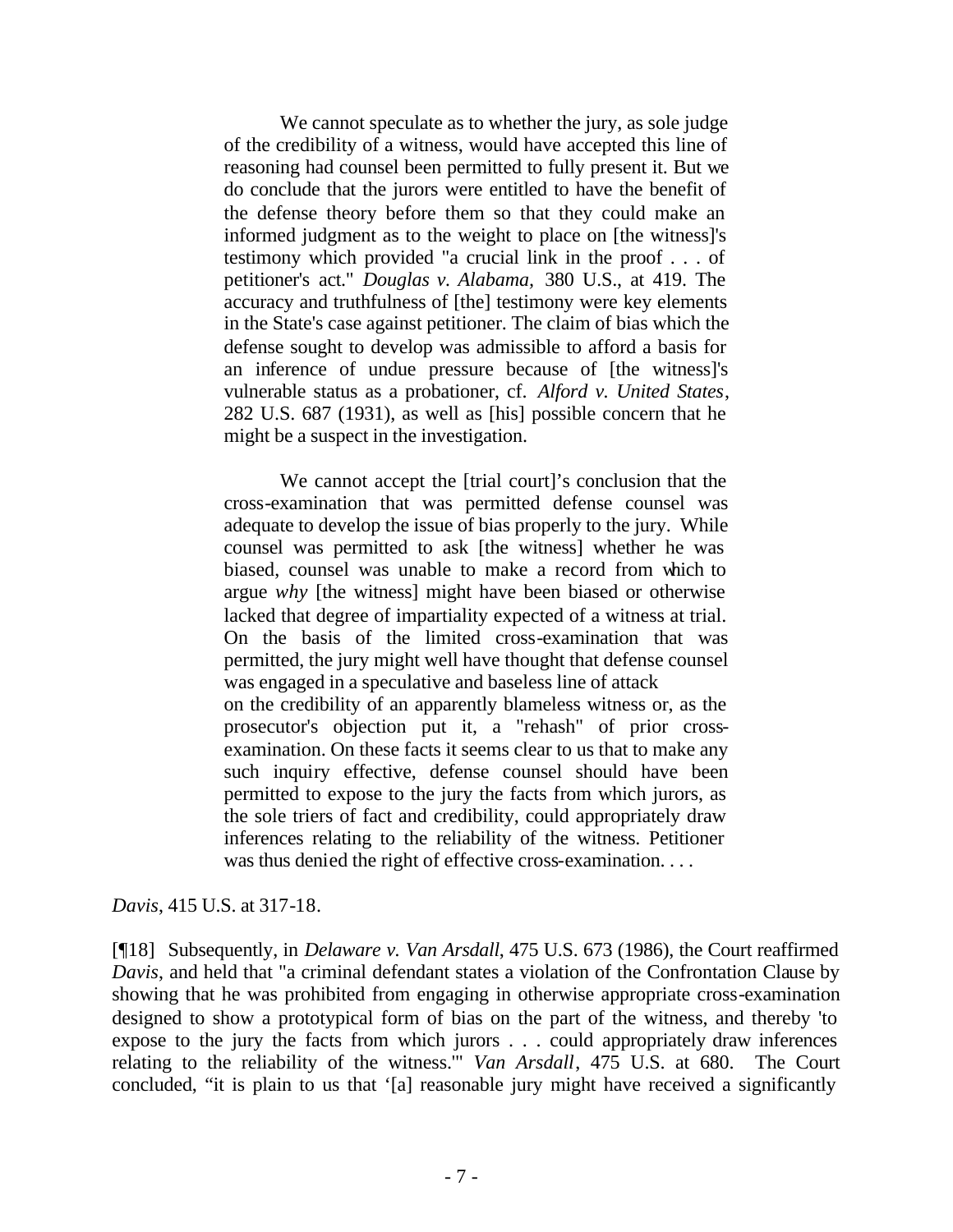> We cannot speculate as to whether the jury, as sole judge of the credibility of a witness, would have accepted this line of reasoning had counsel been permitted to fully present it. But we do conclude that the jurors were entitled to have the benefit of the defense theory before them so that they could make an informed judgment as to the weight to place on [the witness]'s testimony which provided "a crucial link in the proof . . . of petitioner's act." *Douglas v. Alabama*, 380 U.S., at 419. The accuracy and truthfulness of [the] testimony were key elements in the State's case against petitioner. The claim of bias which the defense sought to develop was admissible to afford a basis for an inference of undue pressure because of [the witness]'s vulnerable status as a probationer, cf. *Alford v. United States*, 282 U.S. 687 (1931), as well as [his] possible concern that he might be a suspect in the investigation.
>
> We cannot accept the [trial court]'s conclusion that the cross-examination that was permitted defense counsel was adequate to develop the issue of bias properly to the jury. While counsel was permitted to ask [the witness] whether he was biased, counsel was unable to make a record from which to argue *why* [the witness] might have been biased or otherwise lacked that degree of impartiality expected of a witness at trial. On the basis of the limited cross-examination that was permitted, the jury might well have thought that defense counsel was engaged in a speculative and baseless line of attack on the credibility of an apparently blameless witness or, as the prosecutor's objection put it, a "rehash" of prior cross-examination. On these facts it seems clear to us that to make any such inquiry effective, defense counsel should have been permitted to expose to the jury the facts from which jurors, as the sole triers of fact and credibility, could appropriately draw inferences relating to the reliability of the witness. Petitioner was thus denied the right of effective cross-examination. . . .

*Davis*, 415 U.S. at 317-18.

[¶18] Subsequently, in *Delaware v. Van Arsdall*, 475 U.S. 673 (1986), the Court reaffirmed *Davis*, and held that "a criminal defendant states a violation of the Confrontation Clause by showing that he was prohibited from engaging in otherwise appropriate cross-examination designed to show a prototypical form of bias on the part of the witness, and thereby 'to expose to the jury the facts from which jurors . . . could appropriately draw inferences relating to the reliability of the witness.'" *Van Arsdall*, 475 U.S. at 680. The Court concluded, "it is plain to us that '[a] reasonable jury might have received a significantly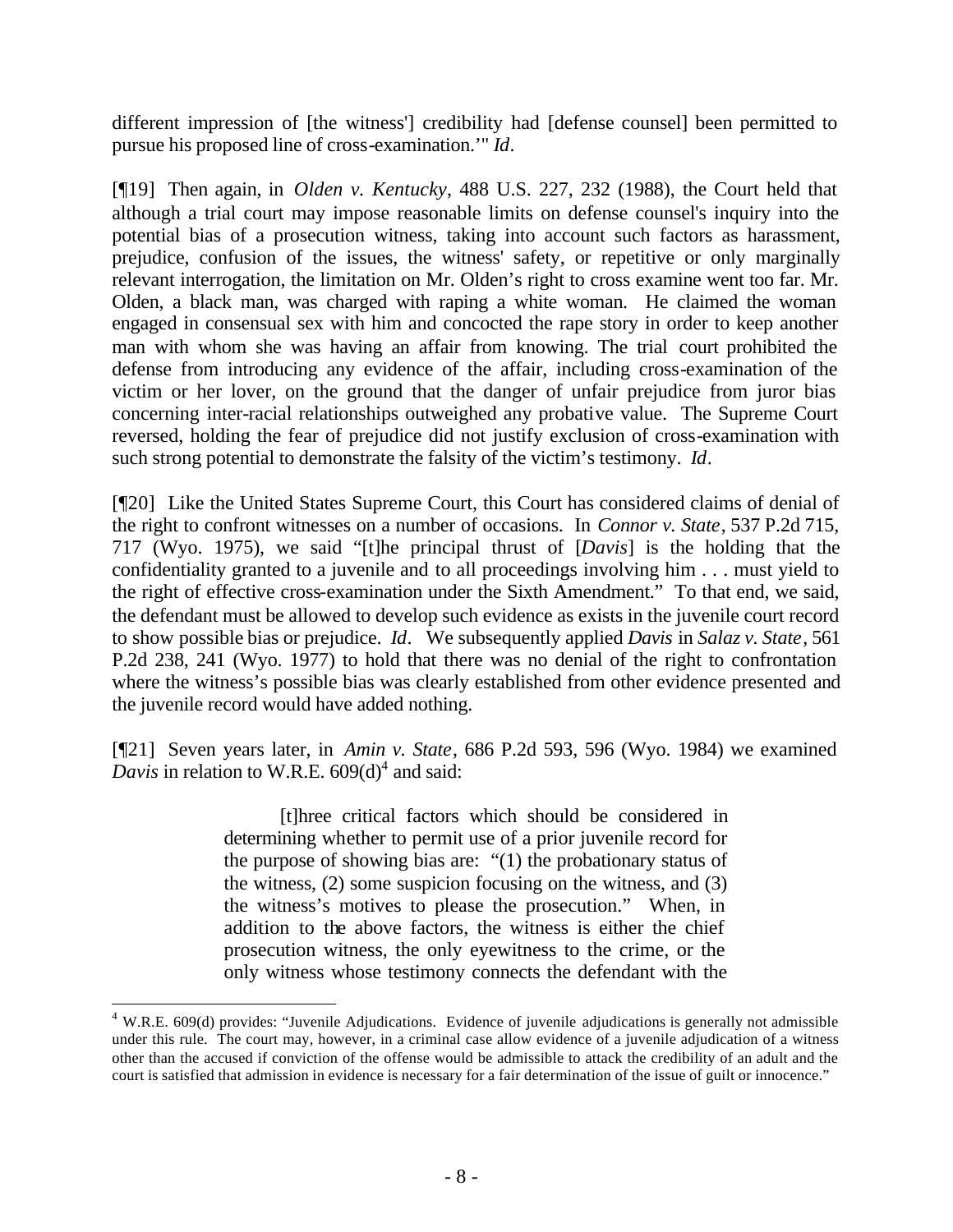different impression of [the witness'] credibility had [defense counsel] been permitted to pursue his proposed line of cross-examination.'" *Id*.

[¶19] Then again, in *Olden v. Kentucky*, 488 U.S. 227, 232 (1988), the Court held that although a trial court may impose reasonable limits on defense counsel's inquiry into the potential bias of a prosecution witness, taking into account such factors as harassment, prejudice, confusion of the issues, the witness' safety, or repetitive or only marginally relevant interrogation, the limitation on Mr. Olden's right to cross examine went too far. Mr. Olden, a black man, was charged with raping a white woman. He claimed the woman engaged in consensual sex with him and concocted the rape story in order to keep another man with whom she was having an affair from knowing. The trial court prohibited the defense from introducing any evidence of the affair, including cross-examination of the victim or her lover, on the ground that the danger of unfair prejudice from juror bias concerning inter-racial relationships outweighed any probative value. The Supreme Court reversed, holding the fear of prejudice did not justify exclusion of cross-examination with such strong potential to demonstrate the falsity of the victim's testimony. *Id*.

[¶20] Like the United States Supreme Court, this Court has considered claims of denial of the right to confront witnesses on a number of occasions. In *Connor v. State*, 537 P.2d 715, 717 (Wyo. 1975), we said "[t]he principal thrust of [*Davis*] is the holding that the confidentiality granted to a juvenile and to all proceedings involving him . . . must yield to the right of effective cross-examination under the Sixth Amendment." To that end, we said, the defendant must be allowed to develop such evidence as exists in the juvenile court record to show possible bias or prejudice. *Id*. We subsequently applied *Davis* in *Salaz v. State*, 561 P.2d 238, 241 (Wyo. 1977) to hold that there was no denial of the right to confrontation where the witness's possible bias was clearly established from other evidence presented and the juvenile record would have added nothing.

[¶21] Seven years later, in *Amin v. State*, 686 P.2d 593, 596 (Wyo. 1984) we examined *Davis* in relation to W.R.E. 609(d)[4] and said:

> [t]hree critical factors which should be considered in determining whether to permit use of a prior juvenile record for the purpose of showing bias are: "(1) the probationary status of the witness, (2) some suspicion focusing on the witness, and (3) the witness's motives to please the prosecution." When, in addition to the above factors, the witness is either the chief prosecution witness, the only eyewitness to the crime, or the only witness whose testimony connects the defendant with the

[4] W.R.E. 609(d) provides: "Juvenile Adjudications. Evidence of juvenile adjudications is generally not admissible under this rule. The court may, however, in a criminal case allow evidence of a juvenile adjudication of a witness other than the accused if conviction of the offense would be admissible to attack the credibility of an adult and the court is satisfied that admission in evidence is necessary for a fair determination of the issue of guilt or innocence."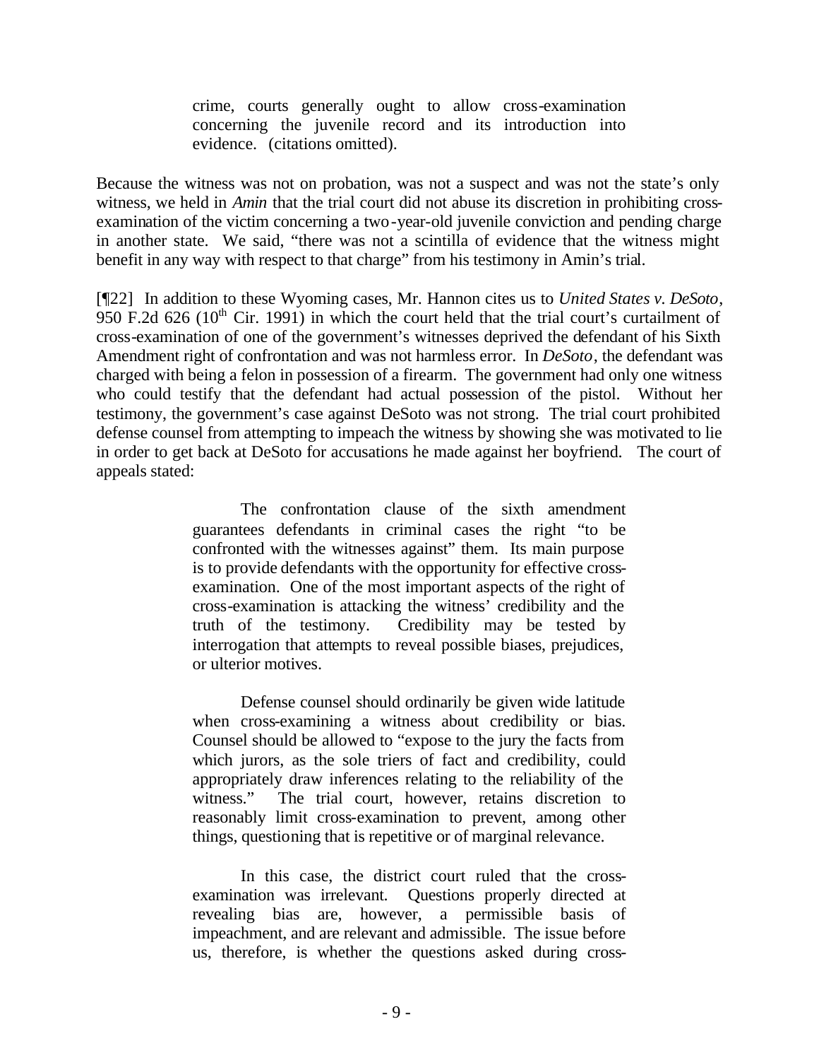> crime, courts generally ought to allow cross-examination concerning the juvenile record and its introduction into evidence. (citations omitted).

Because the witness was not on probation, was not a suspect and was not the state's only witness, we held in *Amin* that the trial court did not abuse its discretion in prohibiting cross-examination of the victim concerning a two-year-old juvenile conviction and pending charge in another state. We said, "there was not a scintilla of evidence that the witness might benefit in any way with respect to that charge" from his testimony in Amin's trial.

[¶22] In addition to these Wyoming cases, Mr. Hannon cites us to *United States v. DeSoto*, 950 F.2d 626 (10th Cir. 1991) in which the court held that the trial court's curtailment of cross-examination of one of the government's witnesses deprived the defendant of his Sixth Amendment right of confrontation and was not harmless error. In *DeSoto*, the defendant was charged with being a felon in possession of a firearm. The government had only one witness who could testify that the defendant had actual possession of the pistol. Without her testimony, the government's case against DeSoto was not strong. The trial court prohibited defense counsel from attempting to impeach the witness by showing she was motivated to lie in order to get back at DeSoto for accusations he made against her boyfriend. The court of appeals stated:

> The confrontation clause of the sixth amendment guarantees defendants in criminal cases the right "to be confronted with the witnesses against" them. Its main purpose is to provide defendants with the opportunity for effective cross-examination. One of the most important aspects of the right of cross-examination is attacking the witness' credibility and the truth of the testimony. Credibility may be tested by interrogation that attempts to reveal possible biases, prejudices, or ulterior motives.
>
> Defense counsel should ordinarily be given wide latitude when cross-examining a witness about credibility or bias. Counsel should be allowed to "expose to the jury the facts from which jurors, as the sole triers of fact and credibility, could appropriately draw inferences relating to the reliability of the witness." The trial court, however, retains discretion to reasonably limit cross-examination to prevent, among other things, questioning that is repetitive or of marginal relevance.
>
> In this case, the district court ruled that the cross-examination was irrelevant. Questions properly directed at revealing bias are, however, a permissible basis of impeachment, and are relevant and admissible. The issue before us, therefore, is whether the questions asked during cross-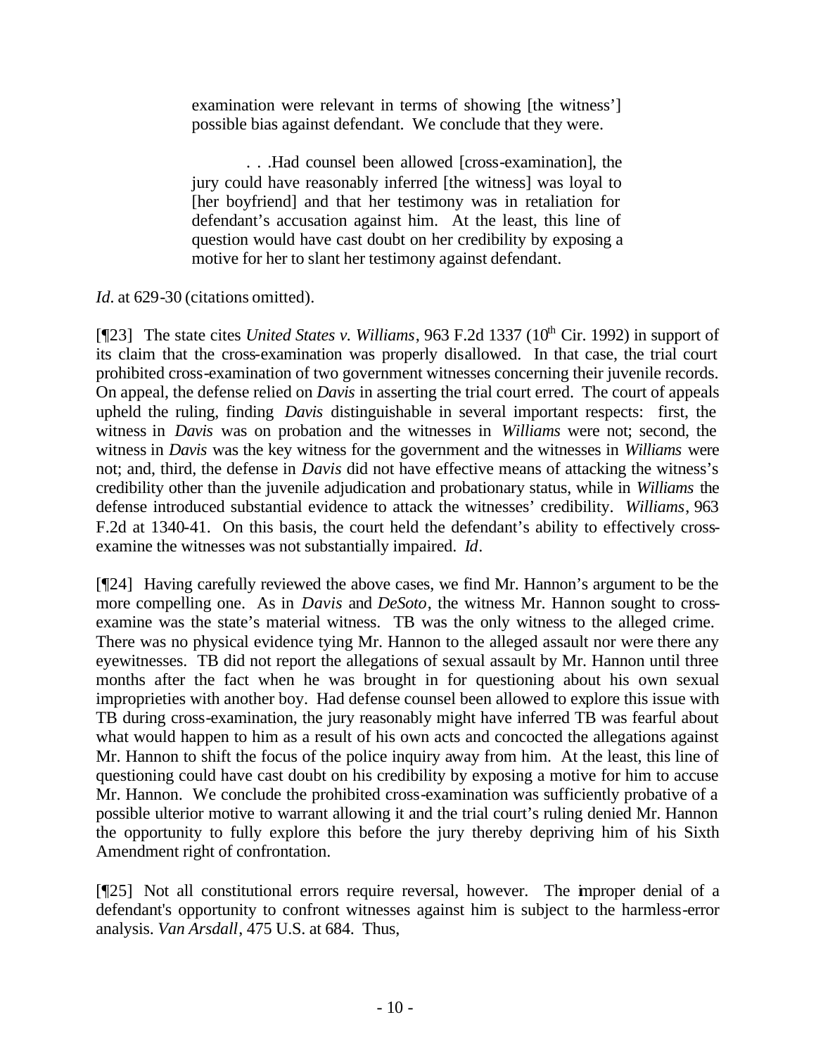> examination were relevant in terms of showing [the witness'] possible bias against defendant. We conclude that they were.
>
> . . .Had counsel been allowed [cross-examination], the jury could have reasonably inferred [the witness] was loyal to [her boyfriend] and that her testimony was in retaliation for defendant's accusation against him. At the least, this line of question would have cast doubt on her credibility by exposing a motive for her to slant her testimony against defendant.

*Id*. at 629-30 (citations omitted).

[¶23] The state cites *United States v. Williams*, 963 F.2d 1337 (10th Cir. 1992) in support of its claim that the cross-examination was properly disallowed. In that case, the trial court prohibited cross-examination of two government witnesses concerning their juvenile records. On appeal, the defense relied on *Davis* in asserting the trial court erred. The court of appeals upheld the ruling, finding *Davis* distinguishable in several important respects: first, the witness in *Davis* was on probation and the witnesses in *Williams* were not; second, the witness in *Davis* was the key witness for the government and the witnesses in *Williams* were not; and, third, the defense in *Davis* did not have effective means of attacking the witness's credibility other than the juvenile adjudication and probationary status, while in *Williams* the defense introduced substantial evidence to attack the witnesses' credibility. *Williams*, 963 F.2d at 1340-41. On this basis, the court held the defendant's ability to effectively cross-examine the witnesses was not substantially impaired. *Id*.

[¶24] Having carefully reviewed the above cases, we find Mr. Hannon's argument to be the more compelling one. As in *Davis* and *DeSoto*, the witness Mr. Hannon sought to cross-examine was the state's material witness. TB was the only witness to the alleged crime. There was no physical evidence tying Mr. Hannon to the alleged assault nor were there any eyewitnesses. TB did not report the allegations of sexual assault by Mr. Hannon until three months after the fact when he was brought in for questioning about his own sexual improprieties with another boy. Had defense counsel been allowed to explore this issue with TB during cross-examination, the jury reasonably might have inferred TB was fearful about what would happen to him as a result of his own acts and concocted the allegations against Mr. Hannon to shift the focus of the police inquiry away from him. At the least, this line of questioning could have cast doubt on his credibility by exposing a motive for him to accuse Mr. Hannon. We conclude the prohibited cross-examination was sufficiently probative of a possible ulterior motive to warrant allowing it and the trial court's ruling denied Mr. Hannon the opportunity to fully explore this before the jury thereby depriving him of his Sixth Amendment right of confrontation.

[¶25] Not all constitutional errors require reversal, however. The improper denial of a defendant's opportunity to confront witnesses against him is subject to the harmless-error analysis. *Van Arsdall*, 475 U.S. at 684. Thus,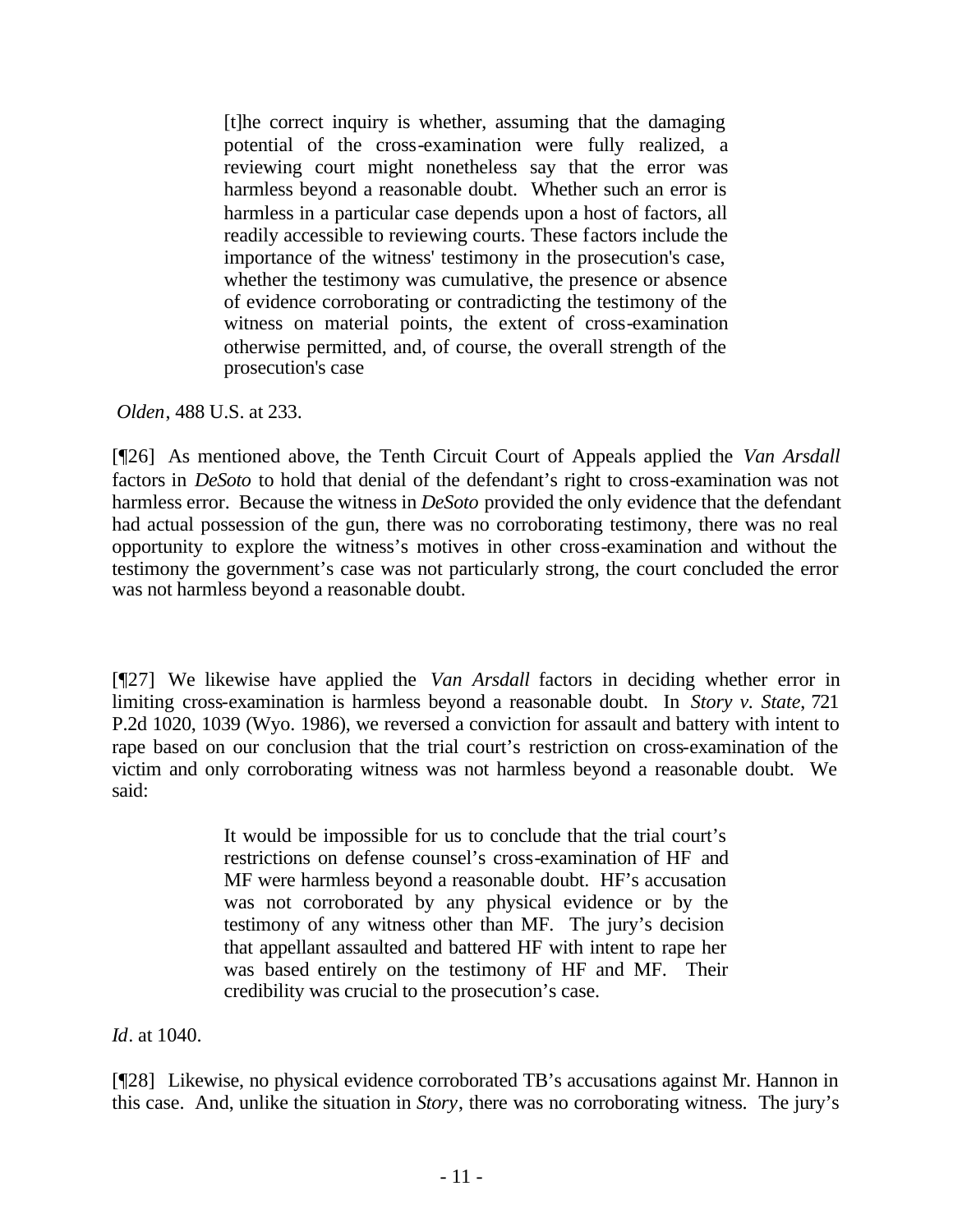> [t]he correct inquiry is whether, assuming that the damaging potential of the cross-examination were fully realized, a reviewing court might nonetheless say that the error was harmless beyond a reasonable doubt. Whether such an error is harmless in a particular case depends upon a host of factors, all readily accessible to reviewing courts. These factors include the importance of the witness' testimony in the prosecution's case, whether the testimony was cumulative, the presence or absence of evidence corroborating or contradicting the testimony of the witness on material points, the extent of cross-examination otherwise permitted, and, of course, the overall strength of the prosecution's case

*Olden*, 488 U.S. at 233.

[¶26] As mentioned above, the Tenth Circuit Court of Appeals applied the *Van Arsdall* factors in *DeSoto* to hold that denial of the defendant's right to cross-examination was not harmless error. Because the witness in *DeSoto* provided the only evidence that the defendant had actual possession of the gun, there was no corroborating testimony, there was no real opportunity to explore the witness's motives in other cross-examination and without the testimony the government's case was not particularly strong, the court concluded the error was not harmless beyond a reasonable doubt.

[¶27] We likewise have applied the *Van Arsdall* factors in deciding whether error in limiting cross-examination is harmless beyond a reasonable doubt. In *Story v. State*, 721 P.2d 1020, 1039 (Wyo. 1986), we reversed a conviction for assault and battery with intent to rape based on our conclusion that the trial court's restriction on cross-examination of the victim and only corroborating witness was not harmless beyond a reasonable doubt. We said:

> It would be impossible for us to conclude that the trial court's restrictions on defense counsel's cross-examination of HF and MF were harmless beyond a reasonable doubt. HF's accusation was not corroborated by any physical evidence or by the testimony of any witness other than MF. The jury's decision that appellant assaulted and battered HF with intent to rape her was based entirely on the testimony of HF and MF. Their credibility was crucial to the prosecution's case.

*Id*. at 1040.

[¶28] Likewise, no physical evidence corroborated TB's accusations against Mr. Hannon in this case. And, unlike the situation in *Story*, there was no corroborating witness. The jury's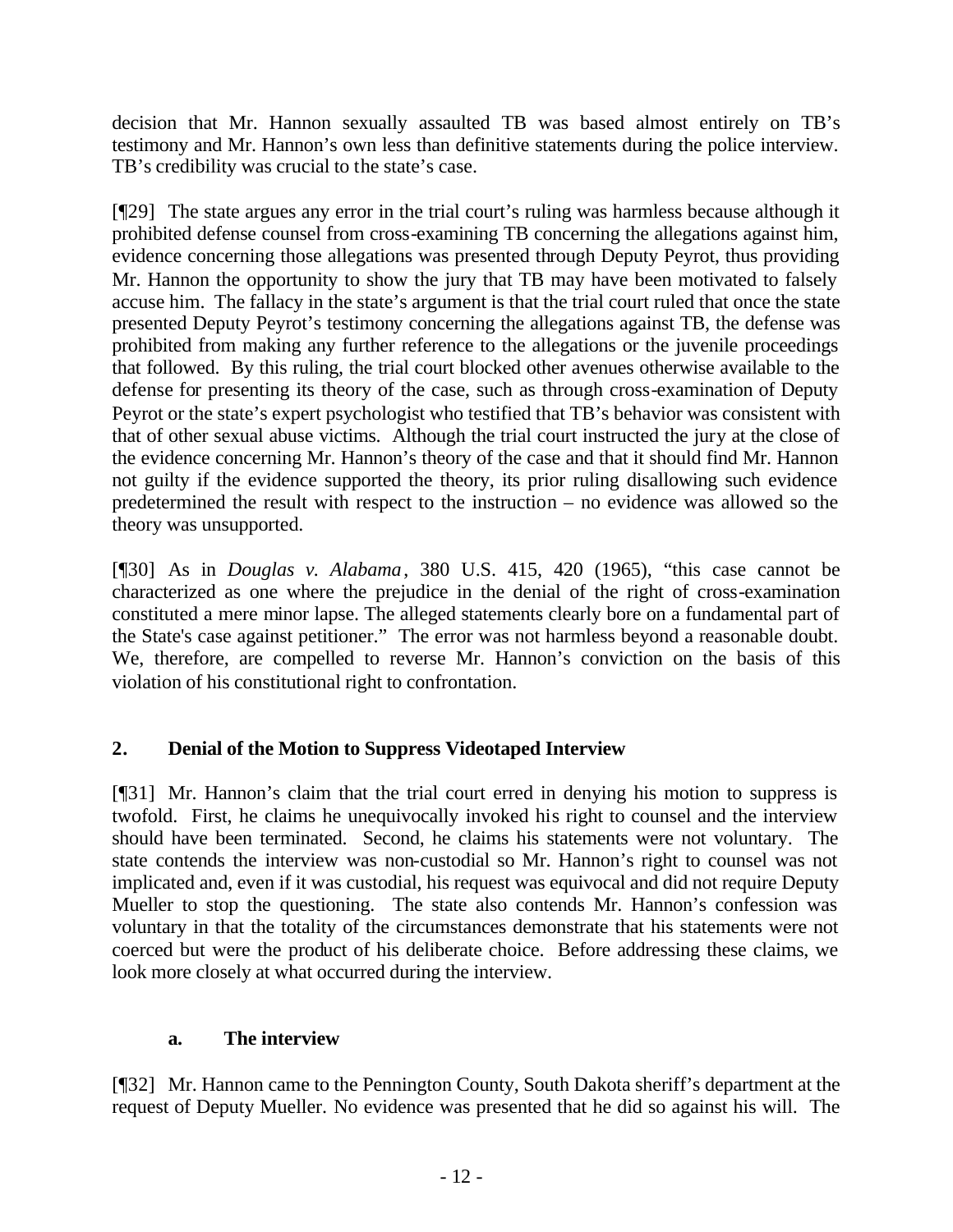decision that Mr. Hannon sexually assaulted TB was based almost entirely on TB's testimony and Mr. Hannon's own less than definitive statements during the police interview. TB's credibility was crucial to the state's case.

[¶29] The state argues any error in the trial court's ruling was harmless because although it prohibited defense counsel from cross-examining TB concerning the allegations against him, evidence concerning those allegations was presented through Deputy Peyrot, thus providing Mr. Hannon the opportunity to show the jury that TB may have been motivated to falsely accuse him. The fallacy in the state's argument is that the trial court ruled that once the state presented Deputy Peyrot's testimony concerning the allegations against TB, the defense was prohibited from making any further reference to the allegations or the juvenile proceedings that followed. By this ruling, the trial court blocked other avenues otherwise available to the defense for presenting its theory of the case, such as through cross-examination of Deputy Peyrot or the state's expert psychologist who testified that TB's behavior was consistent with that of other sexual abuse victims. Although the trial court instructed the jury at the close of the evidence concerning Mr. Hannon's theory of the case and that it should find Mr. Hannon not guilty if the evidence supported the theory, its prior ruling disallowing such evidence predetermined the result with respect to the instruction – no evidence was allowed so the theory was unsupported.

[¶30] As in *Douglas v. Alabama*, 380 U.S. 415, 420 (1965), "this case cannot be characterized as one where the prejudice in the denial of the right of cross-examination constituted a mere minor lapse. The alleged statements clearly bore on a fundamental part of the State's case against petitioner." The error was not harmless beyond a reasonable doubt. We, therefore, are compelled to reverse Mr. Hannon's conviction on the basis of this violation of his constitutional right to confrontation.

## 2. Denial of the Motion to Suppress Videotaped Interview

[¶31] Mr. Hannon's claim that the trial court erred in denying his motion to suppress is twofold. First, he claims he unequivocally invoked his right to counsel and the interview should have been terminated. Second, he claims his statements were not voluntary. The state contends the interview was non-custodial so Mr. Hannon's right to counsel was not implicated and, even if it was custodial, his request was equivocal and did not require Deputy Mueller to stop the questioning. The state also contends Mr. Hannon's confession was voluntary in that the totality of the circumstances demonstrate that his statements were not coerced but were the product of his deliberate choice. Before addressing these claims, we look more closely at what occurred during the interview.

### a. The interview

[¶32] Mr. Hannon came to the Pennington County, South Dakota sheriff's department at the request of Deputy Mueller. No evidence was presented that he did so against his will. The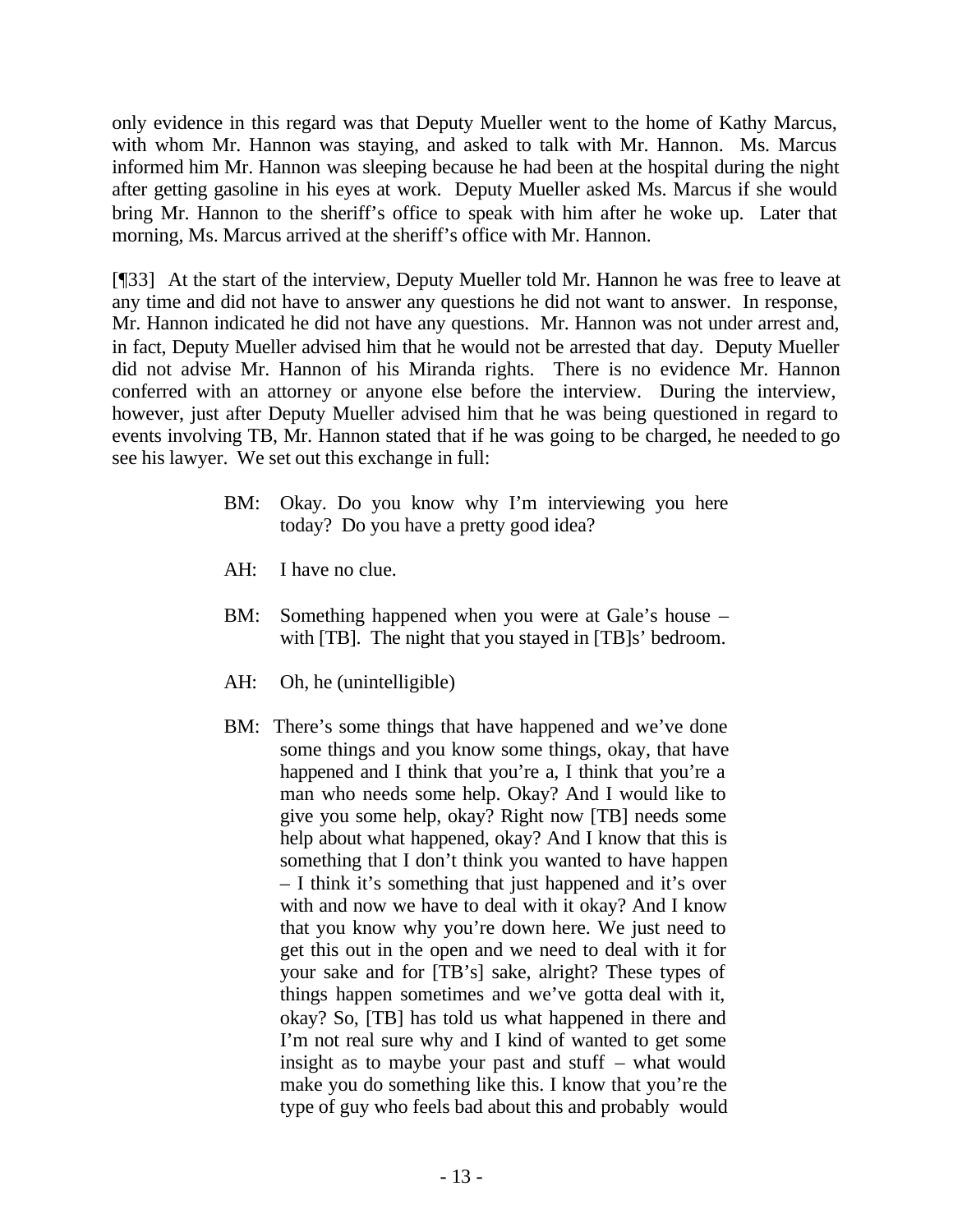only evidence in this regard was that Deputy Mueller went to the home of Kathy Marcus, with whom Mr. Hannon was staying, and asked to talk with Mr. Hannon. Ms. Marcus informed him Mr. Hannon was sleeping because he had been at the hospital during the night after getting gasoline in his eyes at work. Deputy Mueller asked Ms. Marcus if she would bring Mr. Hannon to the sheriff's office to speak with him after he woke up. Later that morning, Ms. Marcus arrived at the sheriff's office with Mr. Hannon.

[¶33] At the start of the interview, Deputy Mueller told Mr. Hannon he was free to leave at any time and did not have to answer any questions he did not want to answer. In response, Mr. Hannon indicated he did not have any questions. Mr. Hannon was not under arrest and, in fact, Deputy Mueller advised him that he would not be arrested that day. Deputy Mueller did not advise Mr. Hannon of his Miranda rights. There is no evidence Mr. Hannon conferred with an attorney or anyone else before the interview. During the interview, however, just after Deputy Mueller advised him that he was being questioned in regard to events involving TB, Mr. Hannon stated that if he was going to be charged, he needed to go see his lawyer. We set out this exchange in full:

> BM: Okay. Do you know why I'm interviewing you here today? Do you have a pretty good idea?
>
> AH: I have no clue.
>
> BM: Something happened when you were at Gale's house – with [TB]. The night that you stayed in [TB]s' bedroom.
>
> AH: Oh, he (unintelligible)
>
> BM: There's some things that have happened and we've done some things and you know some things, okay, that have happened and I think that you're a, I think that you're a man who needs some help. Okay? And I would like to give you some help, okay? Right now [TB] needs some help about what happened, okay? And I know that this is something that I don't think you wanted to have happen – I think it's something that just happened and it's over with and now we have to deal with it okay? And I know that you know why you're down here. We just need to get this out in the open and we need to deal with it for your sake and for [TB's] sake, alright? These types of things happen sometimes and we've gotta deal with it, okay? So, [TB] has told us what happened in there and I'm not real sure why and I kind of wanted to get some insight as to maybe your past and stuff – what would make you do something like this. I know that you're the type of guy who feels bad about this and probably would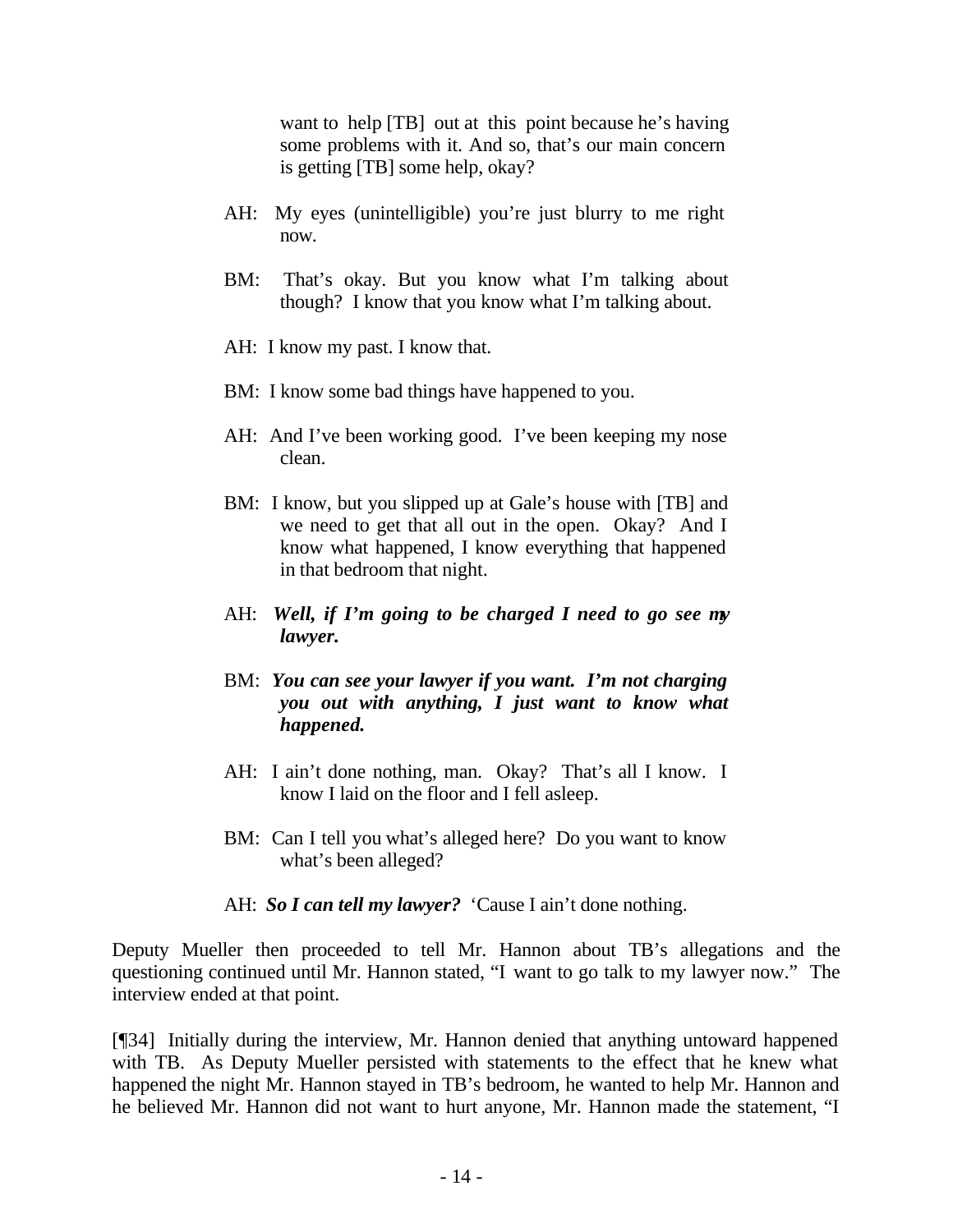> want to help [TB] out at this point because he's having some problems with it. And so, that's our main concern is getting [TB] some help, okay?
>
> AH: My eyes (unintelligible) you're just blurry to me right now.
>
> BM: That's okay. But you know what I'm talking about though? I know that you know what I'm talking about.
>
> AH: I know my past. I know that.
>
> BM: I know some bad things have happened to you.
>
> AH: And I've been working good. I've been keeping my nose clean.
>
> BM: I know, but you slipped up at Gale's house with [TB] and we need to get that all out in the open. Okay? And I know what happened, I know everything that happened in that bedroom that night.
>
> AH: ***Well, if I'm going to be charged I need to go see my lawyer.***
>
> BM: ***You can see your lawyer if you want. I'm not charging you out with anything, I just want to know what happened.***
>
> AH: I ain't done nothing, man. Okay? That's all I know. I know I laid on the floor and I fell asleep.
>
> BM: Can I tell you what's alleged here? Do you want to know what's been alleged?
>
> AH: ***So I can tell my lawyer?*** 'Cause I ain't done nothing.

Deputy Mueller then proceeded to tell Mr. Hannon about TB's allegations and the questioning continued until Mr. Hannon stated, "I want to go talk to my lawyer now." The interview ended at that point.

[¶34] Initially during the interview, Mr. Hannon denied that anything untoward happened with TB. As Deputy Mueller persisted with statements to the effect that he knew what happened the night Mr. Hannon stayed in TB's bedroom, he wanted to help Mr. Hannon and he believed Mr. Hannon did not want to hurt anyone, Mr. Hannon made the statement, "I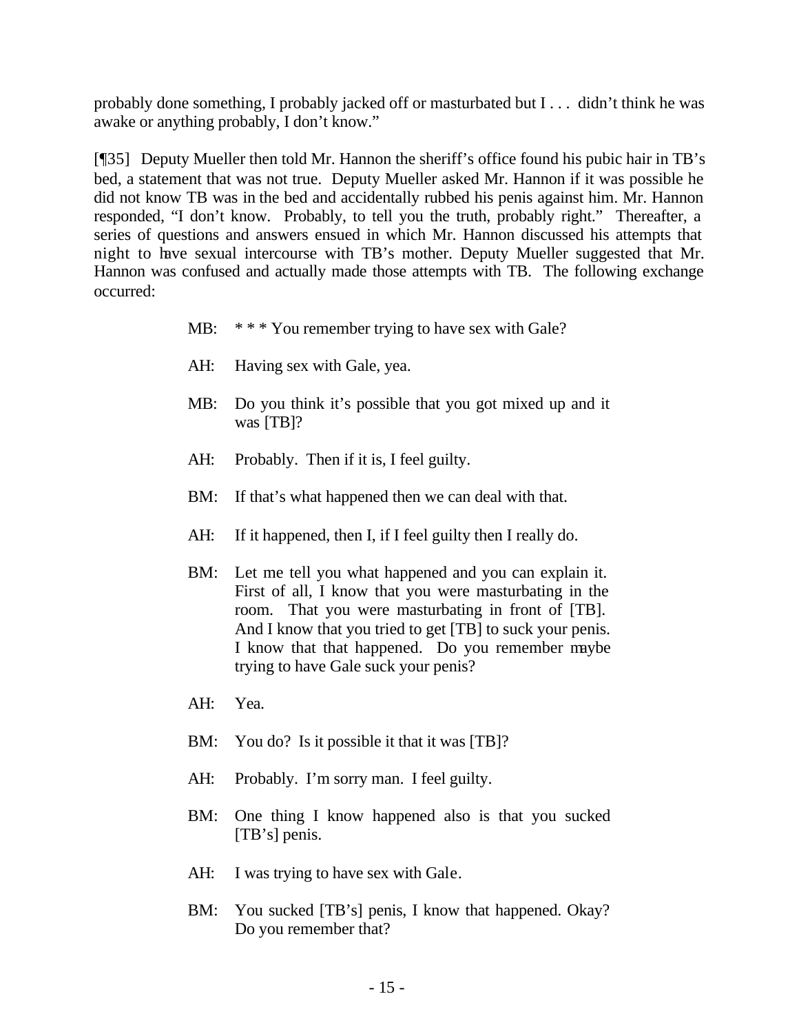probably done something, I probably jacked off or masturbated but I . . . didn't think he was awake or anything probably, I don't know."

[¶35] Deputy Mueller then told Mr. Hannon the sheriff's office found his pubic hair in TB's bed, a statement that was not true. Deputy Mueller asked Mr. Hannon if it was possible he did not know TB was in the bed and accidentally rubbed his penis against him. Mr. Hannon responded, "I don't know. Probably, to tell you the truth, probably right." Thereafter, a series of questions and answers ensued in which Mr. Hannon discussed his attempts that night to have sexual intercourse with TB's mother. Deputy Mueller suggested that Mr. Hannon was confused and actually made those attempts with TB. The following exchange occurred:

> MB: * * * You remember trying to have sex with Gale?
>
> AH: Having sex with Gale, yea.
>
> MB: Do you think it's possible that you got mixed up and it was [TB]?
>
> AH: Probably. Then if it is, I feel guilty.
>
> BM: If that's what happened then we can deal with that.
>
> AH: If it happened, then I, if I feel guilty then I really do.
>
> BM: Let me tell you what happened and you can explain it. First of all, I know that you were masturbating in the room. That you were masturbating in front of [TB]. And I know that you tried to get [TB] to suck your penis. I know that that happened. Do you remember maybe trying to have Gale suck your penis?
>
> AH: Yea.
>
> BM: You do? Is it possible it that it was [TB]?
>
> AH: Probably. I'm sorry man. I feel guilty.
>
> BM: One thing I know happened also is that you sucked [TB's] penis.
>
> AH: I was trying to have sex with Gale.
>
> BM: You sucked [TB's] penis, I know that happened. Okay? Do you remember that?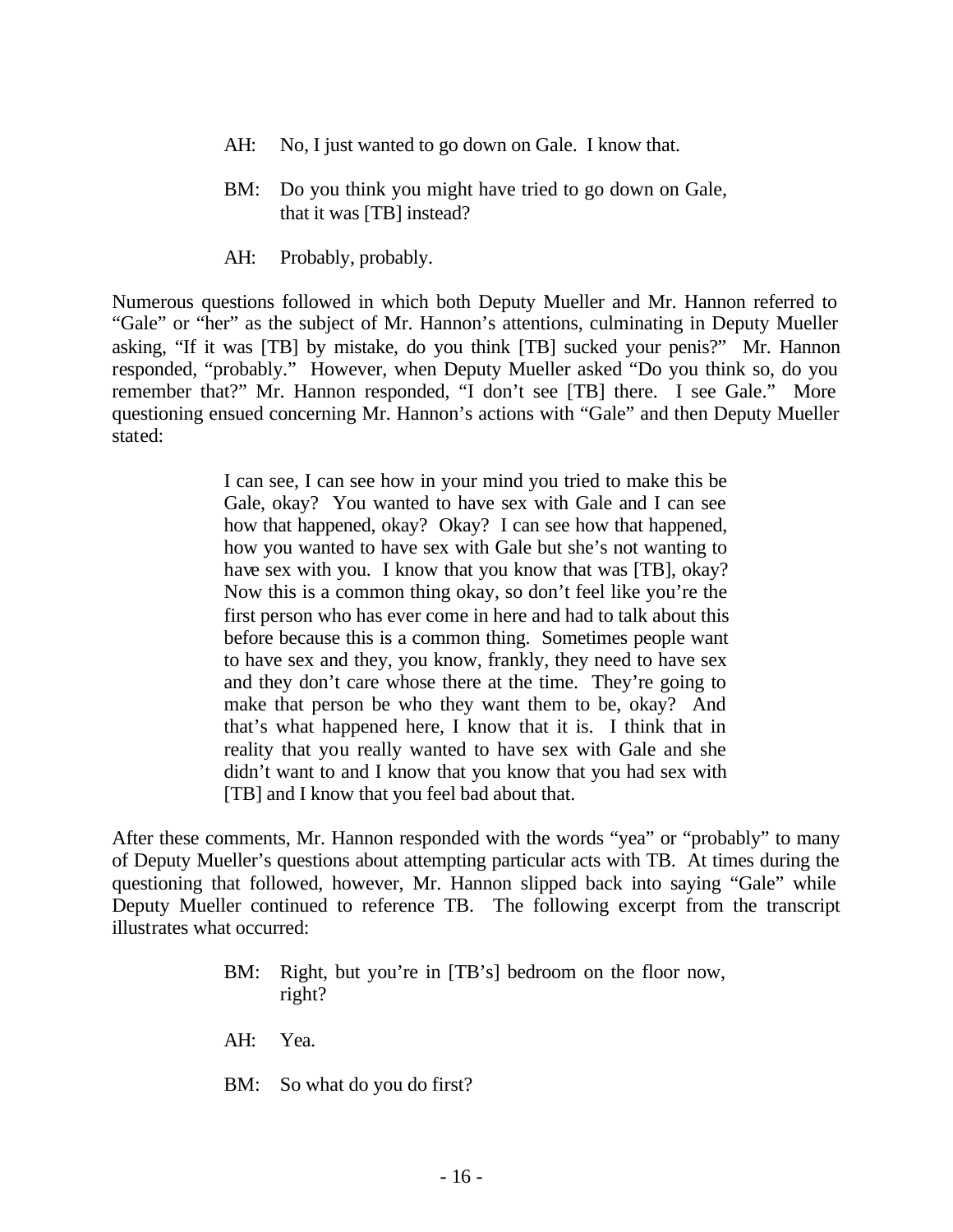> AH: No, I just wanted to go down on Gale. I know that.
>
> BM: Do you think you might have tried to go down on Gale, that it was [TB] instead?
>
> AH: Probably, probably.

Numerous questions followed in which both Deputy Mueller and Mr. Hannon referred to "Gale" or "her" as the subject of Mr. Hannon's attentions, culminating in Deputy Mueller asking, "If it was [TB] by mistake, do you think [TB] sucked your penis?" Mr. Hannon responded, "probably." However, when Deputy Mueller asked "Do you think so, do you remember that?" Mr. Hannon responded, "I don't see [TB] there. I see Gale." More questioning ensued concerning Mr. Hannon's actions with "Gale" and then Deputy Mueller stated:

> I can see, I can see how in your mind you tried to make this be Gale, okay? You wanted to have sex with Gale and I can see how that happened, okay? Okay? I can see how that happened, how you wanted to have sex with Gale but she's not wanting to have sex with you. I know that you know that was [TB], okay? Now this is a common thing okay, so don't feel like you're the first person who has ever come in here and had to talk about this before because this is a common thing. Sometimes people want to have sex and they, you know, frankly, they need to have sex and they don't care whose there at the time. They're going to make that person be who they want them to be, okay? And that's what happened here, I know that it is. I think that in reality that you really wanted to have sex with Gale and she didn't want to and I know that you know that you had sex with [TB] and I know that you feel bad about that.

After these comments, Mr. Hannon responded with the words "yea" or "probably" to many of Deputy Mueller's questions about attempting particular acts with TB. At times during the questioning that followed, however, Mr. Hannon slipped back into saying "Gale" while Deputy Mueller continued to reference TB. The following excerpt from the transcript illustrates what occurred:

> BM: Right, but you're in [TB's] bedroom on the floor now, right?
>
> AH: Yea.
>
> BM: So what do you do first?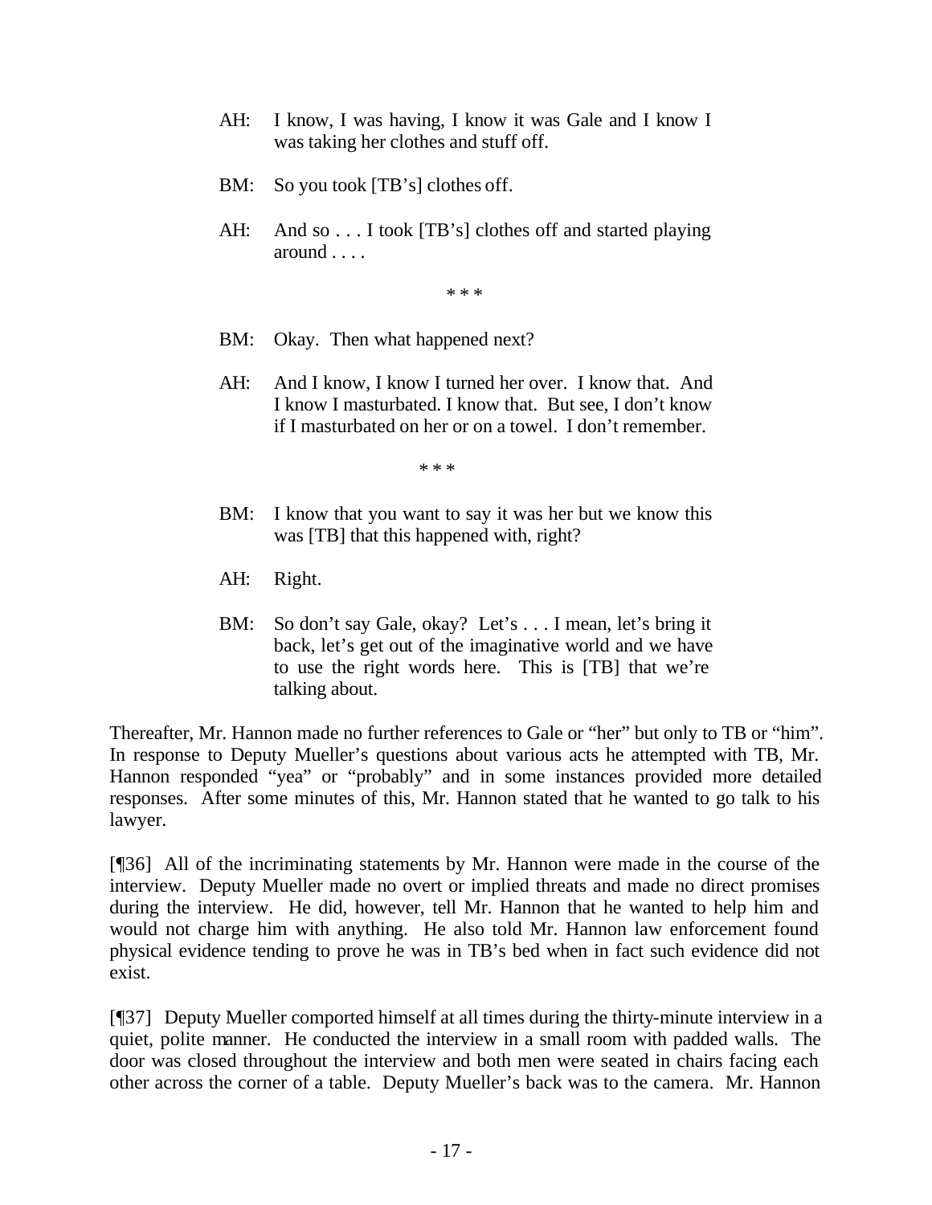> AH: I know, I was having, I know it was Gale and I know I was taking her clothes and stuff off.
>
> BM: So you took [TB's] clothes off.
>
> AH: And so . . . I took [TB's] clothes off and started playing around . . . .
>
> \* \* \*
>
> BM: Okay. Then what happened next?
>
> AH: And I know, I know I turned her over. I know that. And I know I masturbated. I know that. But see, I don't know if I masturbated on her or on a towel. I don't remember.
>
> \* \* \*
>
> BM: I know that you want to say it was her but we know this was [TB] that this happened with, right?
>
> AH: Right.
>
> BM: So don't say Gale, okay? Let's . . . I mean, let's bring it back, let's get out of the imaginative world and we have to use the right words here. This is [TB] that we're talking about.

Thereafter, Mr. Hannon made no further references to Gale or "her" but only to TB or "him". In response to Deputy Mueller's questions about various acts he attempted with TB, Mr. Hannon responded "yea" or "probably" and in some instances provided more detailed responses. After some minutes of this, Mr. Hannon stated that he wanted to go talk to his lawyer.

[¶36] All of the incriminating statements by Mr. Hannon were made in the course of the interview. Deputy Mueller made no overt or implied threats and made no direct promises during the interview. He did, however, tell Mr. Hannon that he wanted to help him and would not charge him with anything. He also told Mr. Hannon law enforcement found physical evidence tending to prove he was in TB's bed when in fact such evidence did not exist.

[¶37] Deputy Mueller comported himself at all times during the thirty-minute interview in a quiet, polite manner. He conducted the interview in a small room with padded walls. The door was closed throughout the interview and both men were seated in chairs facing each other across the corner of a table. Deputy Mueller's back was to the camera. Mr. Hannon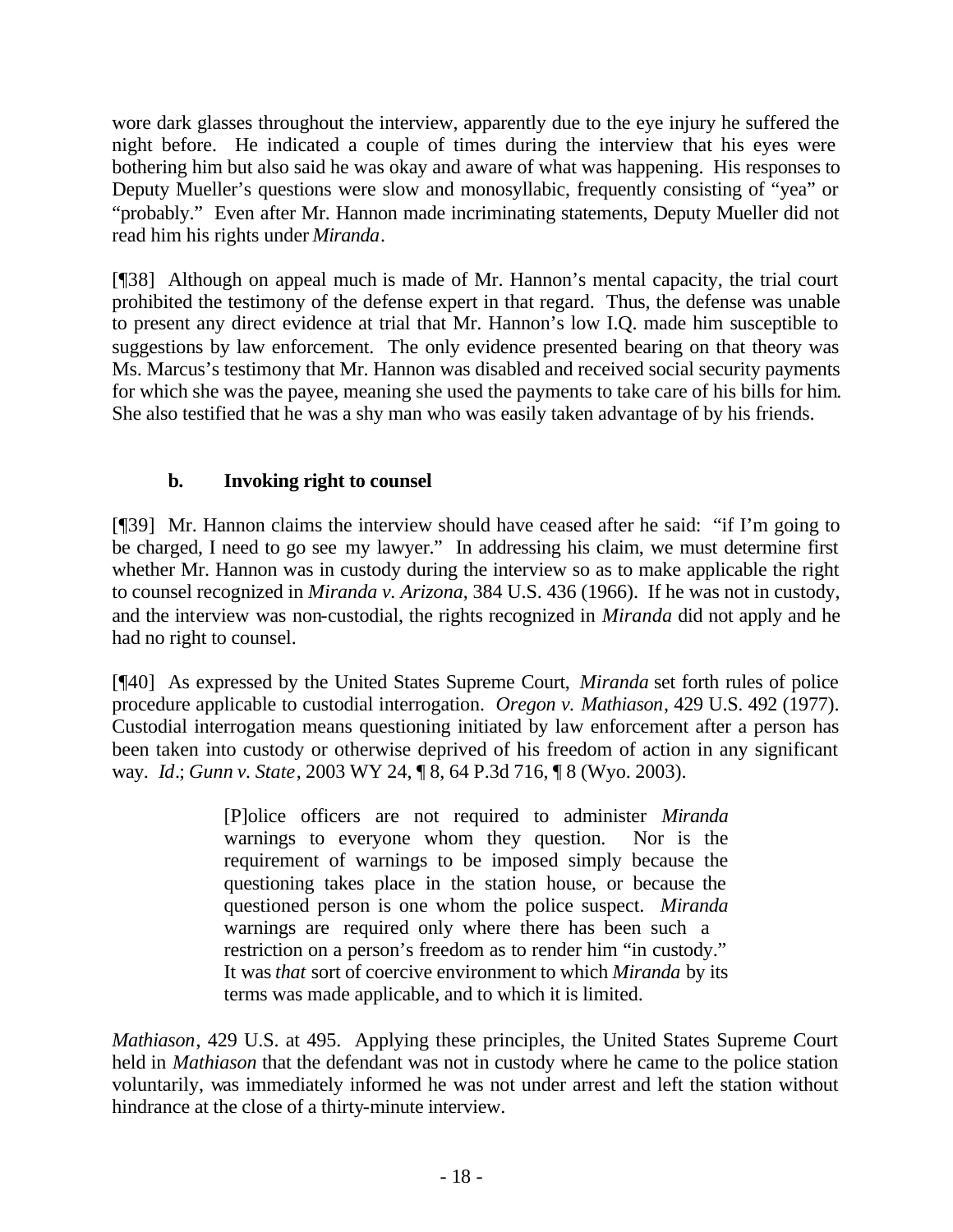wore dark glasses throughout the interview, apparently due to the eye injury he suffered the night before. He indicated a couple of times during the interview that his eyes were bothering him but also said he was okay and aware of what was happening. His responses to Deputy Mueller's questions were slow and monosyllabic, frequently consisting of "yea" or "probably." Even after Mr. Hannon made incriminating statements, Deputy Mueller did not read him his rights under *Miranda*.

[¶38] Although on appeal much is made of Mr. Hannon's mental capacity, the trial court prohibited the testimony of the defense expert in that regard. Thus, the defense was unable to present any direct evidence at trial that Mr. Hannon's low I.Q. made him susceptible to suggestions by law enforcement. The only evidence presented bearing on that theory was Ms. Marcus's testimony that Mr. Hannon was disabled and received social security payments for which she was the payee, meaning she used the payments to take care of his bills for him. She also testified that he was a shy man who was easily taken advantage of by his friends.

### b. Invoking right to counsel

[¶39] Mr. Hannon claims the interview should have ceased after he said: "if I'm going to be charged, I need to go see my lawyer." In addressing his claim, we must determine first whether Mr. Hannon was in custody during the interview so as to make applicable the right to counsel recognized in *Miranda v. Arizona*, 384 U.S. 436 (1966). If he was not in custody, and the interview was non-custodial, the rights recognized in *Miranda* did not apply and he had no right to counsel.

[¶40] As expressed by the United States Supreme Court, *Miranda* set forth rules of police procedure applicable to custodial interrogation. *Oregon v. Mathiason*, 429 U.S. 492 (1977). Custodial interrogation means questioning initiated by law enforcement after a person has been taken into custody or otherwise deprived of his freedom of action in any significant way. *Id*.; *Gunn v. State*, 2003 WY 24, ¶ 8, 64 P.3d 716, ¶ 8 (Wyo. 2003).

> [P]olice officers are not required to administer *Miranda* warnings to everyone whom they question. Nor is the requirement of warnings to be imposed simply because the questioning takes place in the station house, or because the questioned person is one whom the police suspect. *Miranda* warnings are required only where there has been such a restriction on a person's freedom as to render him "in custody." It was *that* sort of coercive environment to which *Miranda* by its terms was made applicable, and to which it is limited.

*Mathiason*, 429 U.S. at 495. Applying these principles, the United States Supreme Court held in *Mathiason* that the defendant was not in custody where he came to the police station voluntarily, was immediately informed he was not under arrest and left the station without hindrance at the close of a thirty-minute interview.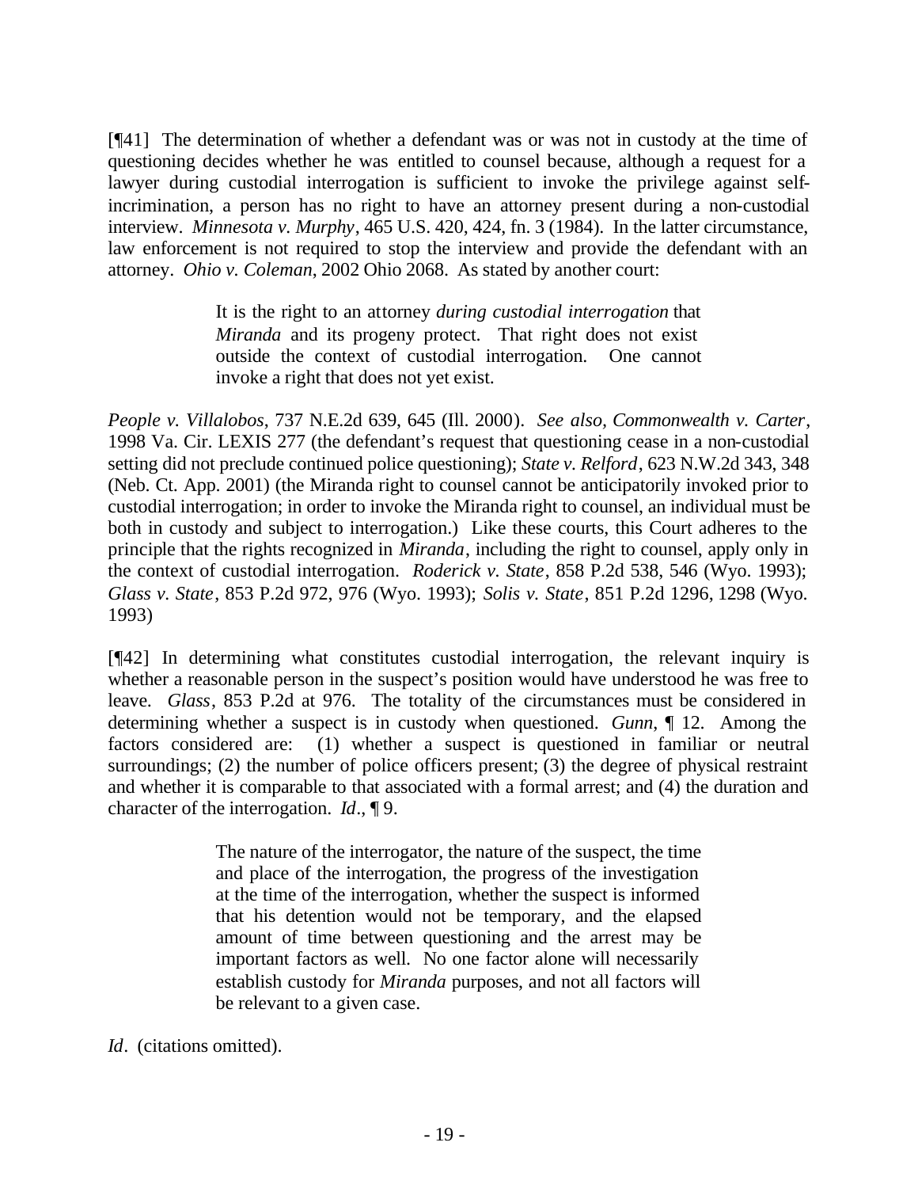[¶41] The determination of whether a defendant was or was not in custody at the time of questioning decides whether he was entitled to counsel because, although a request for a lawyer during custodial interrogation is sufficient to invoke the privilege against self-incrimination, a person has no right to have an attorney present during a non-custodial interview. *Minnesota v. Murphy*, 465 U.S. 420, 424, fn. 3 (1984). In the latter circumstance, law enforcement is not required to stop the interview and provide the defendant with an attorney. *Ohio v. Coleman*, 2002 Ohio 2068. As stated by another court:

> It is the right to an attorney *during custodial interrogation* that *Miranda* and its progeny protect. That right does not exist outside the context of custodial interrogation. One cannot invoke a right that does not yet exist.

*People v. Villalobos*, 737 N.E.2d 639, 645 (Ill. 2000). *See also, Commonwealth v. Carter*, 1998 Va. Cir. LEXIS 277 (the defendant's request that questioning cease in a non-custodial setting did not preclude continued police questioning); *State v. Relford*, 623 N.W.2d 343, 348 (Neb. Ct. App. 2001) (the Miranda right to counsel cannot be anticipatorily invoked prior to custodial interrogation; in order to invoke the Miranda right to counsel, an individual must be both in custody and subject to interrogation.) Like these courts, this Court adheres to the principle that the rights recognized in *Miranda*, including the right to counsel, apply only in the context of custodial interrogation. *Roderick v. State*, 858 P.2d 538, 546 (Wyo. 1993); *Glass v. State*, 853 P.2d 972, 976 (Wyo. 1993); *Solis v. State*, 851 P.2d 1296, 1298 (Wyo. 1993)

[¶42] In determining what constitutes custodial interrogation, the relevant inquiry is whether a reasonable person in the suspect's position would have understood he was free to leave. *Glass*, 853 P.2d at 976. The totality of the circumstances must be considered in determining whether a suspect is in custody when questioned. *Gunn*, ¶ 12. Among the factors considered are: (1) whether a suspect is questioned in familiar or neutral surroundings; (2) the number of police officers present; (3) the degree of physical restraint and whether it is comparable to that associated with a formal arrest; and (4) the duration and character of the interrogation. *Id*., ¶ 9.

> The nature of the interrogator, the nature of the suspect, the time and place of the interrogation, the progress of the investigation at the time of the interrogation, whether the suspect is informed that his detention would not be temporary, and the elapsed amount of time between questioning and the arrest may be important factors as well. No one factor alone will necessarily establish custody for *Miranda* purposes, and not all factors will be relevant to a given case.

*Id*. (citations omitted).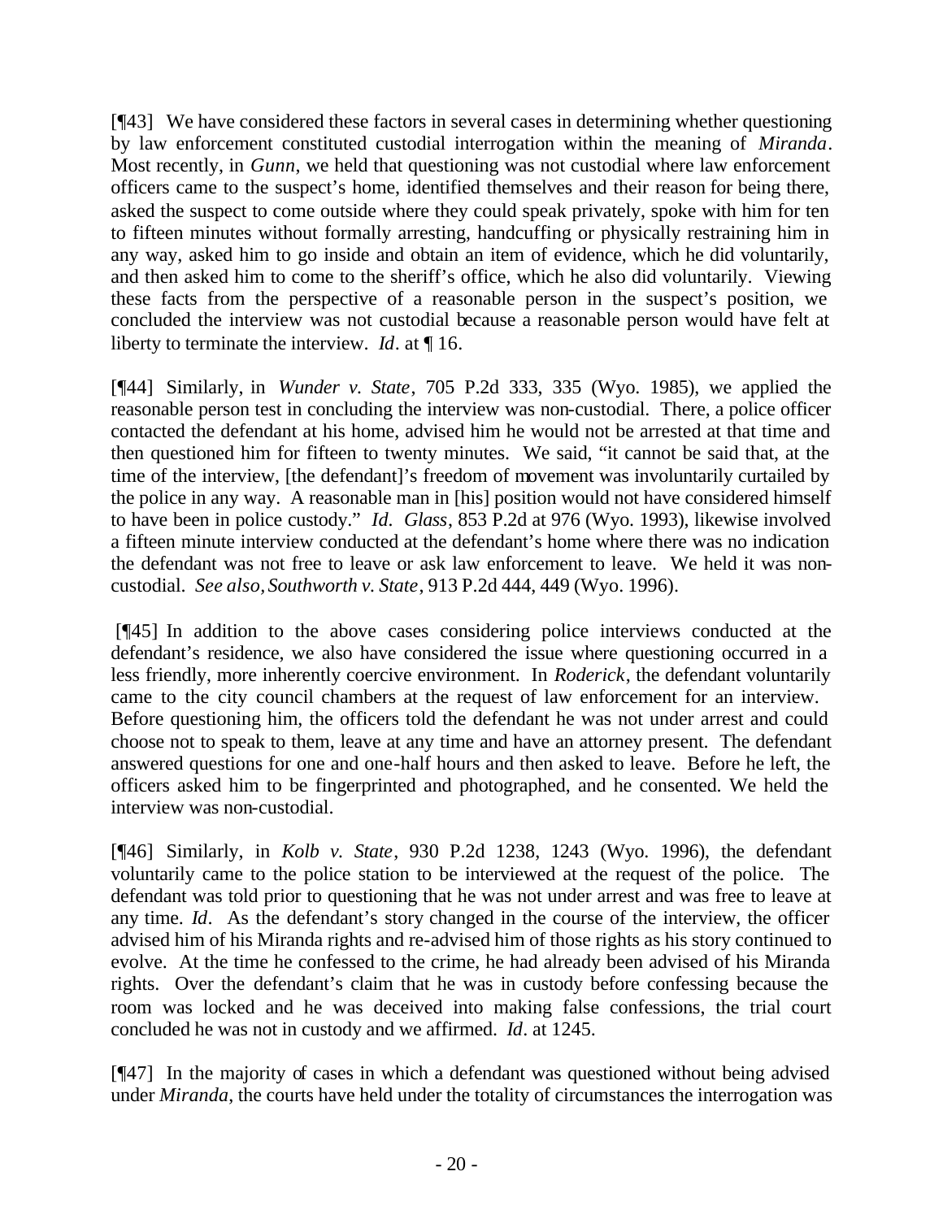[¶43] We have considered these factors in several cases in determining whether questioning by law enforcement constituted custodial interrogation within the meaning of *Miranda*. Most recently, in *Gunn*, we held that questioning was not custodial where law enforcement officers came to the suspect's home, identified themselves and their reason for being there, asked the suspect to come outside where they could speak privately, spoke with him for ten to fifteen minutes without formally arresting, handcuffing or physically restraining him in any way, asked him to go inside and obtain an item of evidence, which he did voluntarily, and then asked him to come to the sheriff's office, which he also did voluntarily. Viewing these facts from the perspective of a reasonable person in the suspect's position, we concluded the interview was not custodial because a reasonable person would have felt at liberty to terminate the interview. *Id*. at ¶ 16.

[¶44] Similarly, in *Wunder v. State*, 705 P.2d 333, 335 (Wyo. 1985), we applied the reasonable person test in concluding the interview was non-custodial. There, a police officer contacted the defendant at his home, advised him he would not be arrested at that time and then questioned him for fifteen to twenty minutes. We said, "it cannot be said that, at the time of the interview, [the defendant]'s freedom of movement was involuntarily curtailed by the police in any way. A reasonable man in [his] position would not have considered himself to have been in police custody." *Id*. *Glass*, 853 P.2d at 976 (Wyo. 1993), likewise involved a fifteen minute interview conducted at the defendant's home where there was no indication the defendant was not free to leave or ask law enforcement to leave. We held it was non-custodial. *See also, Southworth v. State*, 913 P.2d 444, 449 (Wyo. 1996).

[¶45] In addition to the above cases considering police interviews conducted at the defendant's residence, we also have considered the issue where questioning occurred in a less friendly, more inherently coercive environment. In *Roderick*, the defendant voluntarily came to the city council chambers at the request of law enforcement for an interview. Before questioning him, the officers told the defendant he was not under arrest and could choose not to speak to them, leave at any time and have an attorney present. The defendant answered questions for one and one-half hours and then asked to leave. Before he left, the officers asked him to be fingerprinted and photographed, and he consented. We held the interview was non-custodial.

[¶46] Similarly, in *Kolb v. State*, 930 P.2d 1238, 1243 (Wyo. 1996), the defendant voluntarily came to the police station to be interviewed at the request of the police. The defendant was told prior to questioning that he was not under arrest and was free to leave at any time. *Id*. As the defendant's story changed in the course of the interview, the officer advised him of his Miranda rights and re-advised him of those rights as his story continued to evolve. At the time he confessed to the crime, he had already been advised of his Miranda rights. Over the defendant's claim that he was in custody before confessing because the room was locked and he was deceived into making false confessions, the trial court concluded he was not in custody and we affirmed. *Id*. at 1245.

[¶47] In the majority of cases in which a defendant was questioned without being advised under *Miranda*, the courts have held under the totality of circumstances the interrogation was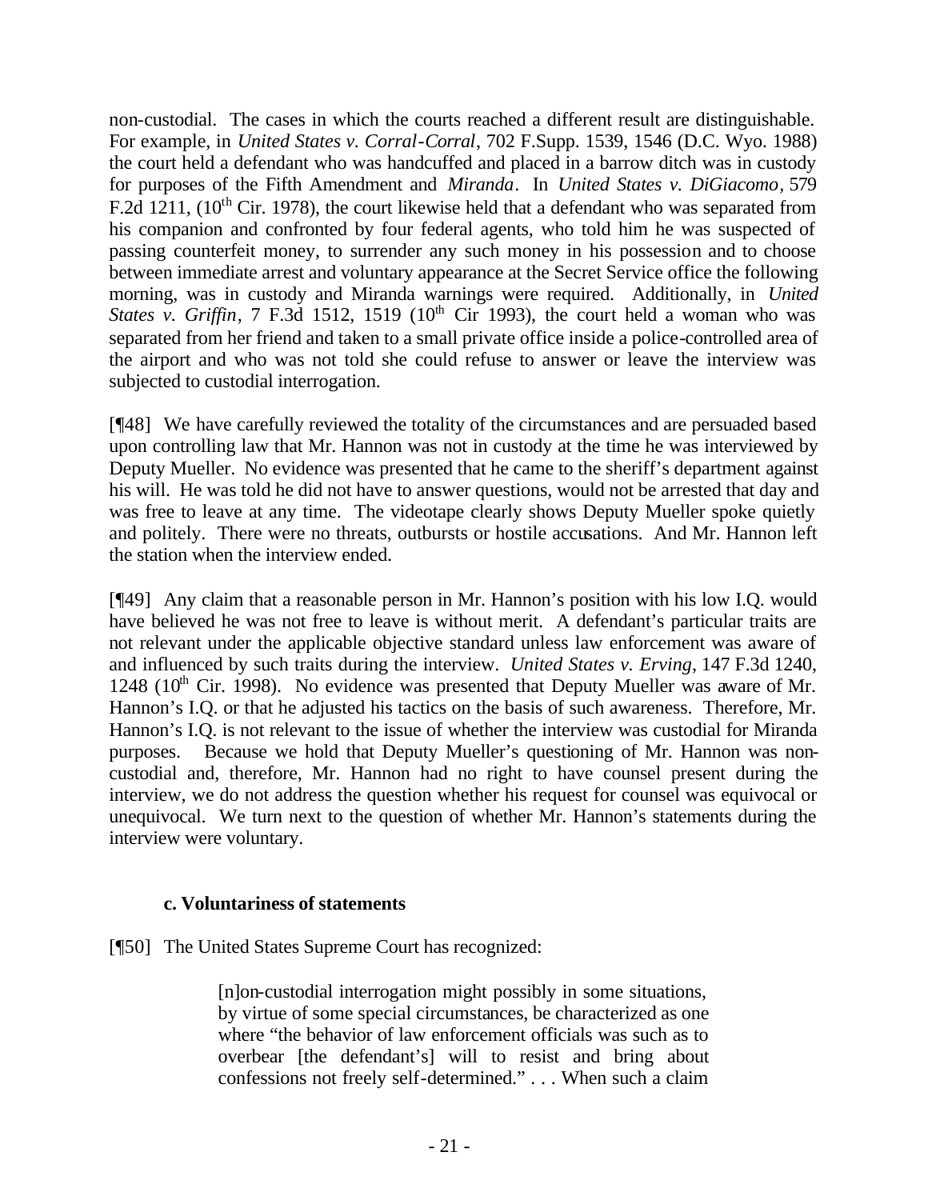non-custodial. The cases in which the courts reached a different result are distinguishable. For example, in *United States v. Corral-Corral*, 702 F.Supp. 1539, 1546 (D.C. Wyo. 1988) the court held a defendant who was handcuffed and placed in a barrow ditch was in custody for purposes of the Fifth Amendment and *Miranda*. In *United States v. DiGiacomo*, 579 F.2d 1211, (10th Cir. 1978), the court likewise held that a defendant who was separated from his companion and confronted by four federal agents, who told him he was suspected of passing counterfeit money, to surrender any such money in his possession and to choose between immediate arrest and voluntary appearance at the Secret Service office the following morning, was in custody and Miranda warnings were required. Additionally, in *United States v. Griffin*, 7 F.3d 1512, 1519 (10th Cir 1993), the court held a woman who was separated from her friend and taken to a small private office inside a police-controlled area of the airport and who was not told she could refuse to answer or leave the interview was subjected to custodial interrogation.

[¶48] We have carefully reviewed the totality of the circumstances and are persuaded based upon controlling law that Mr. Hannon was not in custody at the time he was interviewed by Deputy Mueller. No evidence was presented that he came to the sheriff's department against his will. He was told he did not have to answer questions, would not be arrested that day and was free to leave at any time. The videotape clearly shows Deputy Mueller spoke quietly and politely. There were no threats, outbursts or hostile accusations. And Mr. Hannon left the station when the interview ended.

[¶49] Any claim that a reasonable person in Mr. Hannon's position with his low I.Q. would have believed he was not free to leave is without merit. A defendant's particular traits are not relevant under the applicable objective standard unless law enforcement was aware of and influenced by such traits during the interview. *United States v. Erving*, 147 F.3d 1240, 1248 (10th Cir. 1998). No evidence was presented that Deputy Mueller was aware of Mr. Hannon's I.Q. or that he adjusted his tactics on the basis of such awareness. Therefore, Mr. Hannon's I.Q. is not relevant to the issue of whether the interview was custodial for Miranda purposes. Because we hold that Deputy Mueller's questioning of Mr. Hannon was non-custodial and, therefore, Mr. Hannon had no right to have counsel present during the interview, we do not address the question whether his request for counsel was equivocal or unequivocal. We turn next to the question of whether Mr. Hannon's statements during the interview were voluntary.

### c. Voluntariness of statements

[¶50] The United States Supreme Court has recognized:

> [n]on-custodial interrogation might possibly in some situations, by virtue of some special circumstances, be characterized as one where "the behavior of law enforcement officials was such as to overbear [the defendant's] will to resist and bring about confessions not freely self-determined." . . . When such a claim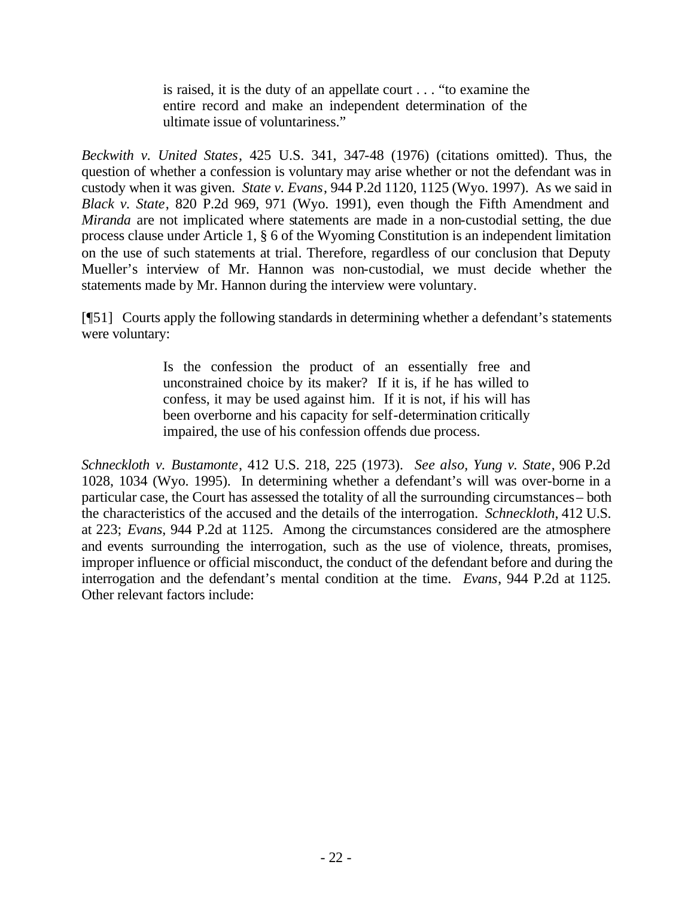> is raised, it is the duty of an appellate court . . . "to examine the entire record and make an independent determination of the ultimate issue of voluntariness."

*Beckwith v. United States*, 425 U.S. 341, 347-48 (1976) (citations omitted). Thus, the question of whether a confession is voluntary may arise whether or not the defendant was in custody when it was given. *State v. Evans*, 944 P.2d 1120, 1125 (Wyo. 1997). As we said in *Black v. State*, 820 P.2d 969, 971 (Wyo. 1991), even though the Fifth Amendment and *Miranda* are not implicated where statements are made in a non-custodial setting, the due process clause under Article 1, § 6 of the Wyoming Constitution is an independent limitation on the use of such statements at trial. Therefore, regardless of our conclusion that Deputy Mueller's interview of Mr. Hannon was non-custodial, we must decide whether the statements made by Mr. Hannon during the interview were voluntary.

[¶51] Courts apply the following standards in determining whether a defendant's statements were voluntary:

> Is the confession the product of an essentially free and unconstrained choice by its maker? If it is, if he has willed to confess, it may be used against him. If it is not, if his will has been overborne and his capacity for self-determination critically impaired, the use of his confession offends due process.

*Schneckloth v. Bustamonte*, 412 U.S. 218, 225 (1973). *See also, Yung v. State*, 906 P.2d 1028, 1034 (Wyo. 1995). In determining whether a defendant's will was over-borne in a particular case, the Court has assessed the totality of all the surrounding circumstances – both the characteristics of the accused and the details of the interrogation. *Schneckloth*, 412 U.S. at 223; *Evans*, 944 P.2d at 1125. Among the circumstances considered are the atmosphere and events surrounding the interrogation, such as the use of violence, threats, promises, improper influence or official misconduct, the conduct of the defendant before and during the interrogation and the defendant's mental condition at the time. *Evans*, 944 P.2d at 1125. Other relevant factors include: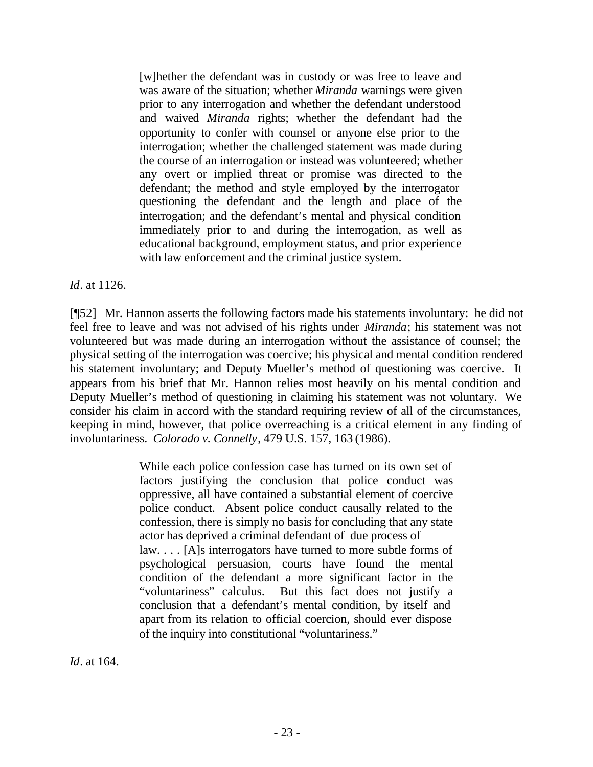> [w]hether the defendant was in custody or was free to leave and was aware of the situation; whether *Miranda* warnings were given prior to any interrogation and whether the defendant understood and waived *Miranda* rights; whether the defendant had the opportunity to confer with counsel or anyone else prior to the interrogation; whether the challenged statement was made during the course of an interrogation or instead was volunteered; whether any overt or implied threat or promise was directed to the defendant; the method and style employed by the interrogator questioning the defendant and the length and place of the interrogation; and the defendant's mental and physical condition immediately prior to and during the interrogation, as well as educational background, employment status, and prior experience with law enforcement and the criminal justice system.

*Id*. at 1126.

[¶52] Mr. Hannon asserts the following factors made his statements involuntary: he did not feel free to leave and was not advised of his rights under *Miranda*; his statement was not volunteered but was made during an interrogation without the assistance of counsel; the physical setting of the interrogation was coercive; his physical and mental condition rendered his statement involuntary; and Deputy Mueller's method of questioning was coercive. It appears from his brief that Mr. Hannon relies most heavily on his mental condition and Deputy Mueller's method of questioning in claiming his statement was not voluntary. We consider his claim in accord with the standard requiring review of all of the circumstances, keeping in mind, however, that police overreaching is a critical element in any finding of involuntariness. *Colorado v. Connelly*, 479 U.S. 157, 163 (1986).

> While each police confession case has turned on its own set of factors justifying the conclusion that police conduct was oppressive, all have contained a substantial element of coercive police conduct. Absent police conduct causally related to the confession, there is simply no basis for concluding that any state actor has deprived a criminal defendant of due process of law. . . . [A]s interrogators have turned to more subtle forms of psychological persuasion, courts have found the mental condition of the defendant a more significant factor in the "voluntariness" calculus. But this fact does not justify a conclusion that a defendant's mental condition, by itself and apart from its relation to official coercion, should ever dispose of the inquiry into constitutional "voluntariness."

*Id*. at 164.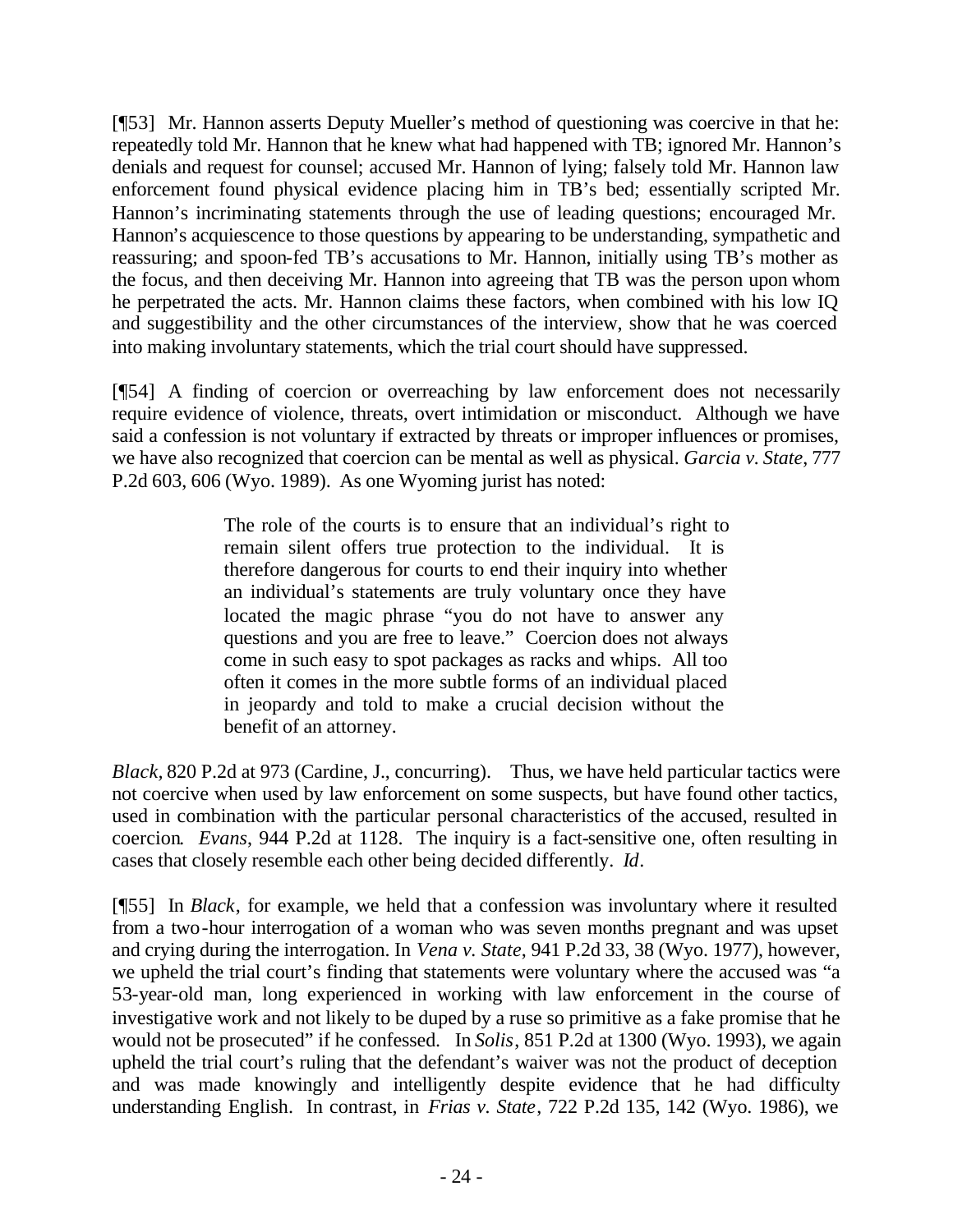[¶53] Mr. Hannon asserts Deputy Mueller's method of questioning was coercive in that he: repeatedly told Mr. Hannon that he knew what had happened with TB; ignored Mr. Hannon's denials and request for counsel; accused Mr. Hannon of lying; falsely told Mr. Hannon law enforcement found physical evidence placing him in TB's bed; essentially scripted Mr. Hannon's incriminating statements through the use of leading questions; encouraged Mr. Hannon's acquiescence to those questions by appearing to be understanding, sympathetic and reassuring; and spoon-fed TB's accusations to Mr. Hannon, initially using TB's mother as the focus, and then deceiving Mr. Hannon into agreeing that TB was the person upon whom he perpetrated the acts. Mr. Hannon claims these factors, when combined with his low IQ and suggestibility and the other circumstances of the interview, show that he was coerced into making involuntary statements, which the trial court should have suppressed.

[¶54] A finding of coercion or overreaching by law enforcement does not necessarily require evidence of violence, threats, overt intimidation or misconduct. Although we have said a confession is not voluntary if extracted by threats or improper influences or promises, we have also recognized that coercion can be mental as well as physical. *Garcia v. State*, 777 P.2d 603, 606 (Wyo. 1989). As one Wyoming jurist has noted:

> The role of the courts is to ensure that an individual's right to remain silent offers true protection to the individual. It is therefore dangerous for courts to end their inquiry into whether an individual's statements are truly voluntary once they have located the magic phrase "you do not have to answer any questions and you are free to leave." Coercion does not always come in such easy to spot packages as racks and whips. All too often it comes in the more subtle forms of an individual placed in jeopardy and told to make a crucial decision without the benefit of an attorney.

*Black*, 820 P.2d at 973 (Cardine, J., concurring). Thus, we have held particular tactics were not coercive when used by law enforcement on some suspects, but have found other tactics, used in combination with the particular personal characteristics of the accused, resulted in coercion. *Evans*, 944 P.2d at 1128. The inquiry is a fact-sensitive one, often resulting in cases that closely resemble each other being decided differently. *Id*.

[¶55] In *Black*, for example, we held that a confession was involuntary where it resulted from a two-hour interrogation of a woman who was seven months pregnant and was upset and crying during the interrogation. In *Vena v. State*, 941 P.2d 33, 38 (Wyo. 1977), however, we upheld the trial court's finding that statements were voluntary where the accused was "a 53-year-old man, long experienced in working with law enforcement in the course of investigative work and not likely to be duped by a ruse so primitive as a fake promise that he would not be prosecuted" if he confessed. In *Solis*, 851 P.2d at 1300 (Wyo. 1993), we again upheld the trial court's ruling that the defendant's waiver was not the product of deception and was made knowingly and intelligently despite evidence that he had difficulty understanding English. In contrast, in *Frias v. State*, 722 P.2d 135, 142 (Wyo. 1986), we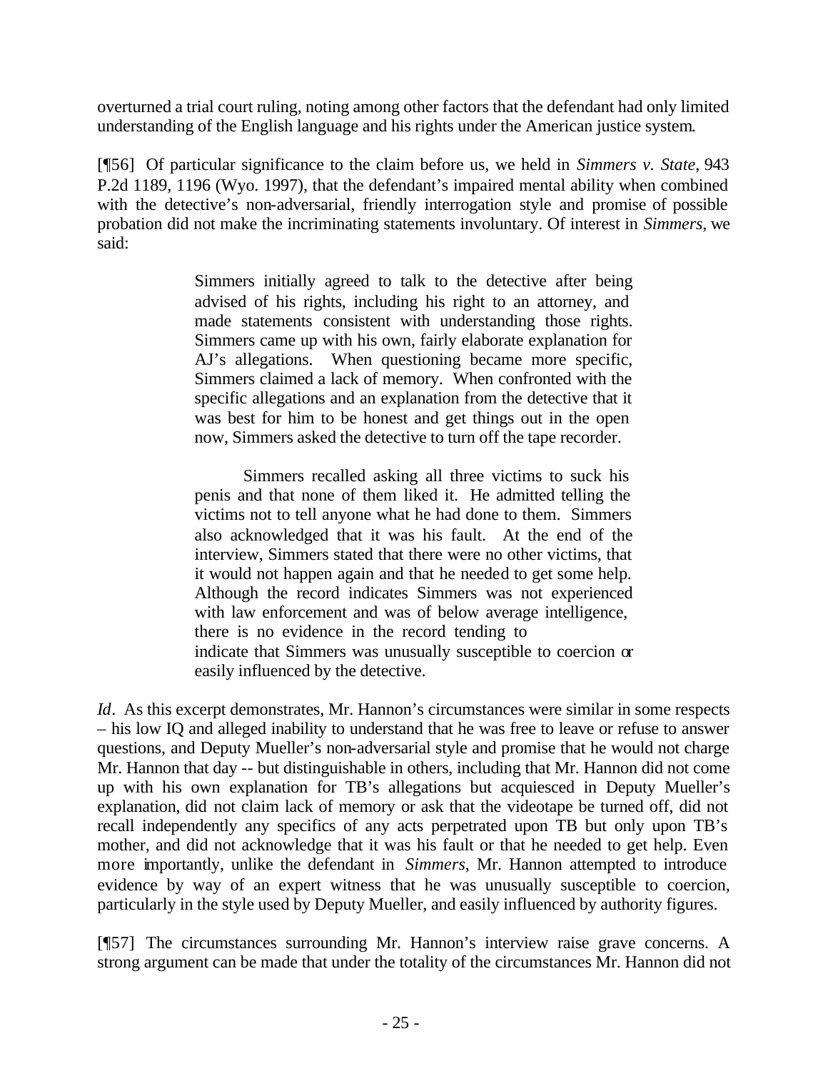overturned a trial court ruling, noting among other factors that the defendant had only limited understanding of the English language and his rights under the American justice system.

[¶56] Of particular significance to the claim before us, we held in *Simmers v. State*, 943 P.2d 1189, 1196 (Wyo. 1997), that the defendant's impaired mental ability when combined with the detective's non-adversarial, friendly interrogation style and promise of possible probation did not make the incriminating statements involuntary. Of interest in *Simmers*, we said:

> Simmers initially agreed to talk to the detective after being advised of his rights, including his right to an attorney, and made statements consistent with understanding those rights. Simmers came up with his own, fairly elaborate explanation for AJ's allegations. When questioning became more specific, Simmers claimed a lack of memory. When confronted with the specific allegations and an explanation from the detective that it was best for him to be honest and get things out in the open now, Simmers asked the detective to turn off the tape recorder.
>
> Simmers recalled asking all three victims to suck his penis and that none of them liked it. He admitted telling the victims not to tell anyone what he had done to them. Simmers also acknowledged that it was his fault. At the end of the interview, Simmers stated that there were no other victims, that it would not happen again and that he needed to get some help. Although the record indicates Simmers was not experienced with law enforcement and was of below average intelligence, there is no evidence in the record tending to indicate that Simmers was unusually susceptible to coercion or easily influenced by the detective.

*Id*. As this excerpt demonstrates, Mr. Hannon's circumstances were similar in some respects – his low IQ and alleged inability to understand that he was free to leave or refuse to answer questions, and Deputy Mueller's non-adversarial style and promise that he would not charge Mr. Hannon that day -- but distinguishable in others, including that Mr. Hannon did not come up with his own explanation for TB's allegations but acquiesced in Deputy Mueller's explanation, did not claim lack of memory or ask that the videotape be turned off, did not recall independently any specifics of any acts perpetrated upon TB but only upon TB's mother, and did not acknowledge that it was his fault or that he needed to get help. Even more importantly, unlike the defendant in *Simmers*, Mr. Hannon attempted to introduce evidence by way of an expert witness that he was unusually susceptible to coercion, particularly in the style used by Deputy Mueller, and easily influenced by authority figures.

[¶57] The circumstances surrounding Mr. Hannon's interview raise grave concerns. A strong argument can be made that under the totality of the circumstances Mr. Hannon did not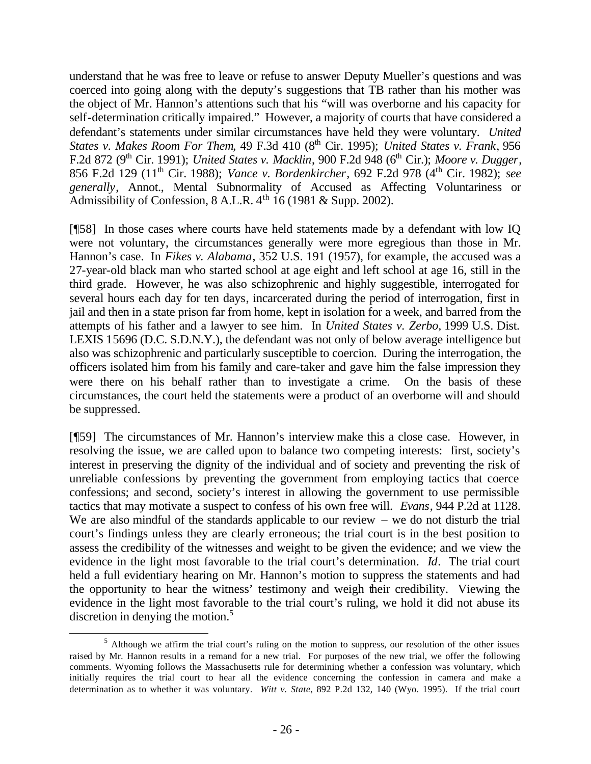understand that he was free to leave or refuse to answer Deputy Mueller's questions and was coerced into going along with the deputy's suggestions that TB rather than his mother was the object of Mr. Hannon's attentions such that his "will was overborne and his capacity for self-determination critically impaired." However, a majority of courts that have considered a defendant's statements under similar circumstances have held they were voluntary. *United States v. Makes Room For Them*, 49 F.3d 410 (8th Cir. 1995); *United States v. Frank*, 956 F.2d 872 (9th Cir. 1991); *United States v. Macklin*, 900 F.2d 948 (6th Cir.); *Moore v. Dugger*, 856 F.2d 129 (11th Cir. 1988); *Vance v. Bordenkircher*, 692 F.2d 978 (4th Cir. 1982); *see generally*, Annot., Mental Subnormality of Accused as Affecting Voluntariness or Admissibility of Confession, 8 A.L.R. 4th 16 (1981 & Supp. 2002).

[¶58] In those cases where courts have held statements made by a defendant with low IQ were not voluntary, the circumstances generally were more egregious than those in Mr. Hannon's case. In *Fikes v. Alabama*, 352 U.S. 191 (1957), for example, the accused was a 27-year-old black man who started school at age eight and left school at age 16, still in the third grade. However, he was also schizophrenic and highly suggestible, interrogated for several hours each day for ten days, incarcerated during the period of interrogation, first in jail and then in a state prison far from home, kept in isolation for a week, and barred from the attempts of his father and a lawyer to see him. In *United States v. Zerbo*, 1999 U.S. Dist. LEXIS 15696 (D.C. S.D.N.Y.), the defendant was not only of below average intelligence but also was schizophrenic and particularly susceptible to coercion. During the interrogation, the officers isolated him from his family and care-taker and gave him the false impression they were there on his behalf rather than to investigate a crime. On the basis of these circumstances, the court held the statements were a product of an overborne will and should be suppressed.

[¶59] The circumstances of Mr. Hannon's interview make this a close case. However, in resolving the issue, we are called upon to balance two competing interests: first, society's interest in preserving the dignity of the individual and of society and preventing the risk of unreliable confessions by preventing the government from employing tactics that coerce confessions; and second, society's interest in allowing the government to use permissible tactics that may motivate a suspect to confess of his own free will. *Evans*, 944 P.2d at 1128. We are also mindful of the standards applicable to our review – we do not disturb the trial court's findings unless they are clearly erroneous; the trial court is in the best position to assess the credibility of the witnesses and weight to be given the evidence; and we view the evidence in the light most favorable to the trial court's determination. *Id*. The trial court held a full evidentiary hearing on Mr. Hannon's motion to suppress the statements and had the opportunity to hear the witness' testimony and weigh their credibility. Viewing the evidence in the light most favorable to the trial court's ruling, we hold it did not abuse its discretion in denying the motion.[5]

---

[5] Although we affirm the trial court's ruling on the motion to suppress, our resolution of the other issues raised by Mr. Hannon results in a remand for a new trial. For purposes of the new trial, we offer the following comments. Wyoming follows the Massachusetts rule for determining whether a confession was voluntary, which initially requires the trial court to hear all the evidence concerning the confession in camera and make a determination as to whether it was voluntary. *Witt v. State*, 892 P.2d 132, 140 (Wyo. 1995). If the trial court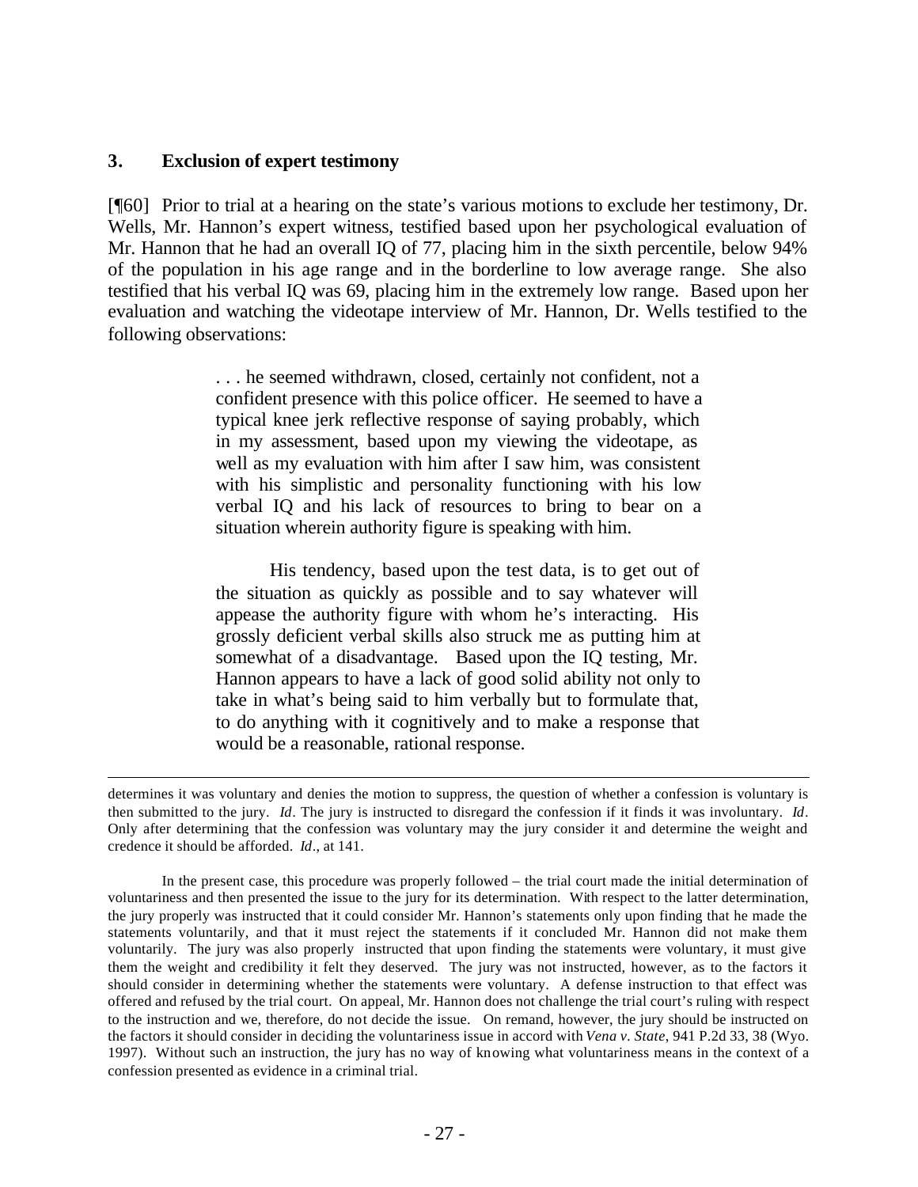### 3. Exclusion of expert testimony

[¶60] Prior to trial at a hearing on the state's various motions to exclude her testimony, Dr. Wells, Mr. Hannon's expert witness, testified based upon her psychological evaluation of Mr. Hannon that he had an overall IQ of 77, placing him in the sixth percentile, below 94% of the population in his age range and in the borderline to low average range. She also testified that his verbal IQ was 69, placing him in the extremely low range. Based upon her evaluation and watching the videotape interview of Mr. Hannon, Dr. Wells testified to the following observations:

> . . . he seemed withdrawn, closed, certainly not confident, not a confident presence with this police officer. He seemed to have a typical knee jerk reflective response of saying probably, which in my assessment, based upon my viewing the videotape, as well as my evaluation with him after I saw him, was consistent with his simplistic and personality functioning with his low verbal IQ and his lack of resources to bring to bear on a situation wherein authority figure is speaking with him.
>
> His tendency, based upon the test data, is to get out of the situation as quickly as possible and to say whatever will appease the authority figure with whom he's interacting. His grossly deficient verbal skills also struck me as putting him at somewhat of a disadvantage. Based upon the IQ testing, Mr. Hannon appears to have a lack of good solid ability not only to take in what's being said to him verbally but to formulate that, to do anything with it cognitively and to make a response that would be a reasonable, rational response.

---

determines it was voluntary and denies the motion to suppress, the question of whether a confession is voluntary is then submitted to the jury. *Id*. The jury is instructed to disregard the confession if it finds it was involuntary. *Id*. Only after determining that the confession was voluntary may the jury consider it and determine the weight and credence it should be afforded. *Id*., at 141.

In the present case, this procedure was properly followed – the trial court made the initial determination of voluntariness and then presented the issue to the jury for its determination. With respect to the latter determination, the jury properly was instructed that it could consider Mr. Hannon's statements only upon finding that he made the statements voluntarily, and that it must reject the statements if it concluded Mr. Hannon did not make them voluntarily. The jury was also properly instructed that upon finding the statements were voluntary, it must give them the weight and credibility it felt they deserved. The jury was not instructed, however, as to the factors it should consider in determining whether the statements were voluntary. A defense instruction to that effect was offered and refused by the trial court. On appeal, Mr. Hannon does not challenge the trial court's ruling with respect to the instruction and we, therefore, do not decide the issue. On remand, however, the jury should be instructed on the factors it should consider in deciding the voluntariness issue in accord with *Vena v. State*, 941 P.2d 33, 38 (Wyo. 1997). Without such an instruction, the jury has no way of knowing what voluntariness means in the context of a confession presented as evidence in a criminal trial.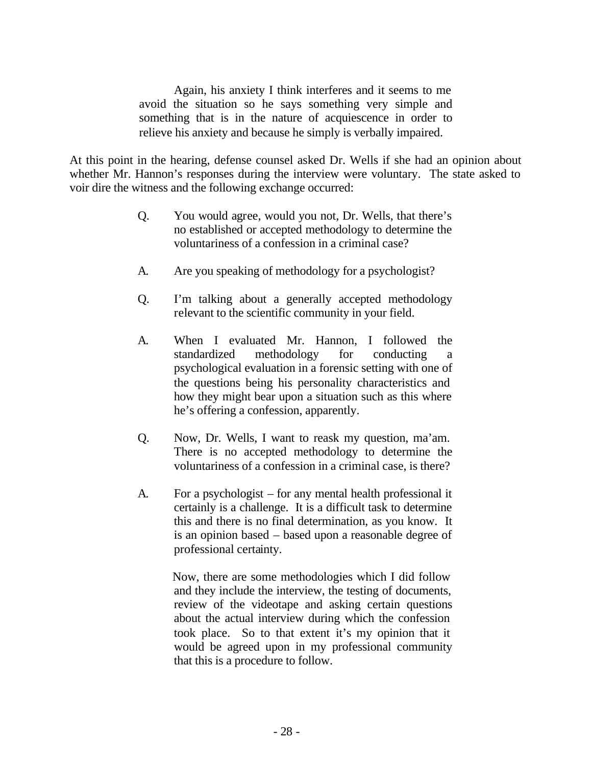> Again, his anxiety I think interferes and it seems to me avoid the situation so he says something very simple and something that is in the nature of acquiescence in order to relieve his anxiety and because he simply is verbally impaired.

At this point in the hearing, defense counsel asked Dr. Wells if she had an opinion about whether Mr. Hannon's responses during the interview were voluntary. The state asked to voir dire the witness and the following exchange occurred:

> Q. You would agree, would you not, Dr. Wells, that there's no established or accepted methodology to determine the voluntariness of a confession in a criminal case?
>
> A. Are you speaking of methodology for a psychologist?
>
> Q. I'm talking about a generally accepted methodology relevant to the scientific community in your field.
>
> A. When I evaluated Mr. Hannon, I followed the standardized methodology for conducting a psychological evaluation in a forensic setting with one of the questions being his personality characteristics and how they might bear upon a situation such as this where he's offering a confession, apparently.
>
> Q. Now, Dr. Wells, I want to reask my question, ma'am. There is no accepted methodology to determine the voluntariness of a confession in a criminal case, is there?
>
> A. For a psychologist – for any mental health professional it certainly is a challenge. It is a difficult task to determine this and there is no final determination, as you know. It is an opinion based – based upon a reasonable degree of professional certainty.
>
> Now, there are some methodologies which I did follow and they include the interview, the testing of documents, review of the videotape and asking certain questions about the actual interview during which the confession took place. So to that extent it's my opinion that it would be agreed upon in my professional community that this is a procedure to follow.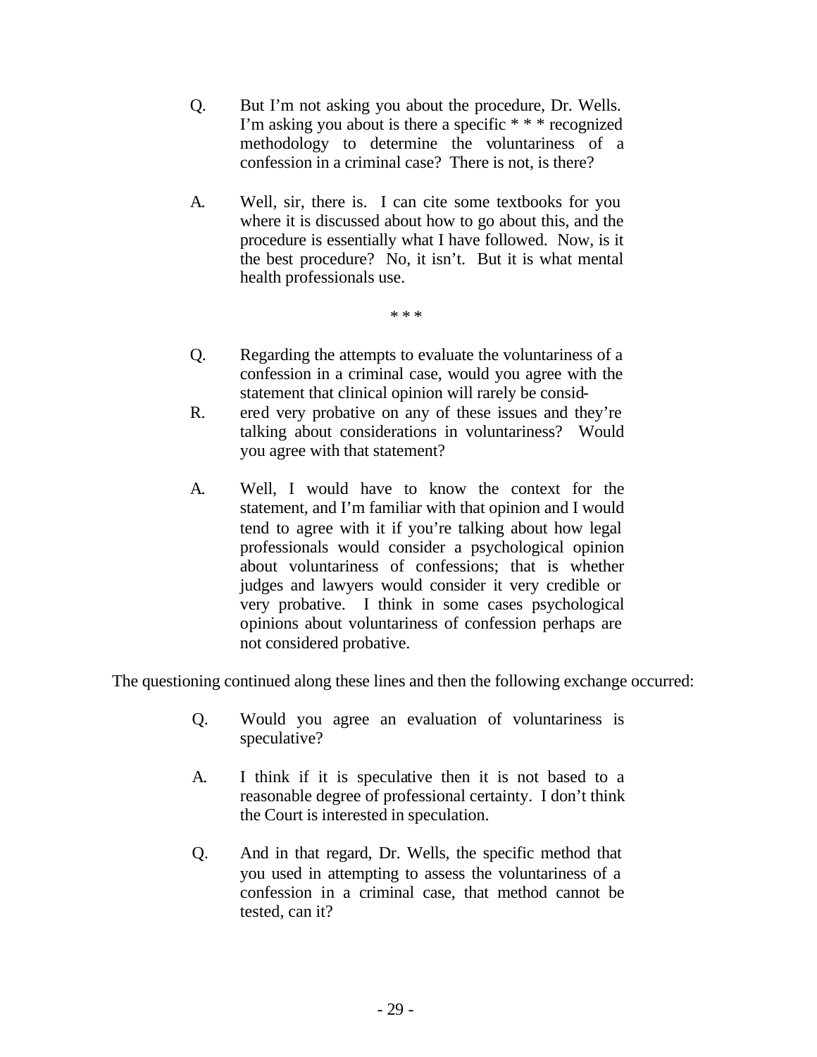Q. But I'm not asking you about the procedure, Dr. Wells. I'm asking you about is there a specific * * * recognized methodology to determine the voluntariness of a confession in a criminal case? There is not, is there?

A. Well, sir, there is. I can cite some textbooks for you where it is discussed about how to go about this, and the procedure is essentially what I have followed. Now, is it the best procedure? No, it isn't. But it is what mental health professionals use.

* * *

Q. Regarding the attempts to evaluate the voluntariness of a confession in a criminal case, would you agree with the statement that clinical opinion will rarely be consid-

R. ered very probative on any of these issues and they're talking about considerations in voluntariness? Would you agree with that statement?

A. Well, I would have to know the context for the statement, and I'm familiar with that opinion and I would tend to agree with it if you're talking about how legal professionals would consider a psychological opinion about voluntariness of confessions; that is whether judges and lawyers would consider it very credible or very probative. I think in some cases psychological opinions about voluntariness of confession perhaps are not considered probative.

The questioning continued along these lines and then the following exchange occurred:

Q. Would you agree an evaluation of voluntariness is speculative?

A. I think if it is speculative then it is not based to a reasonable degree of professional certainty. I don't think the Court is interested in speculation.

Q. And in that regard, Dr. Wells, the specific method that you used in attempting to assess the voluntariness of a confession in a criminal case, that method cannot be tested, can it?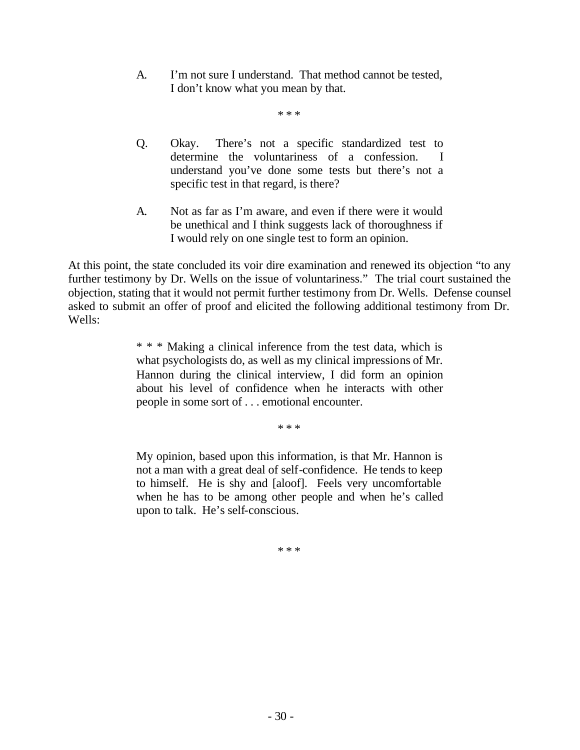> A. I'm not sure I understand. That method cannot be tested, I don't know what you mean by that.
>
> \* \* \*
>
> Q. Okay. There's not a specific standardized test to determine the voluntariness of a confession. I understand you've done some tests but there's not a specific test in that regard, is there?
>
> A. Not as far as I'm aware, and even if there were it would be unethical and I think suggests lack of thoroughness if I would rely on one single test to form an opinion.

At this point, the state concluded its voir dire examination and renewed its objection "to any further testimony by Dr. Wells on the issue of voluntariness." The trial court sustained the objection, stating that it would not permit further testimony from Dr. Wells. Defense counsel asked to submit an offer of proof and elicited the following additional testimony from Dr. Wells:

> \* \* \* Making a clinical inference from the test data, which is what psychologists do, as well as my clinical impressions of Mr. Hannon during the clinical interview, I did form an opinion about his level of confidence when he interacts with other people in some sort of . . . emotional encounter.
>
> \* \* \*
>
> My opinion, based upon this information, is that Mr. Hannon is not a man with a great deal of self-confidence. He tends to keep to himself. He is shy and [aloof]. Feels very uncomfortable when he has to be among other people and when he's called upon to talk. He's self-conscious.
>
> \* \* \*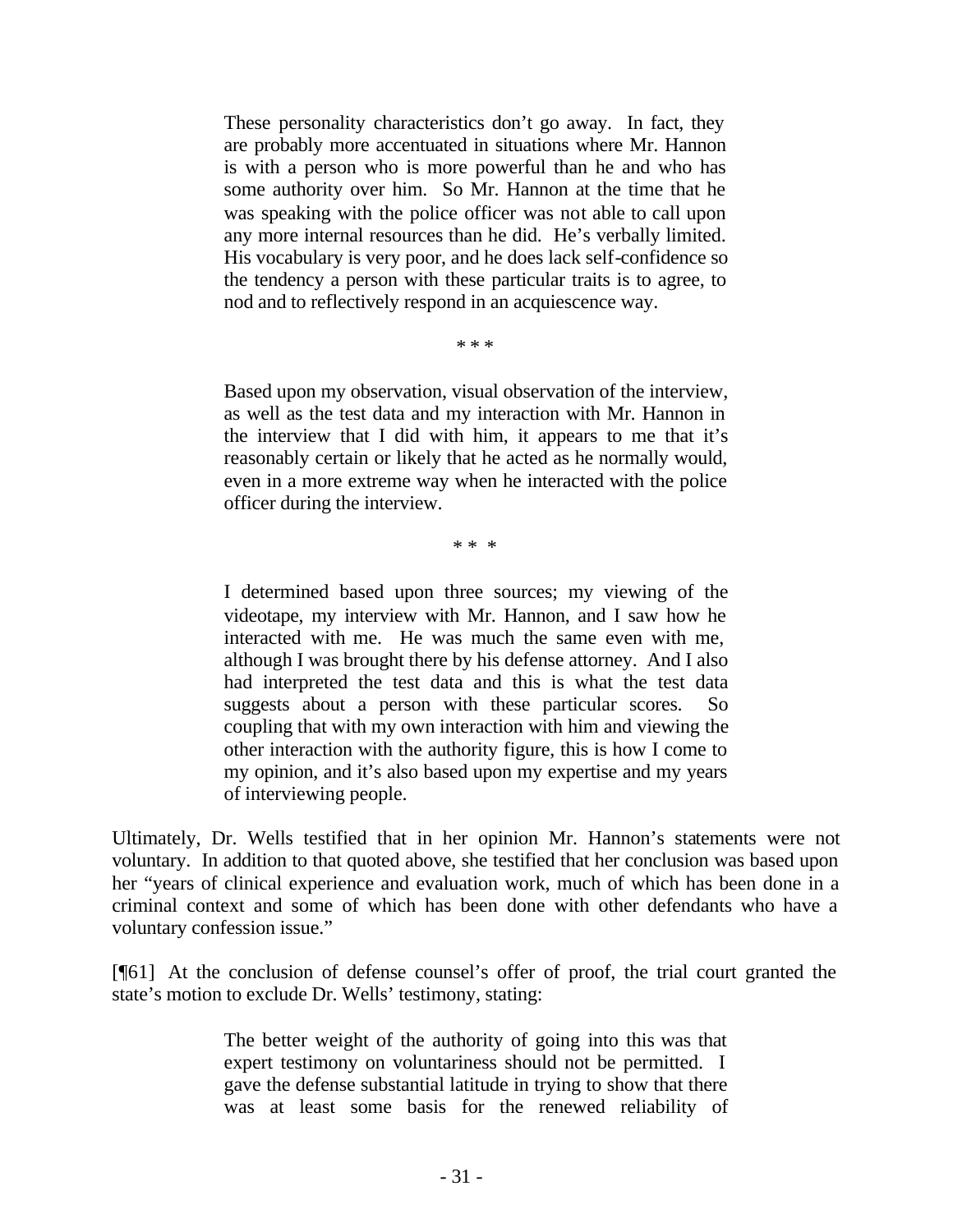> These personality characteristics don't go away. In fact, they are probably more accentuated in situations where Mr. Hannon is with a person who is more powerful than he and who has some authority over him. So Mr. Hannon at the time that he was speaking with the police officer was not able to call upon any more internal resources than he did. He's verbally limited. His vocabulary is very poor, and he does lack self-confidence so the tendency a person with these particular traits is to agree, to nod and to reflectively respond in an acquiescence way.
>
> \* \* \*
>
> Based upon my observation, visual observation of the interview, as well as the test data and my interaction with Mr. Hannon in the interview that I did with him, it appears to me that it's reasonably certain or likely that he acted as he normally would, even in a more extreme way when he interacted with the police officer during the interview.
>
> \* \* \*
>
> I determined based upon three sources; my viewing of the videotape, my interview with Mr. Hannon, and I saw how he interacted with me. He was much the same even with me, although I was brought there by his defense attorney. And I also had interpreted the test data and this is what the test data suggests about a person with these particular scores. So coupling that with my own interaction with him and viewing the other interaction with the authority figure, this is how I come to my opinion, and it's also based upon my expertise and my years of interviewing people.

Ultimately, Dr. Wells testified that in her opinion Mr. Hannon's statements were not voluntary. In addition to that quoted above, she testified that her conclusion was based upon her "years of clinical experience and evaluation work, much of which has been done in a criminal context and some of which has been done with other defendants who have a voluntary confession issue."

[¶61] At the conclusion of defense counsel's offer of proof, the trial court granted the state's motion to exclude Dr. Wells' testimony, stating:

> The better weight of the authority of going into this was that expert testimony on voluntariness should not be permitted. I gave the defense substantial latitude in trying to show that there was at least some basis for the renewed reliability of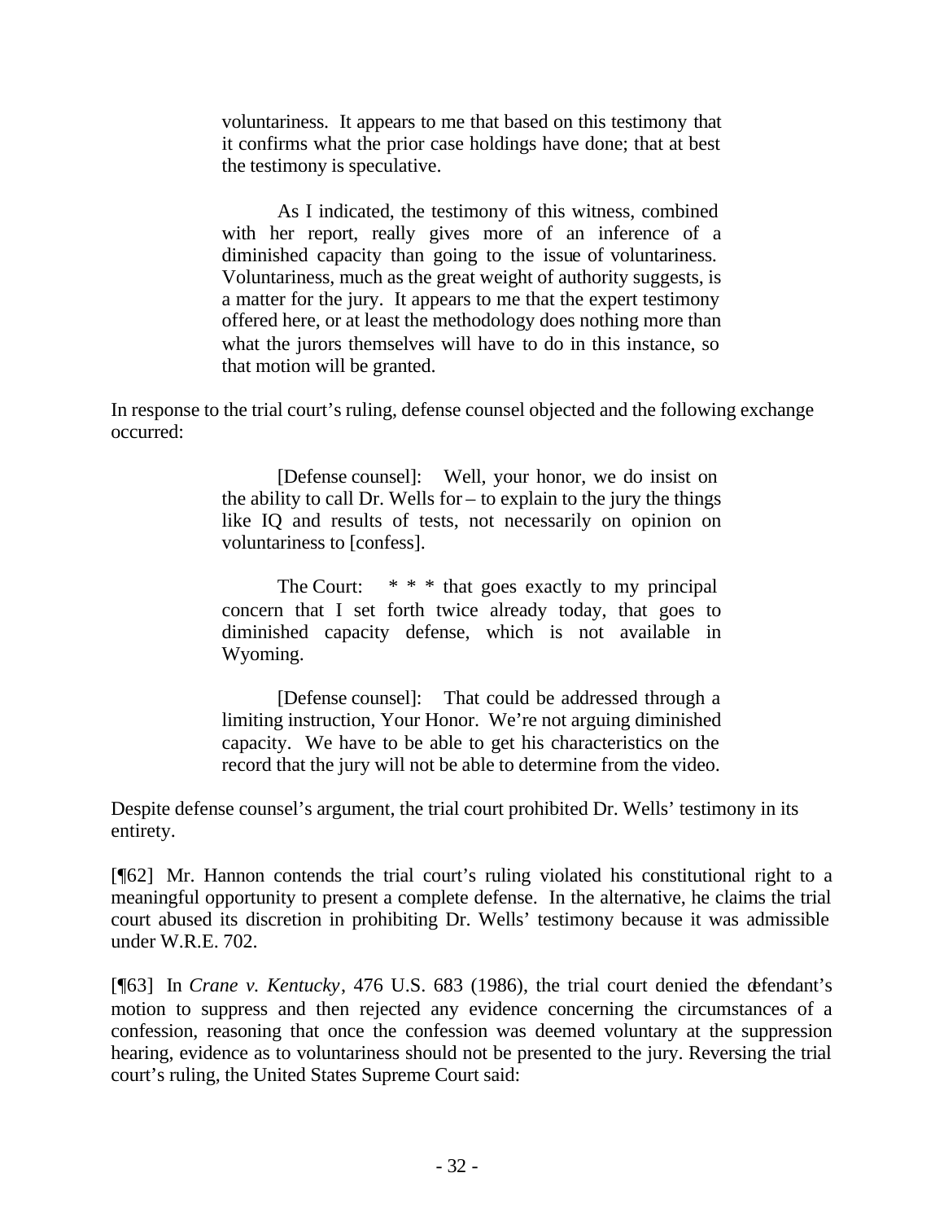> voluntariness. It appears to me that based on this testimony that it confirms what the prior case holdings have done; that at best the testimony is speculative.
>
> As I indicated, the testimony of this witness, combined with her report, really gives more of an inference of a diminished capacity than going to the issue of voluntariness. Voluntariness, much as the great weight of authority suggests, is a matter for the jury. It appears to me that the expert testimony offered here, or at least the methodology does nothing more than what the jurors themselves will have to do in this instance, so that motion will be granted.

In response to the trial court's ruling, defense counsel objected and the following exchange occurred:

> [Defense counsel]: Well, your honor, we do insist on the ability to call Dr. Wells for – to explain to the jury the things like IQ and results of tests, not necessarily on opinion on voluntariness to [confess].
>
> The Court: * * * that goes exactly to my principal concern that I set forth twice already today, that goes to diminished capacity defense, which is not available in Wyoming.
>
> [Defense counsel]: That could be addressed through a limiting instruction, Your Honor. We're not arguing diminished capacity. We have to be able to get his characteristics on the record that the jury will not be able to determine from the video.

Despite defense counsel's argument, the trial court prohibited Dr. Wells' testimony in its entirety.

[¶62] Mr. Hannon contends the trial court's ruling violated his constitutional right to a meaningful opportunity to present a complete defense. In the alternative, he claims the trial court abused its discretion in prohibiting Dr. Wells' testimony because it was admissible under W.R.E. 702.

[¶63] In *Crane v. Kentucky*, 476 U.S. 683 (1986), the trial court denied the defendant's motion to suppress and then rejected any evidence concerning the circumstances of a confession, reasoning that once the confession was deemed voluntary at the suppression hearing, evidence as to voluntariness should not be presented to the jury. Reversing the trial court's ruling, the United States Supreme Court said: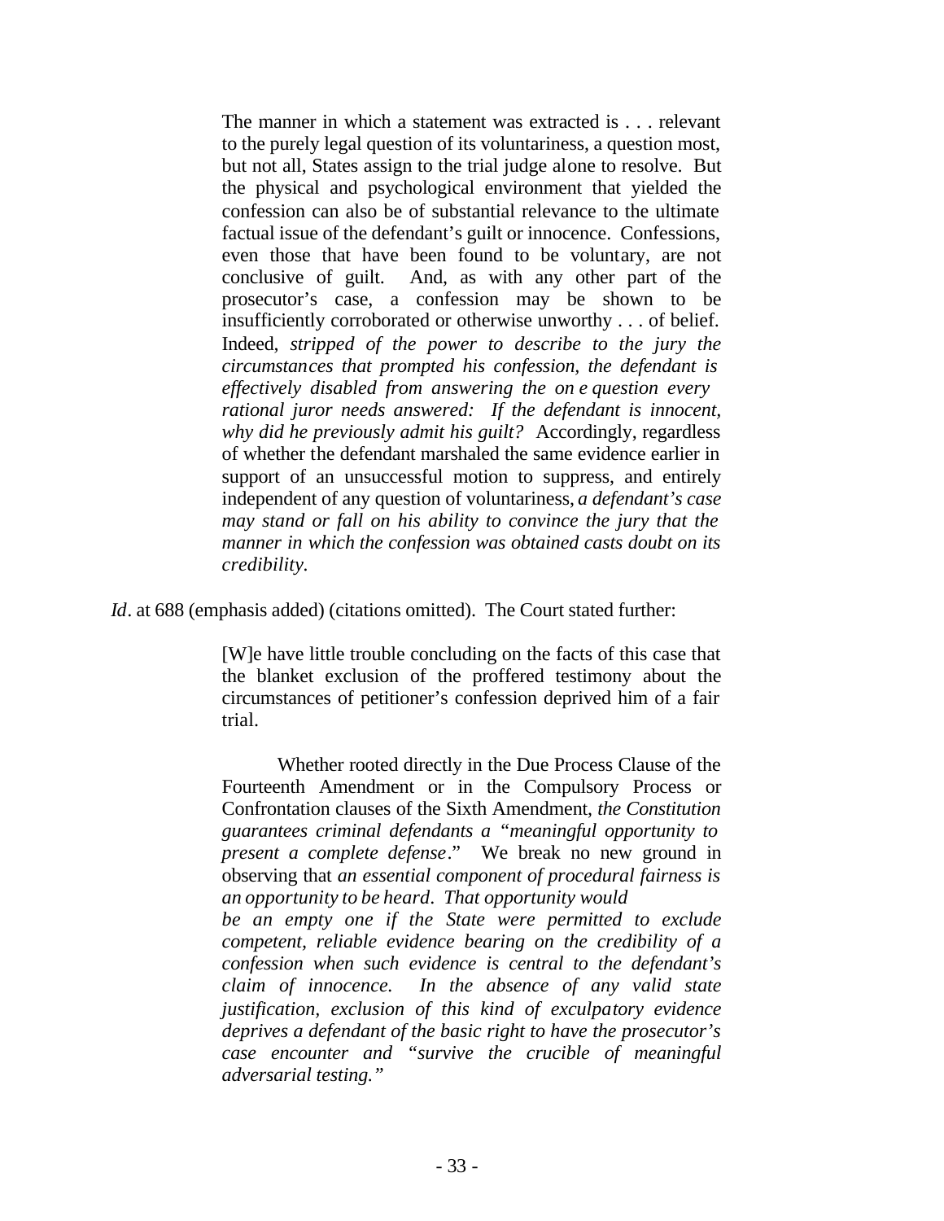> The manner in which a statement was extracted is . . . relevant to the purely legal question of its voluntariness, a question most, but not all, States assign to the trial judge alone to resolve. But the physical and psychological environment that yielded the confession can also be of substantial relevance to the ultimate factual issue of the defendant's guilt or innocence. Confessions, even those that have been found to be voluntary, are not conclusive of guilt. And, as with any other part of the prosecutor's case, a confession may be shown to be insufficiently corroborated or otherwise unworthy . . . of belief. Indeed, *stripped of the power to describe to the jury the circumstances that prompted his confession, the defendant is effectively disabled from answering the one question every rational juror needs answered: If the defendant is innocent, why did he previously admit his guilt?* Accordingly, regardless of whether the defendant marshaled the same evidence earlier in support of an unsuccessful motion to suppress, and entirely independent of any question of voluntariness, *a defendant's case may stand or fall on his ability to convince the jury that the manner in which the confession was obtained casts doubt on its credibility.*

*Id*. at 688 (emphasis added) (citations omitted). The Court stated further:

> [W]e have little trouble concluding on the facts of this case that the blanket exclusion of the proffered testimony about the circumstances of petitioner's confession deprived him of a fair trial.
>
> Whether rooted directly in the Due Process Clause of the Fourteenth Amendment or in the Compulsory Process or Confrontation clauses of the Sixth Amendment, *the Constitution guarantees criminal defendants a "meaningful opportunity to present a complete defense*." We break no new ground in observing that *an essential component of procedural fairness is an opportunity to be heard*. *That opportunity would be an empty one if the State were permitted to exclude competent, reliable evidence bearing on the credibility of a confession when such evidence is central to the defendant's claim of innocence. In the absence of any valid state justification*, *exclusion of this kind of exculpatory evidence deprives a defendant of the basic right to have the prosecutor's case encounter and "survive the crucible of meaningful adversarial testing."*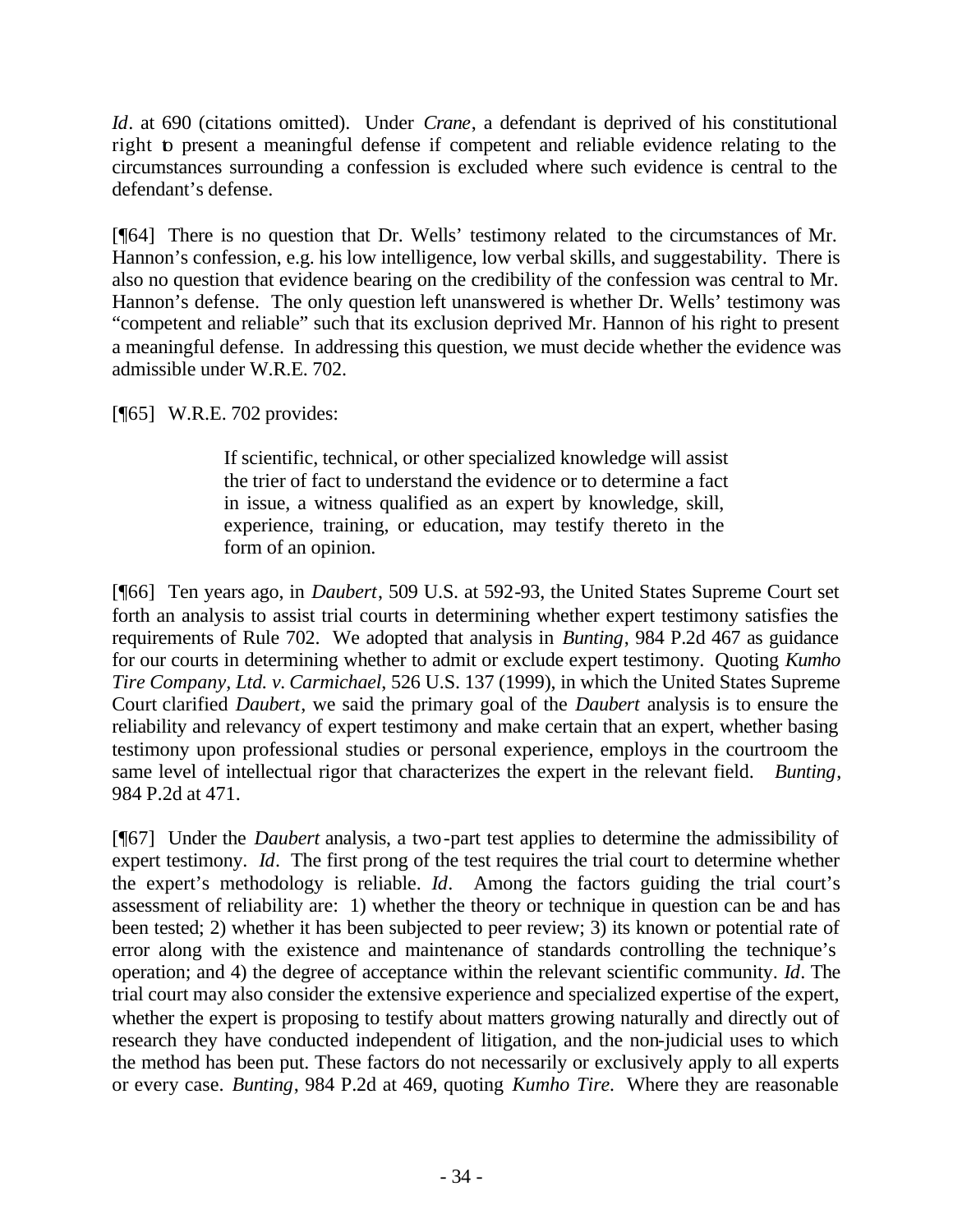*Id*. at 690 (citations omitted). Under *Crane*, a defendant is deprived of his constitutional right to present a meaningful defense if competent and reliable evidence relating to the circumstances surrounding a confession is excluded where such evidence is central to the defendant's defense.

[¶64] There is no question that Dr. Wells' testimony related to the circumstances of Mr. Hannon's confession, e.g. his low intelligence, low verbal skills, and suggestability. There is also no question that evidence bearing on the credibility of the confession was central to Mr. Hannon's defense. The only question left unanswered is whether Dr. Wells' testimony was "competent and reliable" such that its exclusion deprived Mr. Hannon of his right to present a meaningful defense. In addressing this question, we must decide whether the evidence was admissible under W.R.E. 702.

[¶65] W.R.E. 702 provides:

> If scientific, technical, or other specialized knowledge will assist the trier of fact to understand the evidence or to determine a fact in issue, a witness qualified as an expert by knowledge, skill, experience, training, or education, may testify thereto in the form of an opinion.

[¶66] Ten years ago, in *Daubert*, 509 U.S. at 592-93, the United States Supreme Court set forth an analysis to assist trial courts in determining whether expert testimony satisfies the requirements of Rule 702. We adopted that analysis in *Bunting*, 984 P.2d 467 as guidance for our courts in determining whether to admit or exclude expert testimony. Quoting *Kumho Tire Company, Ltd. v. Carmichael*, 526 U.S. 137 (1999), in which the United States Supreme Court clarified *Daubert*, we said the primary goal of the *Daubert* analysis is to ensure the reliability and relevancy of expert testimony and make certain that an expert, whether basing testimony upon professional studies or personal experience, employs in the courtroom the same level of intellectual rigor that characterizes the expert in the relevant field. *Bunting*, 984 P.2d at 471.

[¶67] Under the *Daubert* analysis, a two-part test applies to determine the admissibility of expert testimony. *Id*. The first prong of the test requires the trial court to determine whether the expert's methodology is reliable. *Id*. Among the factors guiding the trial court's assessment of reliability are: 1) whether the theory or technique in question can be and has been tested; 2) whether it has been subjected to peer review; 3) its known or potential rate of error along with the existence and maintenance of standards controlling the technique's operation; and 4) the degree of acceptance within the relevant scientific community. *Id*. The trial court may also consider the extensive experience and specialized expertise of the expert, whether the expert is proposing to testify about matters growing naturally and directly out of research they have conducted independent of litigation, and the non-judicial uses to which the method has been put. These factors do not necessarily or exclusively apply to all experts or every case. *Bunting*, 984 P.2d at 469, quoting *Kumho Tire*. Where they are reasonable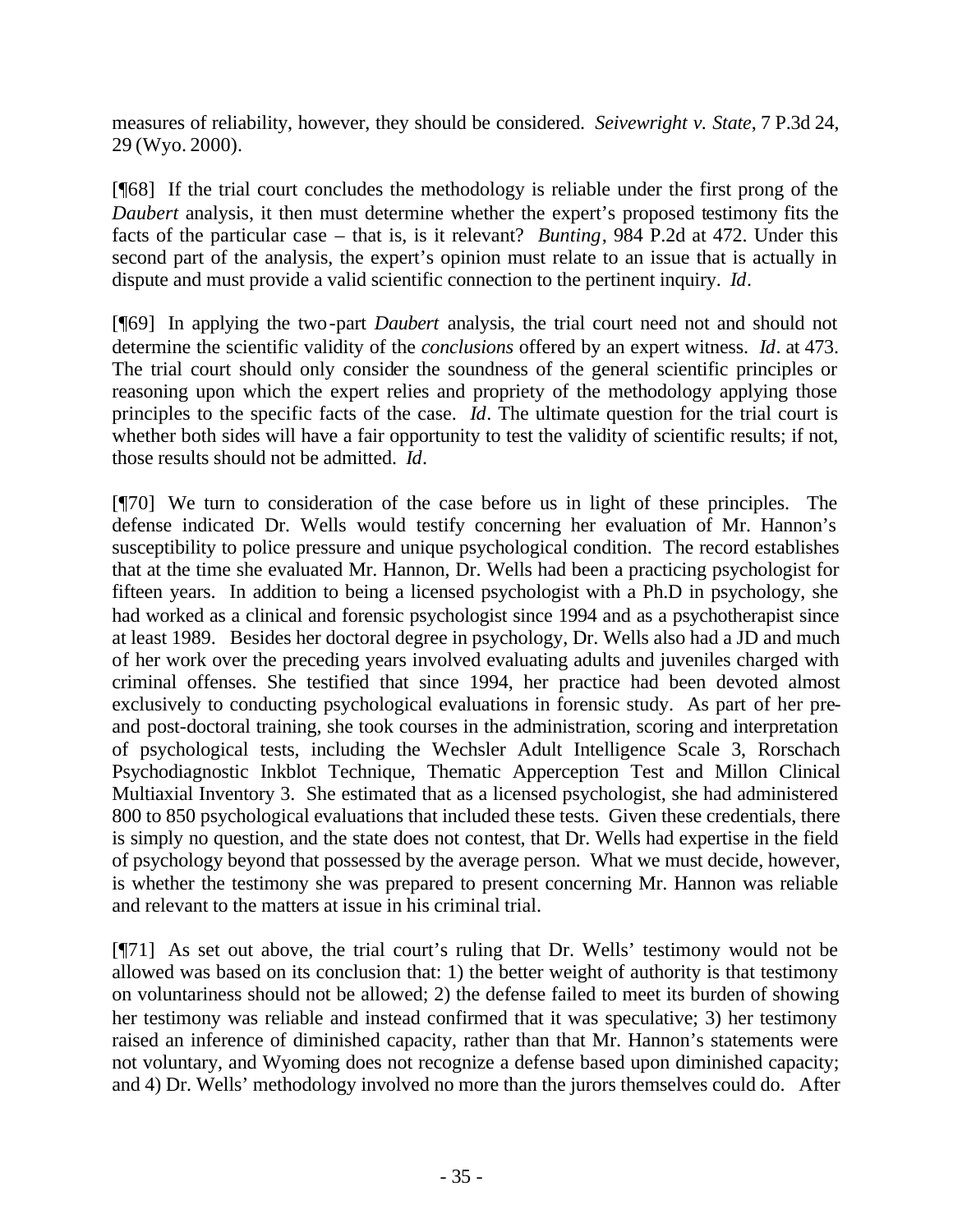measures of reliability, however, they should be considered. *Seivewright v. State*, 7 P.3d 24, 29 (Wyo. 2000).

[¶68] If the trial court concludes the methodology is reliable under the first prong of the *Daubert* analysis, it then must determine whether the expert's proposed testimony fits the facts of the particular case – that is, is it relevant? *Bunting*, 984 P.2d at 472. Under this second part of the analysis, the expert's opinion must relate to an issue that is actually in dispute and must provide a valid scientific connection to the pertinent inquiry. *Id*.

[¶69] In applying the two-part *Daubert* analysis, the trial court need not and should not determine the scientific validity of the *conclusions* offered by an expert witness. *Id*. at 473. The trial court should only consider the soundness of the general scientific principles or reasoning upon which the expert relies and propriety of the methodology applying those principles to the specific facts of the case. *Id*. The ultimate question for the trial court is whether both sides will have a fair opportunity to test the validity of scientific results; if not, those results should not be admitted. *Id*.

[¶70] We turn to consideration of the case before us in light of these principles. The defense indicated Dr. Wells would testify concerning her evaluation of Mr. Hannon's susceptibility to police pressure and unique psychological condition. The record establishes that at the time she evaluated Mr. Hannon, Dr. Wells had been a practicing psychologist for fifteen years. In addition to being a licensed psychologist with a Ph.D in psychology, she had worked as a clinical and forensic psychologist since 1994 and as a psychotherapist since at least 1989. Besides her doctoral degree in psychology, Dr. Wells also had a JD and much of her work over the preceding years involved evaluating adults and juveniles charged with criminal offenses. She testified that since 1994, her practice had been devoted almost exclusively to conducting psychological evaluations in forensic study. As part of her pre- and post-doctoral training, she took courses in the administration, scoring and interpretation of psychological tests, including the Wechsler Adult Intelligence Scale 3, Rorschach Psychodiagnostic Inkblot Technique, Thematic Apperception Test and Millon Clinical Multiaxial Inventory 3. She estimated that as a licensed psychologist, she had administered 800 to 850 psychological evaluations that included these tests. Given these credentials, there is simply no question, and the state does not contest, that Dr. Wells had expertise in the field of psychology beyond that possessed by the average person. What we must decide, however, is whether the testimony she was prepared to present concerning Mr. Hannon was reliable and relevant to the matters at issue in his criminal trial.

[¶71] As set out above, the trial court's ruling that Dr. Wells' testimony would not be allowed was based on its conclusion that: 1) the better weight of authority is that testimony on voluntariness should not be allowed; 2) the defense failed to meet its burden of showing her testimony was reliable and instead confirmed that it was speculative; 3) her testimony raised an inference of diminished capacity, rather than that Mr. Hannon's statements were not voluntary, and Wyoming does not recognize a defense based upon diminished capacity; and 4) Dr. Wells' methodology involved no more than the jurors themselves could do. After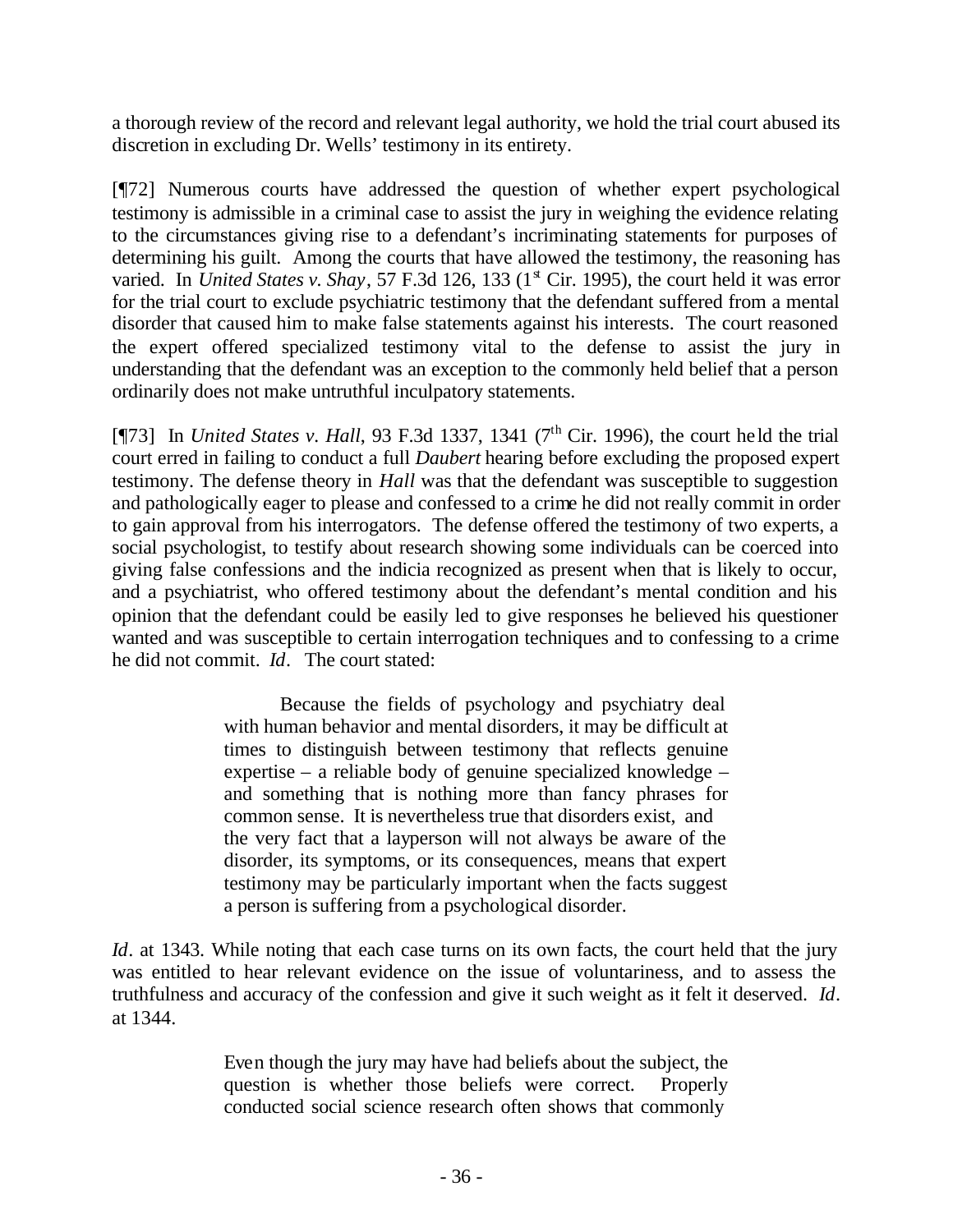a thorough review of the record and relevant legal authority, we hold the trial court abused its discretion in excluding Dr. Wells' testimony in its entirety.

[¶72] Numerous courts have addressed the question of whether expert psychological testimony is admissible in a criminal case to assist the jury in weighing the evidence relating to the circumstances giving rise to a defendant's incriminating statements for purposes of determining his guilt. Among the courts that have allowed the testimony, the reasoning has varied. In *United States v. Shay*, 57 F.3d 126, 133 (1st Cir. 1995), the court held it was error for the trial court to exclude psychiatric testimony that the defendant suffered from a mental disorder that caused him to make false statements against his interests. The court reasoned the expert offered specialized testimony vital to the defense to assist the jury in understanding that the defendant was an exception to the commonly held belief that a person ordinarily does not make untruthful inculpatory statements.

[¶73] In *United States v. Hall*, 93 F.3d 1337, 1341 (7th Cir. 1996), the court held the trial court erred in failing to conduct a full *Daubert* hearing before excluding the proposed expert testimony. The defense theory in *Hall* was that the defendant was susceptible to suggestion and pathologically eager to please and confessed to a crime he did not really commit in order to gain approval from his interrogators. The defense offered the testimony of two experts, a social psychologist, to testify about research showing some individuals can be coerced into giving false confessions and the indicia recognized as present when that is likely to occur, and a psychiatrist, who offered testimony about the defendant's mental condition and his opinion that the defendant could be easily led to give responses he believed his questioner wanted and was susceptible to certain interrogation techniques and to confessing to a crime he did not commit. *Id*. The court stated:

> Because the fields of psychology and psychiatry deal with human behavior and mental disorders, it may be difficult at times to distinguish between testimony that reflects genuine expertise – a reliable body of genuine specialized knowledge – and something that is nothing more than fancy phrases for common sense. It is nevertheless true that disorders exist, and the very fact that a layperson will not always be aware of the disorder, its symptoms, or its consequences, means that expert testimony may be particularly important when the facts suggest a person is suffering from a psychological disorder.

*Id*. at 1343. While noting that each case turns on its own facts, the court held that the jury was entitled to hear relevant evidence on the issue of voluntariness, and to assess the truthfulness and accuracy of the confession and give it such weight as it felt it deserved. *Id*. at 1344.

> Even though the jury may have had beliefs about the subject, the question is whether those beliefs were correct. Properly conducted social science research often shows that commonly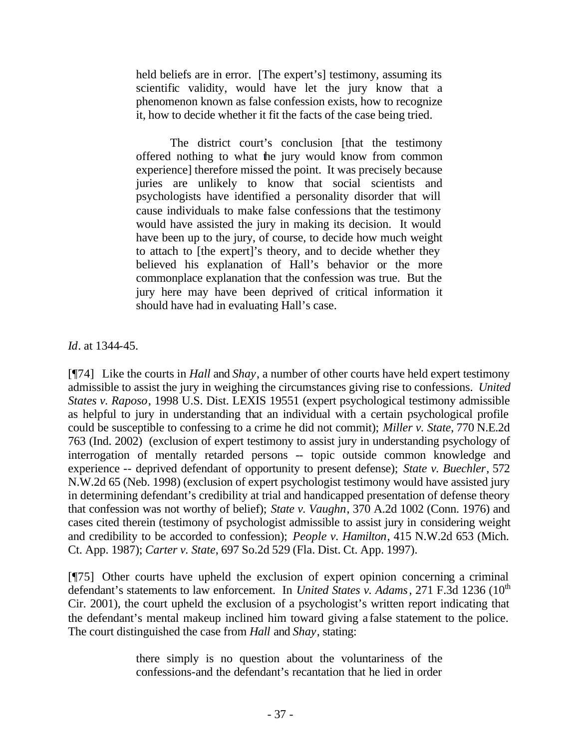> held beliefs are in error. [The expert's] testimony, assuming its scientific validity, would have let the jury know that a phenomenon known as false confession exists, how to recognize it, how to decide whether it fit the facts of the case being tried.
>
> The district court's conclusion [that the testimony offered nothing to what the jury would know from common experience] therefore missed the point. It was precisely because juries are unlikely to know that social scientists and psychologists have identified a personality disorder that will cause individuals to make false confessions that the testimony would have assisted the jury in making its decision. It would have been up to the jury, of course, to decide how much weight to attach to [the expert]'s theory, and to decide whether they believed his explanation of Hall's behavior or the more commonplace explanation that the confession was true. But the jury here may have been deprived of critical information it should have had in evaluating Hall's case.

*Id*. at 1344-45.

[¶74] Like the courts in *Hall* and *Shay*, a number of other courts have held expert testimony admissible to assist the jury in weighing the circumstances giving rise to confessions. *United States v. Raposo*, 1998 U.S. Dist. LEXIS 19551 (expert psychological testimony admissible as helpful to jury in understanding that an individual with a certain psychological profile could be susceptible to confessing to a crime he did not commit); *Miller v. State*, 770 N.E.2d 763 (Ind. 2002) (exclusion of expert testimony to assist jury in understanding psychology of interrogation of mentally retarded persons -- topic outside common knowledge and experience -- deprived defendant of opportunity to present defense); *State v. Buechler*, 572 N.W.2d 65 (Neb. 1998) (exclusion of expert psychologist testimony would have assisted jury in determining defendant's credibility at trial and handicapped presentation of defense theory that confession was not worthy of belief); *State v. Vaughn*, 370 A.2d 1002 (Conn. 1976) and cases cited therein (testimony of psychologist admissible to assist jury in considering weight and credibility to be accorded to confession); *People v. Hamilton*, 415 N.W.2d 653 (Mich. Ct. App. 1987); *Carter v. State*, 697 So.2d 529 (Fla. Dist. Ct. App. 1997).

[¶75] Other courts have upheld the exclusion of expert opinion concerning a criminal defendant's statements to law enforcement. In *United States v. Adams*, 271 F.3d 1236 (10th Cir. 2001), the court upheld the exclusion of a psychologist's written report indicating that the defendant's mental makeup inclined him toward giving a false statement to the police. The court distinguished the case from *Hall* and *Shay*, stating:

> there simply is no question about the voluntariness of the confessions-and the defendant's recantation that he lied in order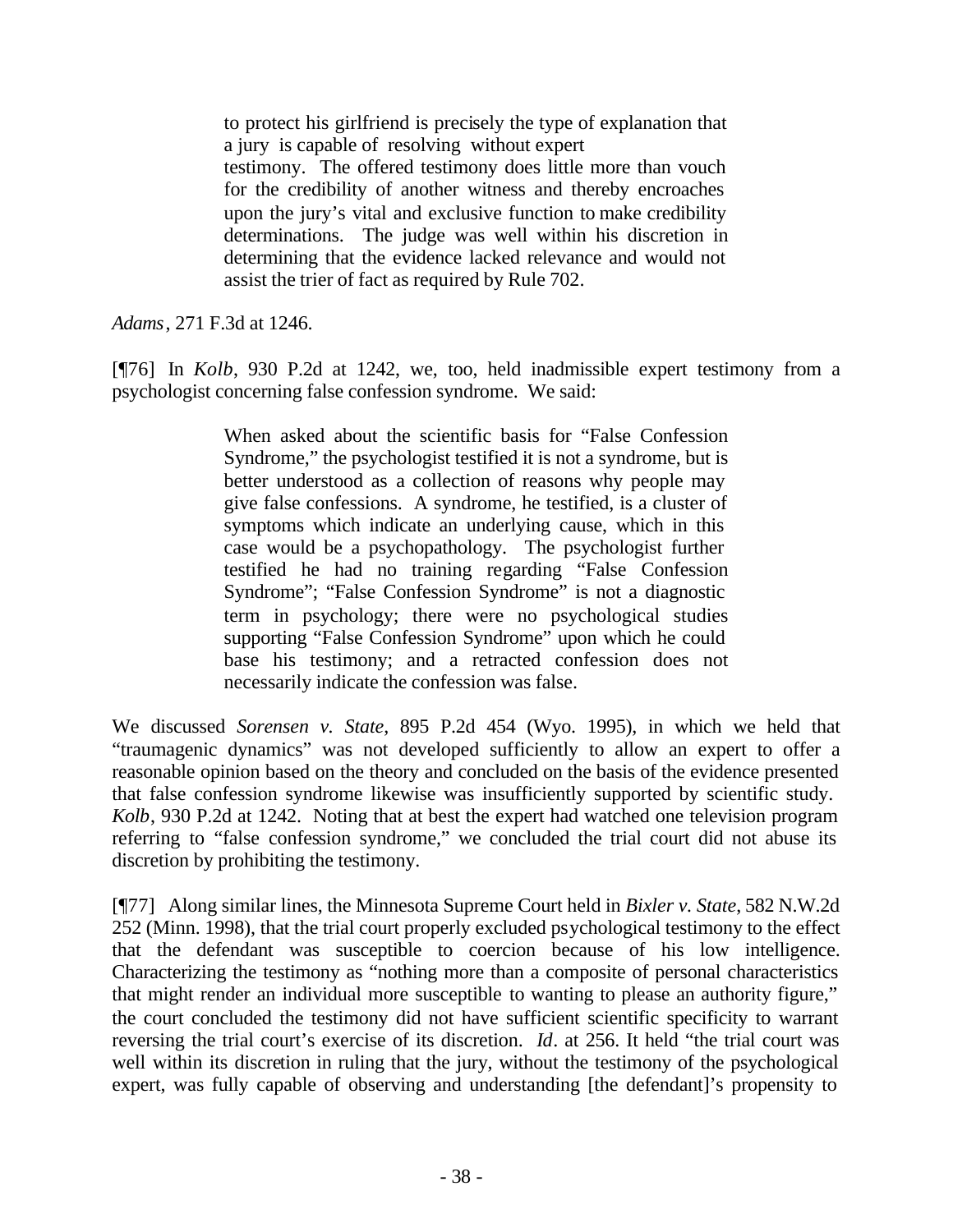> to protect his girlfriend is precisely the type of explanation that a jury is capable of resolving without expert testimony. The offered testimony does little more than vouch for the credibility of another witness and thereby encroaches upon the jury's vital and exclusive function to make credibility determinations. The judge was well within his discretion in determining that the evidence lacked relevance and would not assist the trier of fact as required by Rule 702.

*Adams*, 271 F.3d at 1246.

[¶76] In *Kolb*, 930 P.2d at 1242, we, too, held inadmissible expert testimony from a psychologist concerning false confession syndrome. We said:

> When asked about the scientific basis for "False Confession Syndrome," the psychologist testified it is not a syndrome, but is better understood as a collection of reasons why people may give false confessions. A syndrome, he testified, is a cluster of symptoms which indicate an underlying cause, which in this case would be a psychopathology. The psychologist further testified he had no training regarding "False Confession Syndrome"; "False Confession Syndrome" is not a diagnostic term in psychology; there were no psychological studies supporting "False Confession Syndrome" upon which he could base his testimony; and a retracted confession does not necessarily indicate the confession was false.

We discussed *Sorensen v. State*, 895 P.2d 454 (Wyo. 1995), in which we held that "traumagenic dynamics" was not developed sufficiently to allow an expert to offer a reasonable opinion based on the theory and concluded on the basis of the evidence presented that false confession syndrome likewise was insufficiently supported by scientific study. *Kolb*, 930 P.2d at 1242. Noting that at best the expert had watched one television program referring to "false confession syndrome," we concluded the trial court did not abuse its discretion by prohibiting the testimony.

[¶77] Along similar lines, the Minnesota Supreme Court held in *Bixler v. State*, 582 N.W.2d 252 (Minn. 1998), that the trial court properly excluded psychological testimony to the effect that the defendant was susceptible to coercion because of his low intelligence. Characterizing the testimony as "nothing more than a composite of personal characteristics that might render an individual more susceptible to wanting to please an authority figure," the court concluded the testimony did not have sufficient scientific specificity to warrant reversing the trial court's exercise of its discretion. *Id*. at 256. It held "the trial court was well within its discretion in ruling that the jury, without the testimony of the psychological expert, was fully capable of observing and understanding [the defendant]'s propensity to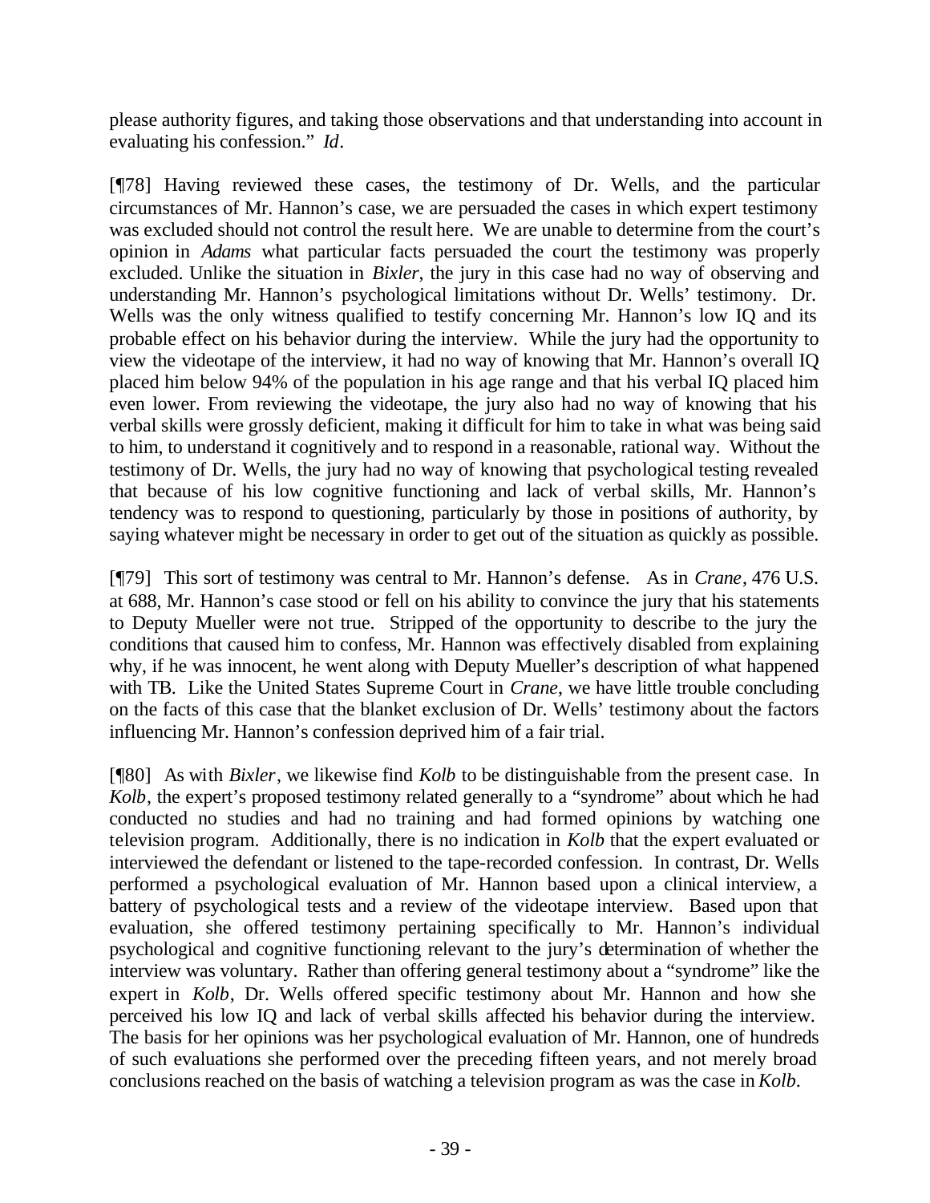please authority figures, and taking those observations and that understanding into account in evaluating his confession." *Id*.

[¶78] Having reviewed these cases, the testimony of Dr. Wells, and the particular circumstances of Mr. Hannon's case, we are persuaded the cases in which expert testimony was excluded should not control the result here. We are unable to determine from the court's opinion in *Adams* what particular facts persuaded the court the testimony was properly excluded. Unlike the situation in *Bixler*, the jury in this case had no way of observing and understanding Mr. Hannon's psychological limitations without Dr. Wells' testimony. Dr. Wells was the only witness qualified to testify concerning Mr. Hannon's low IQ and its probable effect on his behavior during the interview. While the jury had the opportunity to view the videotape of the interview, it had no way of knowing that Mr. Hannon's overall IQ placed him below 94% of the population in his age range and that his verbal IQ placed him even lower. From reviewing the videotape, the jury also had no way of knowing that his verbal skills were grossly deficient, making it difficult for him to take in what was being said to him, to understand it cognitively and to respond in a reasonable, rational way. Without the testimony of Dr. Wells, the jury had no way of knowing that psychological testing revealed that because of his low cognitive functioning and lack of verbal skills, Mr. Hannon's tendency was to respond to questioning, particularly by those in positions of authority, by saying whatever might be necessary in order to get out of the situation as quickly as possible.

[¶79] This sort of testimony was central to Mr. Hannon's defense. As in *Crane*, 476 U.S. at 688, Mr. Hannon's case stood or fell on his ability to convince the jury that his statements to Deputy Mueller were not true. Stripped of the opportunity to describe to the jury the conditions that caused him to confess, Mr. Hannon was effectively disabled from explaining why, if he was innocent, he went along with Deputy Mueller's description of what happened with TB. Like the United States Supreme Court in *Crane*, we have little trouble concluding on the facts of this case that the blanket exclusion of Dr. Wells' testimony about the factors influencing Mr. Hannon's confession deprived him of a fair trial.

[¶80] As with *Bixler*, we likewise find *Kolb* to be distinguishable from the present case. In *Kolb*, the expert's proposed testimony related generally to a "syndrome" about which he had conducted no studies and had no training and had formed opinions by watching one television program. Additionally, there is no indication in *Kolb* that the expert evaluated or interviewed the defendant or listened to the tape-recorded confession. In contrast, Dr. Wells performed a psychological evaluation of Mr. Hannon based upon a clinical interview, a battery of psychological tests and a review of the videotape interview. Based upon that evaluation, she offered testimony pertaining specifically to Mr. Hannon's individual psychological and cognitive functioning relevant to the jury's determination of whether the interview was voluntary. Rather than offering general testimony about a "syndrome" like the expert in *Kolb*, Dr. Wells offered specific testimony about Mr. Hannon and how she perceived his low IQ and lack of verbal skills affected his behavior during the interview. The basis for her opinions was her psychological evaluation of Mr. Hannon, one of hundreds of such evaluations she performed over the preceding fifteen years, and not merely broad conclusions reached on the basis of watching a television program as was the case in *Kolb*.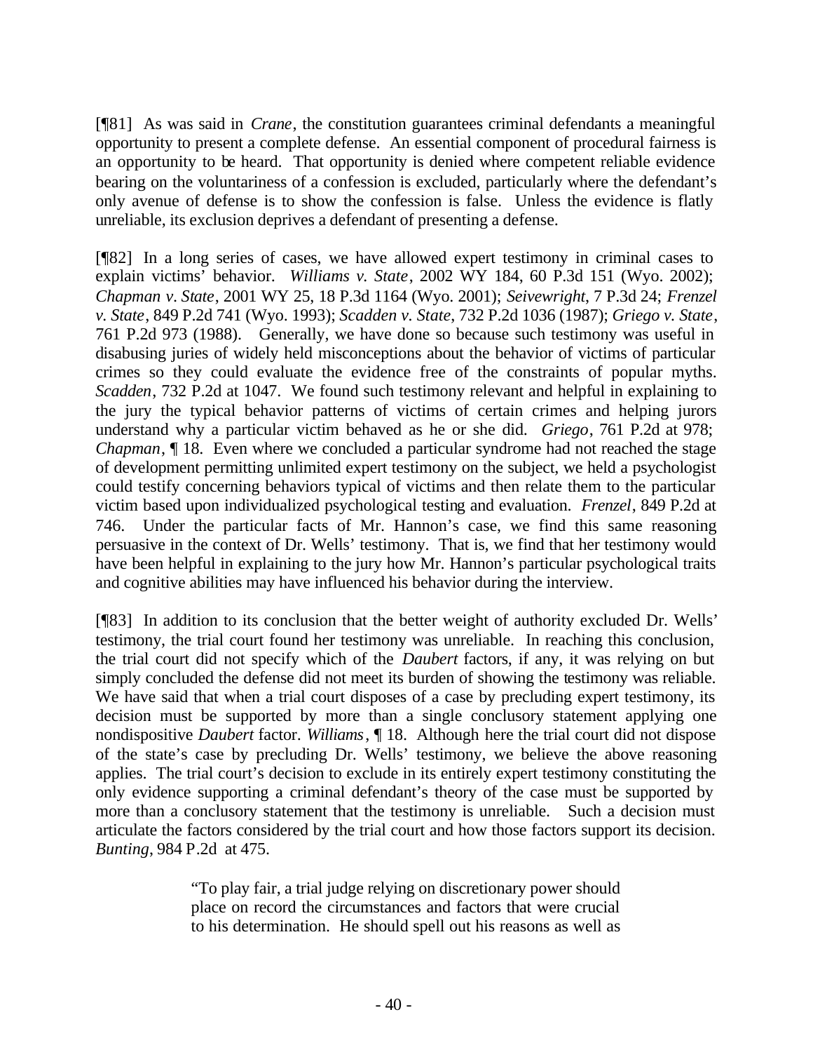[¶81] As was said in *Crane*, the constitution guarantees criminal defendants a meaningful opportunity to present a complete defense. An essential component of procedural fairness is an opportunity to be heard. That opportunity is denied where competent reliable evidence bearing on the voluntariness of a confession is excluded, particularly where the defendant's only avenue of defense is to show the confession is false. Unless the evidence is flatly unreliable, its exclusion deprives a defendant of presenting a defense.

[¶82] In a long series of cases, we have allowed expert testimony in criminal cases to explain victims' behavior. *Williams v. State*, 2002 WY 184, 60 P.3d 151 (Wyo. 2002); *Chapman v. State*, 2001 WY 25, 18 P.3d 1164 (Wyo. 2001); *Seivewright*, 7 P.3d 24; *Frenzel v. State*, 849 P.2d 741 (Wyo. 1993); *Scadden v. State*, 732 P.2d 1036 (1987); *Griego v. State*, 761 P.2d 973 (1988). Generally, we have done so because such testimony was useful in disabusing juries of widely held misconceptions about the behavior of victims of particular crimes so they could evaluate the evidence free of the constraints of popular myths. *Scadden*, 732 P.2d at 1047. We found such testimony relevant and helpful in explaining to the jury the typical behavior patterns of victims of certain crimes and helping jurors understand why a particular victim behaved as he or she did. *Griego*, 761 P.2d at 978; *Chapman*, ¶ 18. Even where we concluded a particular syndrome had not reached the stage of development permitting unlimited expert testimony on the subject, we held a psychologist could testify concerning behaviors typical of victims and then relate them to the particular victim based upon individualized psychological testing and evaluation. *Frenzel*, 849 P.2d at 746. Under the particular facts of Mr. Hannon's case, we find this same reasoning persuasive in the context of Dr. Wells' testimony. That is, we find that her testimony would have been helpful in explaining to the jury how Mr. Hannon's particular psychological traits and cognitive abilities may have influenced his behavior during the interview.

[¶83] In addition to its conclusion that the better weight of authority excluded Dr. Wells' testimony, the trial court found her testimony was unreliable. In reaching this conclusion, the trial court did not specify which of the *Daubert* factors, if any, it was relying on but simply concluded the defense did not meet its burden of showing the testimony was reliable. We have said that when a trial court disposes of a case by precluding expert testimony, its decision must be supported by more than a single conclusory statement applying one nondispositive *Daubert* factor. *Williams*, ¶ 18. Although here the trial court did not dispose of the state's case by precluding Dr. Wells' testimony, we believe the above reasoning applies. The trial court's decision to exclude in its entirely expert testimony constituting the only evidence supporting a criminal defendant's theory of the case must be supported by more than a conclusory statement that the testimony is unreliable. Such a decision must articulate the factors considered by the trial court and how those factors support its decision. *Bunting*, 984 P.2d at 475.

> "To play fair, a trial judge relying on discretionary power should place on record the circumstances and factors that were crucial to his determination. He should spell out his reasons as well as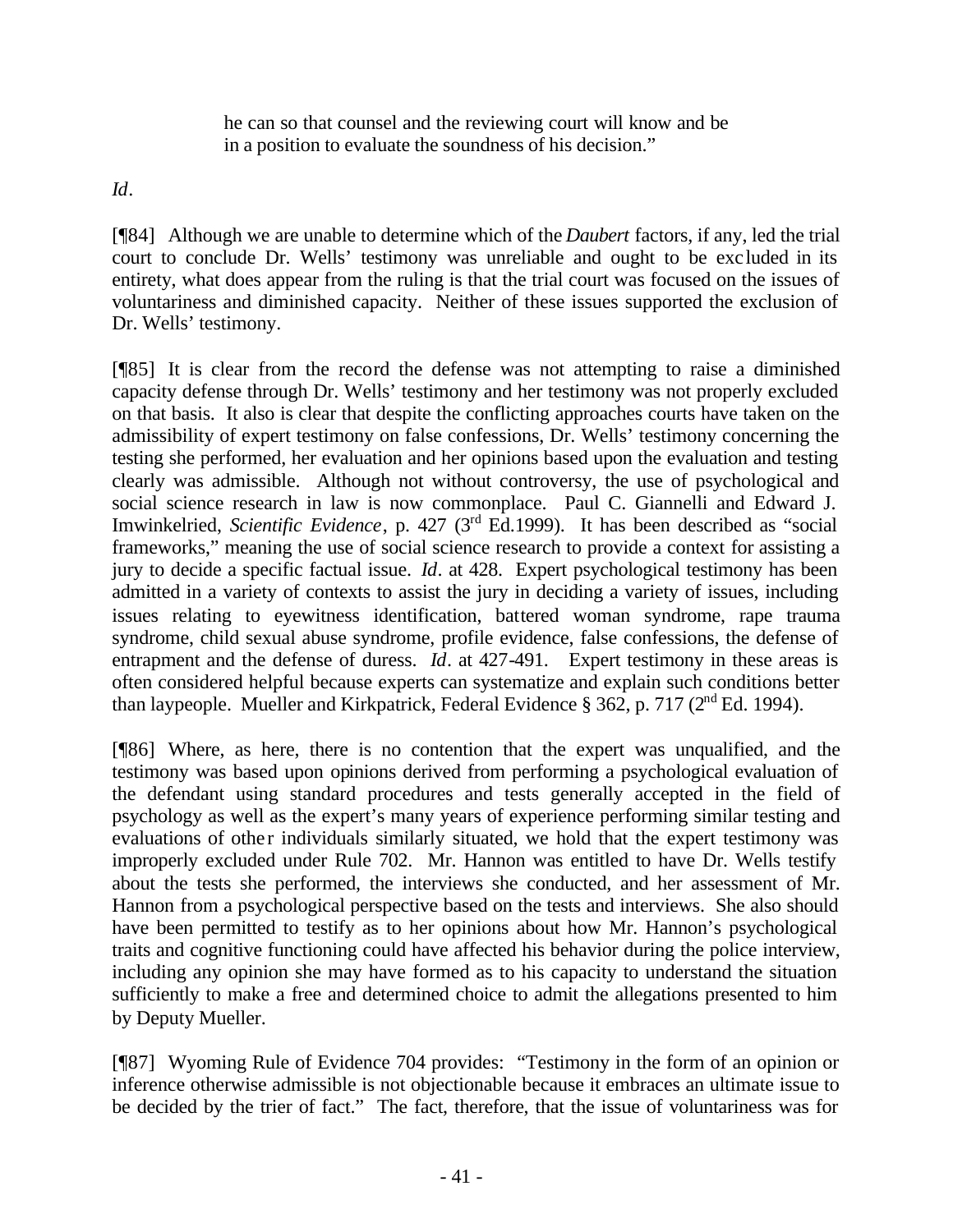> he can so that counsel and the reviewing court will know and be in a position to evaluate the soundness of his decision."

*Id*.

[¶84] Although we are unable to determine which of the *Daubert* factors, if any, led the trial court to conclude Dr. Wells' testimony was unreliable and ought to be excluded in its entirety, what does appear from the ruling is that the trial court was focused on the issues of voluntariness and diminished capacity. Neither of these issues supported the exclusion of Dr. Wells' testimony.

[¶85] It is clear from the record the defense was not attempting to raise a diminished capacity defense through Dr. Wells' testimony and her testimony was not properly excluded on that basis. It also is clear that despite the conflicting approaches courts have taken on the admissibility of expert testimony on false confessions, Dr. Wells' testimony concerning the testing she performed, her evaluation and her opinions based upon the evaluation and testing clearly was admissible. Although not without controversy, the use of psychological and social science research in law is now commonplace. Paul C. Giannelli and Edward J. Imwinkelried, *Scientific Evidence*, p. 427 (3rd Ed.1999). It has been described as "social frameworks," meaning the use of social science research to provide a context for assisting a jury to decide a specific factual issue. *Id*. at 428. Expert psychological testimony has been admitted in a variety of contexts to assist the jury in deciding a variety of issues, including issues relating to eyewitness identification, battered woman syndrome, rape trauma syndrome, child sexual abuse syndrome, profile evidence, false confessions, the defense of entrapment and the defense of duress. *Id*. at 427-491. Expert testimony in these areas is often considered helpful because experts can systematize and explain such conditions better than laypeople. Mueller and Kirkpatrick, Federal Evidence § 362, p. 717 (2nd Ed. 1994).

[¶86] Where, as here, there is no contention that the expert was unqualified, and the testimony was based upon opinions derived from performing a psychological evaluation of the defendant using standard procedures and tests generally accepted in the field of psychology as well as the expert's many years of experience performing similar testing and evaluations of other individuals similarly situated, we hold that the expert testimony was improperly excluded under Rule 702. Mr. Hannon was entitled to have Dr. Wells testify about the tests she performed, the interviews she conducted, and her assessment of Mr. Hannon from a psychological perspective based on the tests and interviews. She also should have been permitted to testify as to her opinions about how Mr. Hannon's psychological traits and cognitive functioning could have affected his behavior during the police interview, including any opinion she may have formed as to his capacity to understand the situation sufficiently to make a free and determined choice to admit the allegations presented to him by Deputy Mueller.

[¶87] Wyoming Rule of Evidence 704 provides: "Testimony in the form of an opinion or inference otherwise admissible is not objectionable because it embraces an ultimate issue to be decided by the trier of fact." The fact, therefore, that the issue of voluntariness was for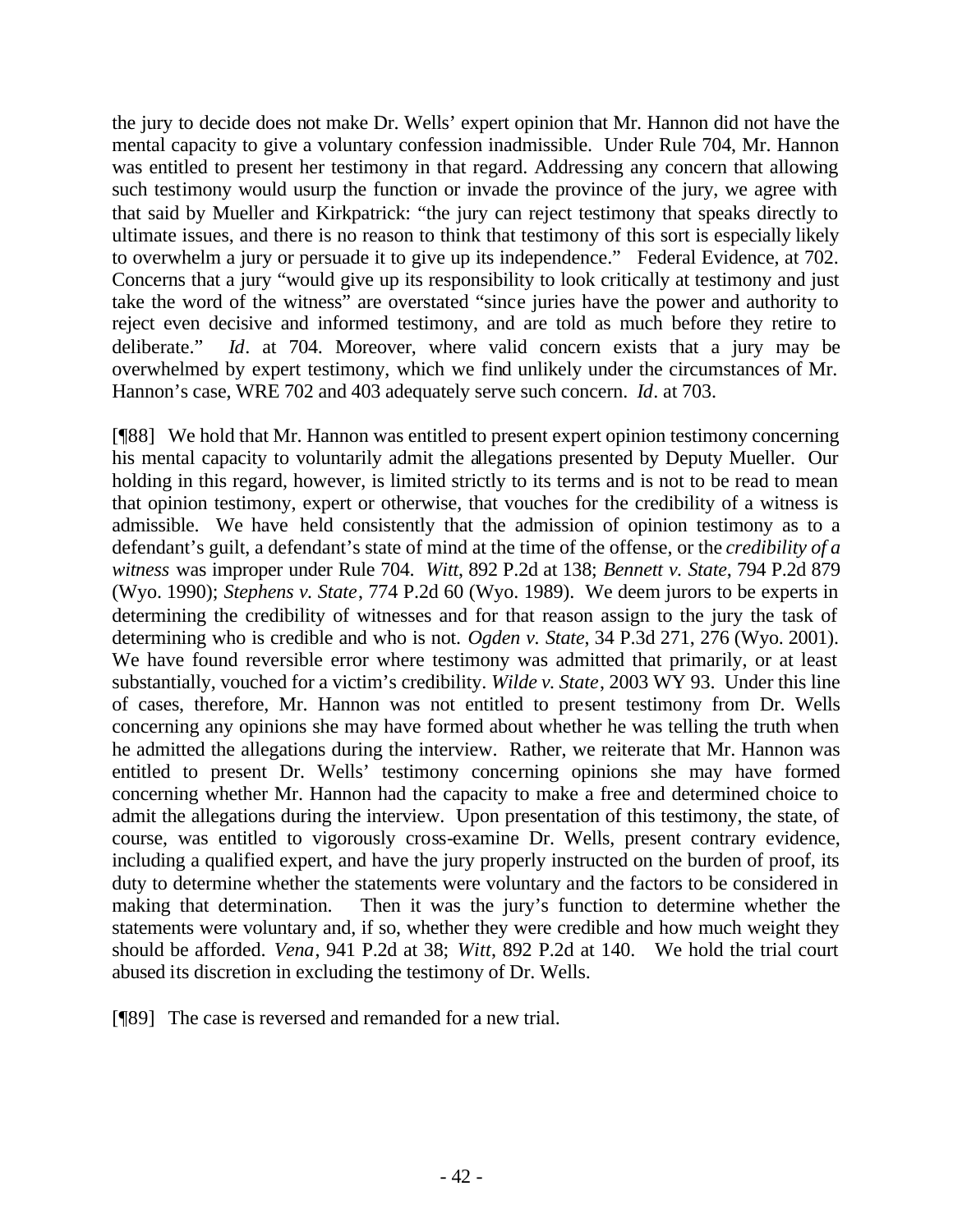the jury to decide does not make Dr. Wells' expert opinion that Mr. Hannon did not have the mental capacity to give a voluntary confession inadmissible. Under Rule 704, Mr. Hannon was entitled to present her testimony in that regard. Addressing any concern that allowing such testimony would usurp the function or invade the province of the jury, we agree with that said by Mueller and Kirkpatrick: "the jury can reject testimony that speaks directly to ultimate issues, and there is no reason to think that testimony of this sort is especially likely to overwhelm a jury or persuade it to give up its independence." Federal Evidence, at 702. Concerns that a jury "would give up its responsibility to look critically at testimony and just take the word of the witness" are overstated "since juries have the power and authority to reject even decisive and informed testimony, and are told as much before they retire to deliberate." *Id*. at 704. Moreover, where valid concern exists that a jury may be overwhelmed by expert testimony, which we find unlikely under the circumstances of Mr. Hannon's case, WRE 702 and 403 adequately serve such concern. *Id*. at 703.

[¶88] We hold that Mr. Hannon was entitled to present expert opinion testimony concerning his mental capacity to voluntarily admit the allegations presented by Deputy Mueller. Our holding in this regard, however, is limited strictly to its terms and is not to be read to mean that opinion testimony, expert or otherwise, that vouches for the credibility of a witness is admissible. We have held consistently that the admission of opinion testimony as to a defendant's guilt, a defendant's state of mind at the time of the offense, or the *credibility of a witness* was improper under Rule 704. *Witt*, 892 P.2d at 138; *Bennett v. State*, 794 P.2d 879 (Wyo. 1990); *Stephens v. State*, 774 P.2d 60 (Wyo. 1989). We deem jurors to be experts in determining the credibility of witnesses and for that reason assign to the jury the task of determining who is credible and who is not. *Ogden v. State*, 34 P.3d 271, 276 (Wyo. 2001). We have found reversible error where testimony was admitted that primarily, or at least substantially, vouched for a victim's credibility. *Wilde v. State*, 2003 WY 93. Under this line of cases, therefore, Mr. Hannon was not entitled to present testimony from Dr. Wells concerning any opinions she may have formed about whether he was telling the truth when he admitted the allegations during the interview. Rather, we reiterate that Mr. Hannon was entitled to present Dr. Wells' testimony concerning opinions she may have formed concerning whether Mr. Hannon had the capacity to make a free and determined choice to admit the allegations during the interview. Upon presentation of this testimony, the state, of course, was entitled to vigorously cross-examine Dr. Wells, present contrary evidence, including a qualified expert, and have the jury properly instructed on the burden of proof, its duty to determine whether the statements were voluntary and the factors to be considered in making that determination. Then it was the jury's function to determine whether the statements were voluntary and, if so, whether they were credible and how much weight they should be afforded. *Vena*, 941 P.2d at 38; *Witt*, 892 P.2d at 140. We hold the trial court abused its discretion in excluding the testimony of Dr. Wells.

[¶89] The case is reversed and remanded for a new trial.